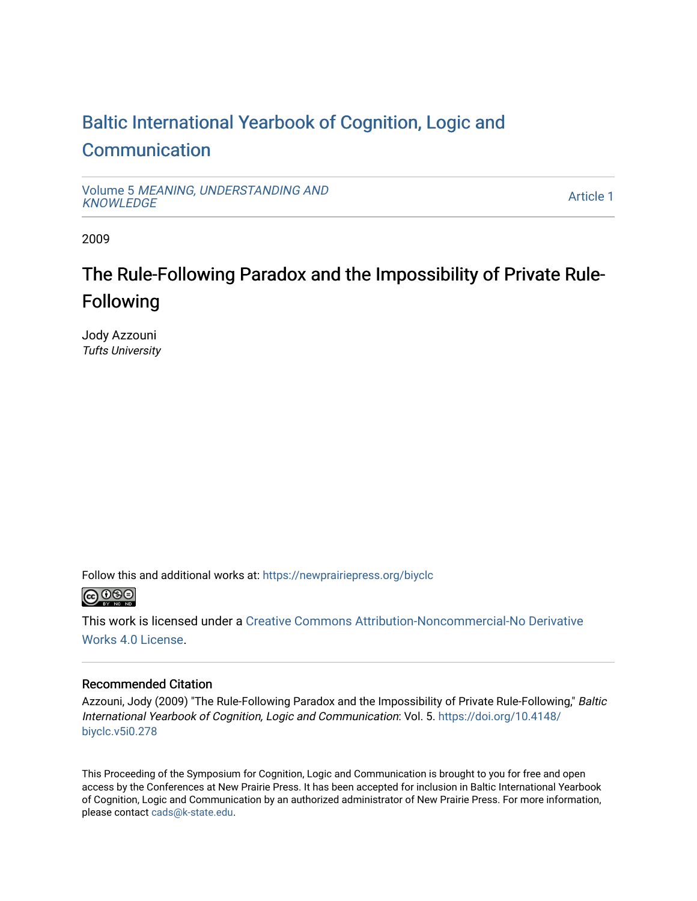# Baltic International Yearbook of Cognition, Logic and Communication

Volume 5 *MEANING, UNDERSTANDING AND KNOWLEDGE* Article 1

2009

## The Rule-Following Paradox and the Impossibility of Private Rule-Following

Jody Azzouni
*Tufts University*

Follow this and additional works at: https://newprairiepress.org/biyclc

This work is licensed under a Creative Commons Attribution-Noncommercial-No Derivative Works 4.0 License.

### Recommended Citation

Azzouni, Jody (2009) "The Rule-Following Paradox and the Impossibility of Private Rule-Following," *Baltic International Yearbook of Cognition, Logic and Communication*: Vol. 5. https://doi.org/10.4148/biyclc.v5i0.278

This Proceeding of the Symposium for Cognition, Logic and Communication is brought to you for free and open access by the Conferences at New Prairie Press. It has been accepted for inclusion in Baltic International Yearbook of Cognition, Logic and Communication by an authorized administrator of New Prairie Press. For more information, please contact cads@k-state.edu.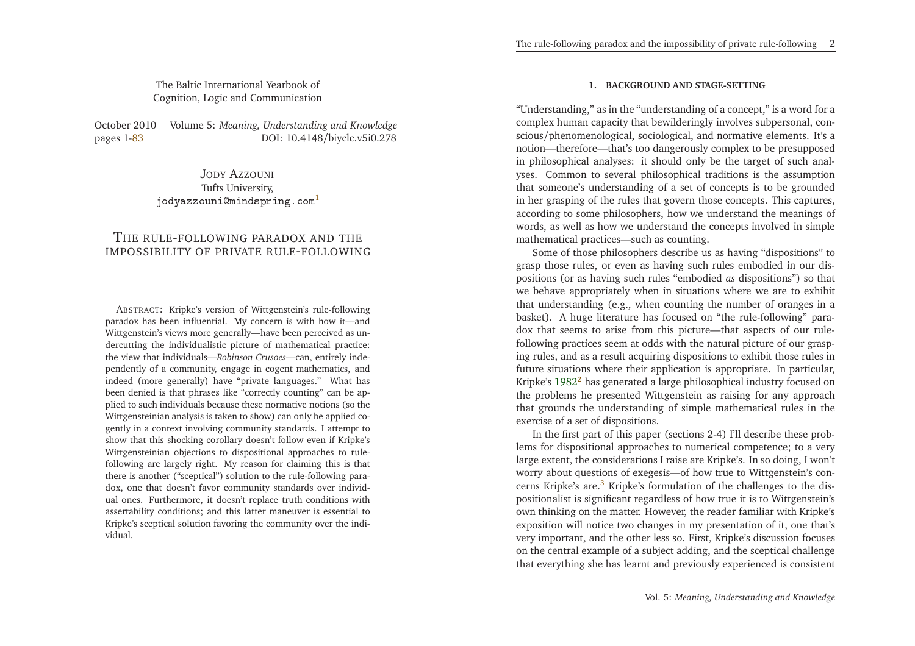The Baltic International Yearbook of Cognition, Logic and Communication

October 2010 Volume 5: *Meaning, Understanding and Knowledge*
pages 1-83 DOI: 10.4148/biyclc.v5i0.278

JODY AZZOUNI
Tufts University,
jodyazzouni@mindspring.com[1]

# THE RULE-FOLLOWING PARADOX AND THE IMPOSSIBILITY OF PRIVATE RULE-FOLLOWING

ABSTRACT: Kripke's version of Wittgenstein's rule-following paradox has been influential. My concern is with how it—and Wittgenstein's views more generally—have been perceived as undercutting the individualistic picture of mathematical practice: the view that individuals—*Robinson Crusoes*—can, entirely independently of a community, engage in cogent mathematics, and indeed (more generally) have "private languages." What has been denied is that phrases like "correctly counting" can be applied to such individuals because these normative notions (so the Wittgensteinian analysis is taken to show) can only be applied cogently in a context involving community standards. I attempt to show that this shocking corollary doesn't follow even if Kripke's Wittgensteinian objections to dispositional approaches to rule-following are largely right. My reason for claiming this is that there is another ("sceptical") solution to the rule-following paradox, one that doesn't favor community standards over individual ones. Furthermore, it doesn't replace truth conditions with assertability conditions; and this latter maneuver is essential to Kripke's sceptical solution favoring the community over the individual.

## 1. BACKGROUND AND STAGE-SETTING

"Understanding," as in the "understanding of a concept," is a word for a complex human capacity that bewilderingly involves subpersonal, conscious/phenomenological, sociological, and normative elements. It's a notion—therefore—that's too dangerously complex to be presupposed in philosophical analyses: it should only be the target of such analyses. Common to several philosophical traditions is the assumption that someone's understanding of a set of concepts is to be grounded in her grasping of the rules that govern those concepts. This captures, according to some philosophers, how we understand the meanings of words, as well as how we understand the concepts involved in simple mathematical practices—such as counting.

Some of those philosophers describe us as having "dispositions" to grasp those rules, or even as having such rules embodied in our dispositions (or as having such rules "embodied *as* dispositions") so that we behave appropriately when in situations where we are to exhibit that understanding (e.g., when counting the number of oranges in a basket). A huge literature has focused on "the rule-following" paradox that seems to arise from this picture—that aspects of our rule-following practices seem at odds with the natural picture of our grasping rules, and as a result acquiring dispositions to exhibit those rules in future situations where their application is appropriate. In particular, Kripke's 1982[2] has generated a large philosophical industry focused on the problems he presented Wittgenstein as raising for any approach that grounds the understanding of simple mathematical rules in the exercise of a set of dispositions.

In the first part of this paper (sections 2-4) I'll describe these problems for dispositional approaches to numerical competence; to a very large extent, the considerations I raise are Kripke's. In so doing, I won't worry about questions of exegesis—of how true to Wittgenstein's concerns Kripke's are.[3] Kripke's formulation of the challenges to the dispositionalist is significant regardless of how true it is to Wittgenstein's own thinking on the matter. However, the reader familiar with Kripke's exposition will notice two changes in my presentation of it, one that's very important, and the other less so. First, Kripke's discussion focuses on the central example of a subject adding, and the sceptical challenge that everything she has learnt and previously experienced is consistent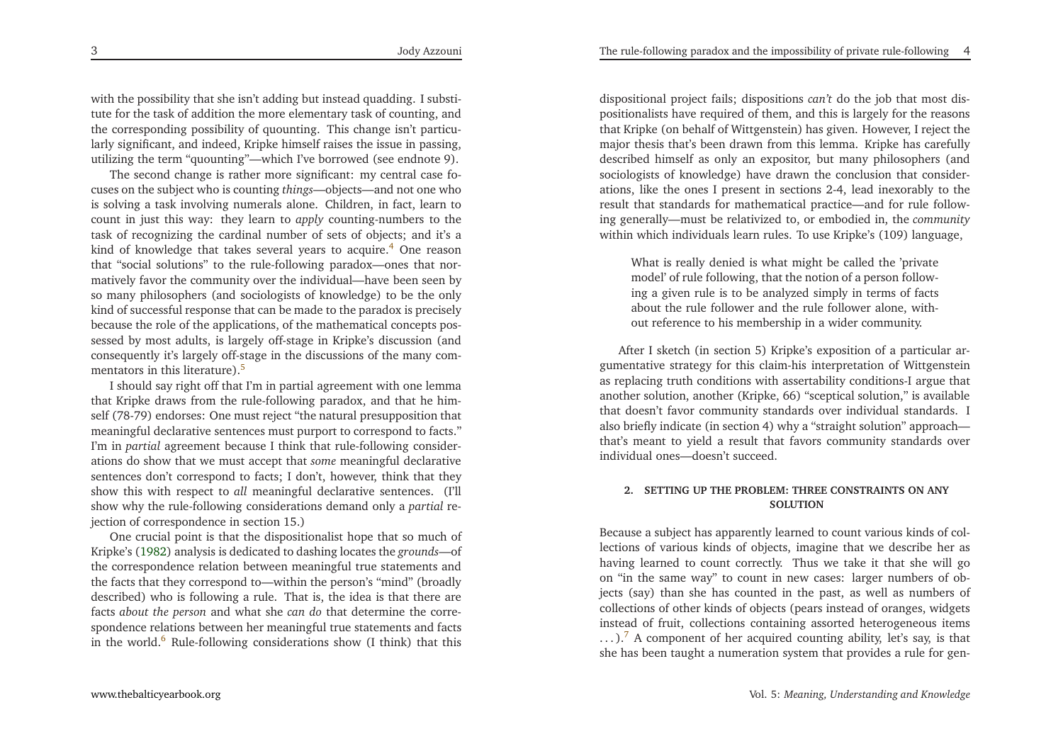with the possibility that she isn't adding but instead quadding. I substitute for the task of addition the more elementary task of counting, and the corresponding possibility of quounting. This change isn't particularly significant, and indeed, Kripke himself raises the issue in passing, utilizing the term "quounting"—which I've borrowed (see endnote 9).

The second change is rather more significant: my central case focuses on the subject who is counting *things*—objects—and not one who is solving a task involving numerals alone. Children, in fact, learn to count in just this way: they learn to *apply* counting-numbers to the task of recognizing the cardinal number of sets of objects; and it's a kind of knowledge that takes several years to acquire.[4] One reason that "social solutions" to the rule-following paradox—ones that normatively favor the community over the individual—have been seen by so many philosophers (and sociologists of knowledge) to be the only kind of successful response that can be made to the paradox is precisely because the role of the applications, of the mathematical concepts possessed by most adults, is largely off-stage in Kripke's discussion (and consequently it's largely off-stage in the discussions of the many commentators in this literature).[5]

I should say right off that I'm in partial agreement with one lemma that Kripke draws from the rule-following paradox, and that he himself (78-79) endorses: One must reject "the natural presupposition that meaningful declarative sentences must purport to correspond to facts." I'm in *partial* agreement because I think that rule-following considerations do show that we must accept that *some* meaningful declarative sentences don't correspond to facts; I don't, however, think that they show this with respect to *all* meaningful declarative sentences. (I'll show why the rule-following considerations demand only a *partial* rejection of correspondence in section 15.)

One crucial point is that the dispositionalist hope that so much of Kripke's (1982) analysis is dedicated to dashing locates the *grounds*—of the correspondence relation between meaningful true statements and the facts that they correspond to—within the person's "mind" (broadly described) who is following a rule. That is, the idea is that there are facts *about the person* and what she *can do* that determine the correspondence relations between her meaningful true statements and facts in the world.[6] Rule-following considerations show (I think) that this dispositional project fails; dispositions *can't* do the job that most dispositionalists have required of them, and this is largely for the reasons that Kripke (on behalf of Wittgenstein) has given. However, I reject the major thesis that's been drawn from this lemma. Kripke has carefully described himself as only an expositor, but many philosophers (and sociologists of knowledge) have drawn the conclusion that considerations, like the ones I present in sections 2-4, lead inexorably to the result that standards for mathematical practice—and for rule following generally—must be relativized to, or embodied in, the *community* within which individuals learn rules. To use Kripke's (109) language,

> What is really denied is what might be called the 'private model' of rule following, that the notion of a person following a given rule is to be analyzed simply in terms of facts about the rule follower and the rule follower alone, without reference to his membership in a wider community.

After I sketch (in section 5) Kripke's exposition of a particular argumentative strategy for this claim-his interpretation of Wittgenstein as replacing truth conditions with assertability conditions-I argue that another solution, another (Kripke, 66) "sceptical solution," is available that doesn't favor community standards over individual standards. I also briefly indicate (in section 4) why a "straight solution" approach—that's meant to yield a result that favors community standards over individual ones—doesn't succeed.

## 2. SETTING UP THE PROBLEM: THREE CONSTRAINTS ON ANY SOLUTION

Because a subject has apparently learned to count various kinds of collections of various kinds of objects, imagine that we describe her as having learned to count correctly. Thus we take it that she will go on "in the same way" to count in new cases: larger numbers of objects (say) than she has counted in the past, as well as numbers of collections of other kinds of objects (pears instead of oranges, widgets instead of fruit, collections containing assorted heterogeneous items ...).[7] A component of her acquired counting ability, let's say, is that she has been taught a numeration system that provides a rule for gen-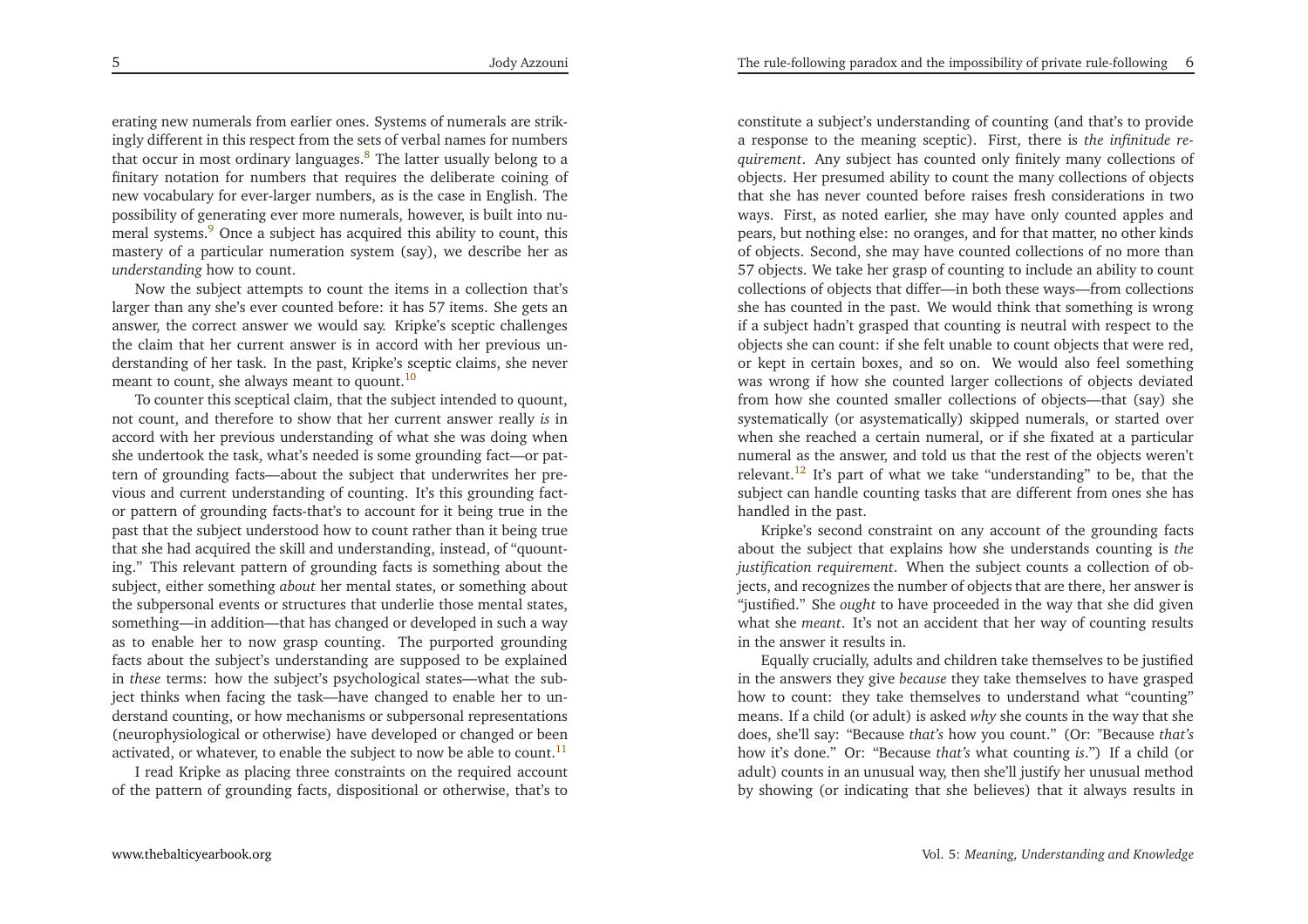erating new numerals from earlier ones. Systems of numerals are strikingly different in this respect from the sets of verbal names for numbers that occur in most ordinary languages.[8] The latter usually belong to a finitary notation for numbers that requires the deliberate coining of new vocabulary for ever-larger numbers, as is the case in English. The possibility of generating ever more numerals, however, is built into numeral systems.[9] Once a subject has acquired this ability to count, this mastery of a particular numeration system (say), we describe her as *understanding* how to count.

Now the subject attempts to count the items in a collection that's larger than any she's ever counted before: it has 57 items. She gets an answer, the correct answer we would say. Kripke's sceptic challenges the claim that her current answer is in accord with her previous understanding of her task. In the past, Kripke's sceptic claims, she never meant to count, she always meant to quount.[10]

To counter this sceptical claim, that the subject intended to quount, not count, and therefore to show that her current answer really *is* in accord with her previous understanding of what she was doing when she undertook the task, what's needed is some grounding fact—or pattern of grounding facts—about the subject that underwrites her previous and current understanding of counting. It's this grounding fact-or pattern of grounding facts-that's to account for it being true in the past that the subject understood how to count rather than it being true that she had acquired the skill and understanding, instead, of "quounting." This relevant pattern of grounding facts is something about the subject, either something *about* her mental states, or something about the subpersonal events or structures that underlie those mental states, something—in addition—that has changed or developed in such a way as to enable her to now grasp counting. The purported grounding facts about the subject's understanding are supposed to be explained in *these* terms: how the subject's psychological states—what the subject thinks when facing the task—have changed to enable her to understand counting, or how mechanisms or subpersonal representations (neurophysiological or otherwise) have developed or changed or been activated, or whatever, to enable the subject to now be able to count.[11]

I read Kripke as placing three constraints on the required account of the pattern of grounding facts, dispositional or otherwise, that's to constitute a subject's understanding of counting (and that's to provide a response to the meaning sceptic). First, there is *the infinitude requirement*. Any subject has counted only finitely many collections of objects. Her presumed ability to count the many collections of objects that she has never counted before raises fresh considerations in two ways. First, as noted earlier, she may have only counted apples and pears, but nothing else: no oranges, and for that matter, no other kinds of objects. Second, she may have counted collections of no more than 57 objects. We take her grasp of counting to include an ability to count collections of objects that differ—in both these ways—from collections she has counted in the past. We would think that something is wrong if a subject hadn't grasped that counting is neutral with respect to the objects she can count: if she felt unable to count objects that were red, or kept in certain boxes, and so on. We would also feel something was wrong if how she counted larger collections of objects deviated from how she counted smaller collections of objects—that (say) she systematically (or asystematically) skipped numerals, or started over when she reached a certain numeral, or if she fixated at a particular numeral as the answer, and told us that the rest of the objects weren't relevant.[12] It's part of what we take "understanding" to be, that the subject can handle counting tasks that are different from ones she has handled in the past.

Kripke's second constraint on any account of the grounding facts about the subject that explains how she understands counting is *the justification requirement*. When the subject counts a collection of objects, and recognizes the number of objects that are there, her answer is "justified." She *ought* to have proceeded in the way that she did given what she *meant*. It's not an accident that her way of counting results in the answer it results in.

Equally crucially, adults and children take themselves to be justified in the answers they give *because* they take themselves to have grasped how to count: they take themselves to understand what "counting" means. If a child (or adult) is asked *why* she counts in the way that she does, she'll say: "Because *that's* how you count." (Or: "Because *that's* how it's done." Or: "Because *that's* what counting *is*.") If a child (or adult) counts in an unusual way, then she'll justify her unusual method by showing (or indicating that she believes) that it always results in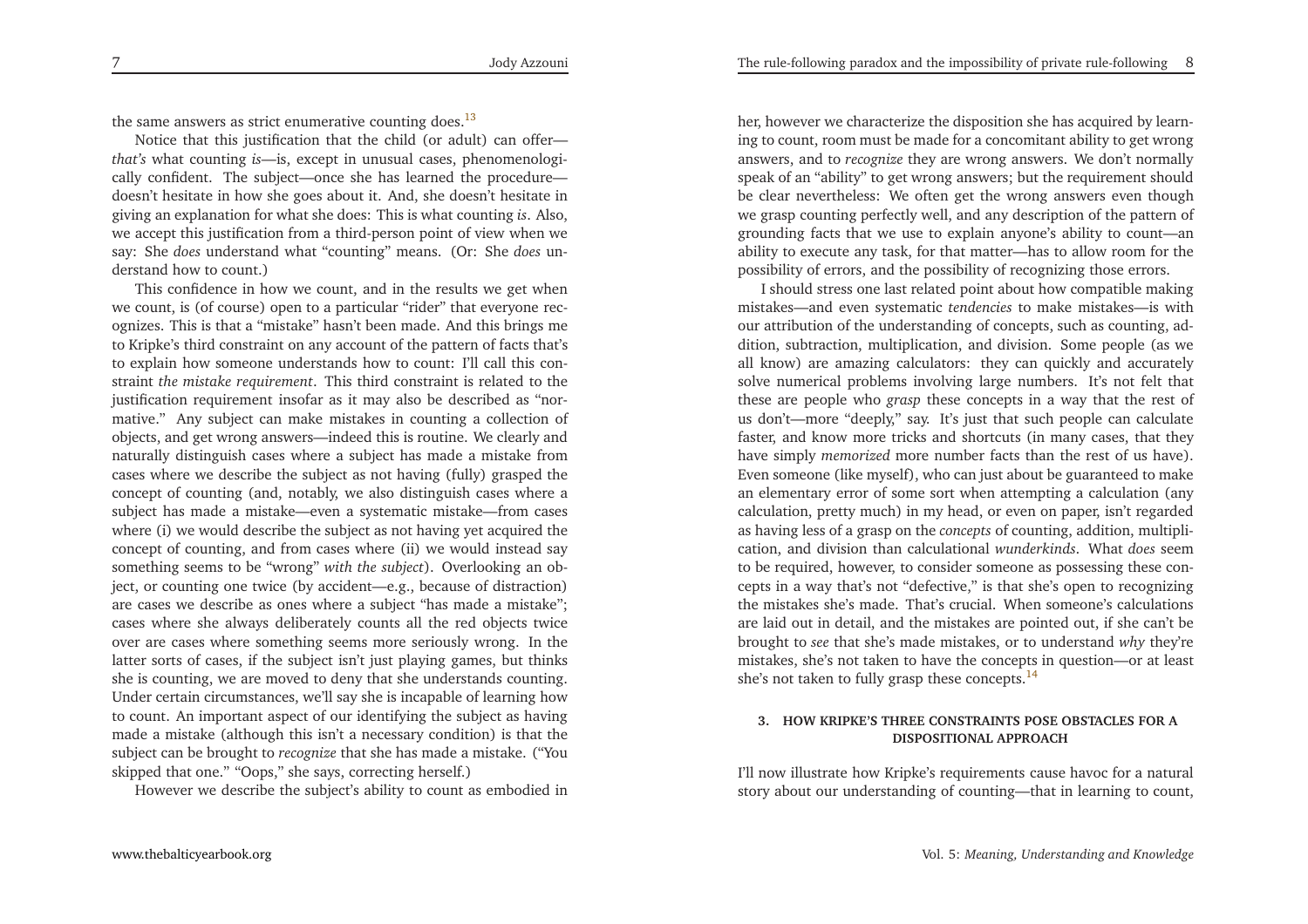the same answers as strict enumerative counting does.[13]

Notice that this justification that the child (or adult) can offer—*that's* what counting *is*—is, except in unusual cases, phenomenologically confident. The subject—once she has learned the procedure—doesn't hesitate in how she goes about it. And, she doesn't hesitate in giving an explanation for what she does: This is what counting *is*. Also, we accept this justification from a third-person point of view when we say: She *does* understand what "counting" means. (Or: She *does* understand how to count.)

This confidence in how we count, and in the results we get when we count, is (of course) open to a particular "rider" that everyone recognizes. This is that a "mistake" hasn't been made. And this brings me to Kripke's third constraint on any account of the pattern of facts that's to explain how someone understands how to count: I'll call this constraint *the mistake requirement*. This third constraint is related to the justification requirement insofar as it may also be described as "normative." Any subject can make mistakes in counting a collection of objects, and get wrong answers—indeed this is routine. We clearly and naturally distinguish cases where a subject has made a mistake from cases where we describe the subject as not having (fully) grasped the concept of counting (and, notably, we also distinguish cases where a subject has made a mistake—even a systematic mistake—from cases where (i) we would describe the subject as not having yet acquired the concept of counting, and from cases where (ii) we would instead say something seems to be "wrong" *with the subject*). Overlooking an object, or counting one twice (by accident—e.g., because of distraction) are cases we describe as ones where a subject "has made a mistake"; cases where she always deliberately counts all the red objects twice over are cases where something seems more seriously wrong. In the latter sorts of cases, if the subject isn't just playing games, but thinks she is counting, we are moved to deny that she understands counting. Under certain circumstances, we'll say she is incapable of learning how to count. An important aspect of our identifying the subject as having made a mistake (although this isn't a necessary condition) is that the subject can be brought to *recognize* that she has made a mistake. ("You skipped that one." "Oops," she says, correcting herself.)

However we describe the subject's ability to count as embodied in her, however we characterize the disposition she has acquired by learning to count, room must be made for a concomitant ability to get wrong answers, and to *recognize* they are wrong answers. We don't normally speak of an "ability" to get wrong answers; but the requirement should be clear nevertheless: We often get the wrong answers even though we grasp counting perfectly well, and any description of the pattern of grounding facts that we use to explain anyone's ability to count—an ability to execute any task, for that matter—has to allow room for the possibility of errors, and the possibility of recognizing those errors.

I should stress one last related point about how compatible making mistakes—and even systematic *tendencies* to make mistakes—is with our attribution of the understanding of concepts, such as counting, addition, subtraction, multiplication, and division. Some people (as we all know) are amazing calculators: they can quickly and accurately solve numerical problems involving large numbers. It's not felt that these are people who *grasp* these concepts in a way that the rest of us don't—more "deeply," say. It's just that such people can calculate faster, and know more tricks and shortcuts (in many cases, that they have simply *memorized* more number facts than the rest of us have). Even someone (like myself), who can just about be guaranteed to make an elementary error of some sort when attempting a calculation (any calculation, pretty much) in my head, or even on paper, isn't regarded as having less of a grasp on the *concepts* of counting, addition, multiplication, and division than calculational *wunderkinds*. What *does* seem to be required, however, to consider someone as possessing these concepts in a way that's not "defective," is that she's open to recognizing the mistakes she's made. That's crucial. When someone's calculations are laid out in detail, and the mistakes are pointed out, if she can't be brought to *see* that she's made mistakes, or to understand *why* they're mistakes, she's not taken to have the concepts in question—or at least she's not taken to fully grasp these concepts.[14]

## 3. HOW KRIPKE'S THREE CONSTRAINTS POSE OBSTACLES FOR A DISPOSITIONAL APPROACH

I'll now illustrate how Kripke's requirements cause havoc for a natural story about our understanding of counting—that in learning to count,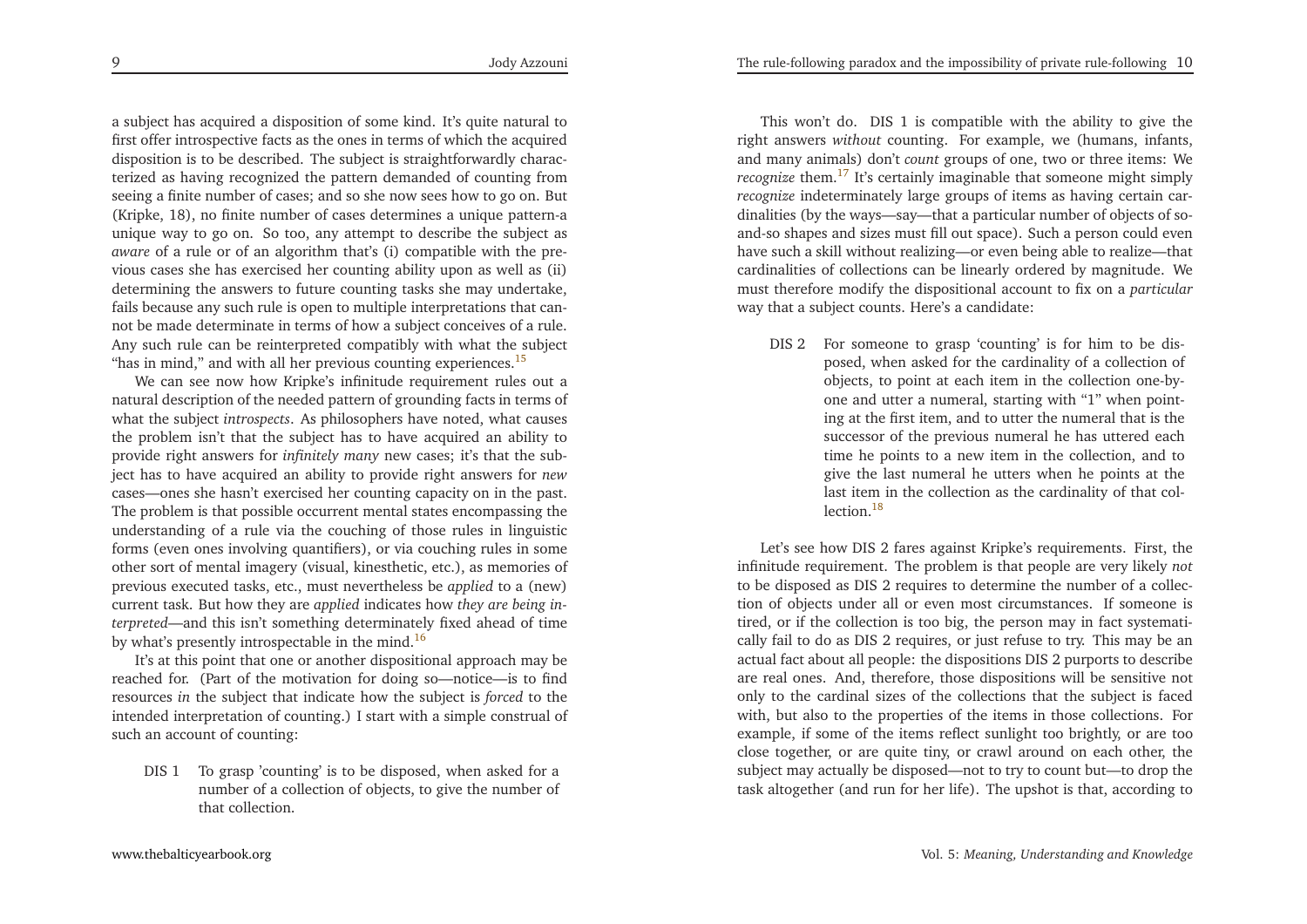a subject has acquired a disposition of some kind. It's quite natural to first offer introspective facts as the ones in terms of which the acquired disposition is to be described. The subject is straightforwardly characterized as having recognized the pattern demanded of counting from seeing a finite number of cases; and so she now sees how to go on. But (Kripke, 18), no finite number of cases determines a unique pattern-a unique way to go on. So too, any attempt to describe the subject as *aware* of a rule or of an algorithm that's (i) compatible with the previous cases she has exercised her counting ability upon as well as (ii) determining the answers to future counting tasks she may undertake, fails because any such rule is open to multiple interpretations that cannot be made determinate in terms of how a subject conceives of a rule. Any such rule can be reinterpreted compatibly with what the subject "has in mind," and with all her previous counting experiences.[15]

We can see now how Kripke's infinitude requirement rules out a natural description of the needed pattern of grounding facts in terms of what the subject *introspects*. As philosophers have noted, what causes the problem isn't that the subject has to have acquired an ability to provide right answers for *infinitely many* new cases; it's that the subject has to have acquired an ability to provide right answers for *new* cases—ones she hasn't exercised her counting capacity on in the past. The problem is that possible occurrent mental states encompassing the understanding of a rule via the couching of those rules in linguistic forms (even ones involving quantifiers), or via couching rules in some other sort of mental imagery (visual, kinesthetic, etc.), as memories of previous executed tasks, etc., must nevertheless be *applied* to a (new) current task. But how they are *applied* indicates how *they are being interpreted*—and this isn't something determinately fixed ahead of time by what's presently introspectable in the mind.[16]

It's at this point that one or another dispositional approach may be reached for. (Part of the motivation for doing so—notice—is to find resources *in* the subject that indicate how the subject is *forced* to the intended interpretation of counting.) I start with a simple construal of such an account of counting:

> DIS 1 To grasp 'counting' is to be disposed, when asked for a number of a collection of objects, to give the number of that collection.

This won't do. DIS 1 is compatible with the ability to give the right answers *without* counting. For example, we (humans, infants, and many animals) don't *count* groups of one, two or three items: We *recognize* them.[17] It's certainly imaginable that someone might simply *recognize* indeterminately large groups of items as having certain cardinalities (by the ways—say—that a particular number of objects of so-and-so shapes and sizes must fill out space). Such a person could even have such a skill without realizing—or even being able to realize—that cardinalities of collections can be linearly ordered by magnitude. We must therefore modify the dispositional account to fix on a *particular* way that a subject counts. Here's a candidate:

> DIS 2 For someone to grasp 'counting' is for him to be disposed, when asked for the cardinality of a collection of objects, to point at each item in the collection one-by-one and utter a numeral, starting with "1" when pointing at the first item, and to utter the numeral that is the successor of the previous numeral he has uttered each time he points to a new item in the collection, and to give the last numeral he utters when he points at the last item in the collection as the cardinality of that collection.[18]

Let's see how DIS 2 fares against Kripke's requirements. First, the infinitude requirement. The problem is that people are very likely *not* to be disposed as DIS 2 requires to determine the number of a collection of objects under all or even most circumstances. If someone is tired, or if the collection is too big, the person may in fact systematically fail to do as DIS 2 requires, or just refuse to try. This may be an actual fact about all people: the dispositions DIS 2 purports to describe are real ones. And, therefore, those dispositions will be sensitive not only to the cardinal sizes of the collections that the subject is faced with, but also to the properties of the items in those collections. For example, if some of the items reflect sunlight too brightly, or are too close together, or are quite tiny, or crawl around on each other, the subject may actually be disposed—not to try to count but—to drop the task altogether (and run for her life). The upshot is that, according to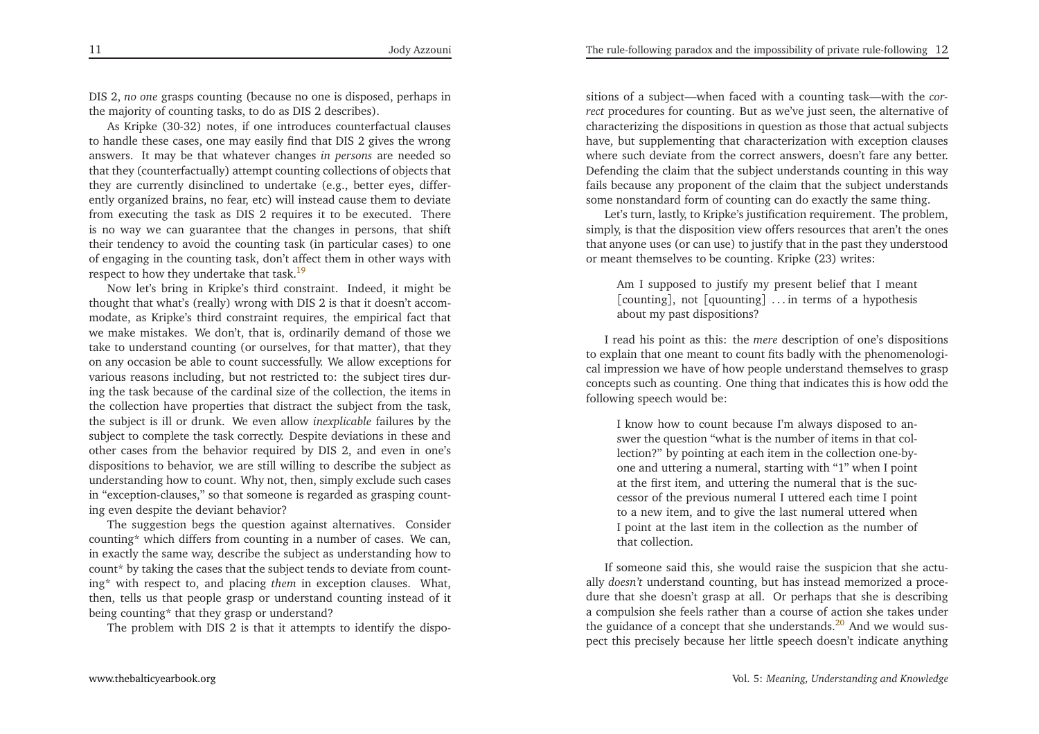DIS 2, *no one* grasps counting (because no one is disposed, perhaps in the majority of counting tasks, to do as DIS 2 describes).

As Kripke (30-32) notes, if one introduces counterfactual clauses to handle these cases, one may easily find that DIS 2 gives the wrong answers. It may be that whatever changes *in persons* are needed so that they (counterfactually) attempt counting collections of objects that they are currently disinclined to undertake (e.g., better eyes, differently organized brains, no fear, etc) will instead cause them to deviate from executing the task as DIS 2 requires it to be executed. There is no way we can guarantee that the changes in persons, that shift their tendency to avoid the counting task (in particular cases) to one of engaging in the counting task, don't affect them in other ways with respect to how they undertake that task.[19]

Now let's bring in Kripke's third constraint. Indeed, it might be thought that what's (really) wrong with DIS 2 is that it doesn't accommodate, as Kripke's third constraint requires, the empirical fact that we make mistakes. We don't, that is, ordinarily demand of those we take to understand counting (or ourselves, for that matter), that they on any occasion be able to count successfully. We allow exceptions for various reasons including, but not restricted to: the subject tires during the task because of the cardinal size of the collection, the items in the collection have properties that distract the subject from the task, the subject is ill or drunk. We even allow *inexplicable* failures by the subject to complete the task correctly. Despite deviations in these and other cases from the behavior required by DIS 2, and even in one's dispositions to behavior, we are still willing to describe the subject as understanding how to count. Why not, then, simply exclude such cases in "exception-clauses," so that someone is regarded as grasping counting even despite the deviant behavior?

The suggestion begs the question against alternatives. Consider counting* which differs from counting in a number of cases. We can, in exactly the same way, describe the subject as understanding how to count* by taking the cases that the subject tends to deviate from counting* with respect to, and placing *them* in exception clauses. What, then, tells us that people grasp or understand counting instead of it being counting* that they grasp or understand?

The problem with DIS 2 is that it attempts to identify the dispositions of a subject—when faced with a counting task—with the *correct* procedures for counting. But as we've just seen, the alternative of characterizing the dispositions in question as those that actual subjects have, but supplementing that characterization with exception clauses where such deviate from the correct answers, doesn't fare any better. Defending the claim that the subject understands counting in this way fails because any proponent of the claim that the subject understands some nonstandard form of counting can do exactly the same thing.

Let's turn, lastly, to Kripke's justification requirement. The problem, simply, is that the disposition view offers resources that aren't the ones that anyone uses (or can use) to justify that in the past they understood or meant themselves to be counting. Kripke (23) writes:

> Am I supposed to justify my present belief that I meant [counting], not [quounting] ... in terms of a hypothesis about my past dispositions?

I read his point as this: the *mere* description of one's dispositions to explain that one meant to count fits badly with the phenomenological impression we have of how people understand themselves to grasp concepts such as counting. One thing that indicates this is how odd the following speech would be:

> I know how to count because I'm always disposed to answer the question "what is the number of items in that collection?" by pointing at each item in the collection one-by-one and uttering a numeral, starting with "1" when I point at the first item, and uttering the numeral that is the successor of the previous numeral I uttered each time I point to a new item, and to give the last numeral uttered when I point at the last item in the collection as the number of that collection.

If someone said this, she would raise the suspicion that she actually *doesn't* understand counting, but has instead memorized a procedure that she doesn't grasp at all. Or perhaps that she is describing a compulsion she feels rather than a course of action she takes under the guidance of a concept that she understands.[20] And we would suspect this precisely because her little speech doesn't indicate anything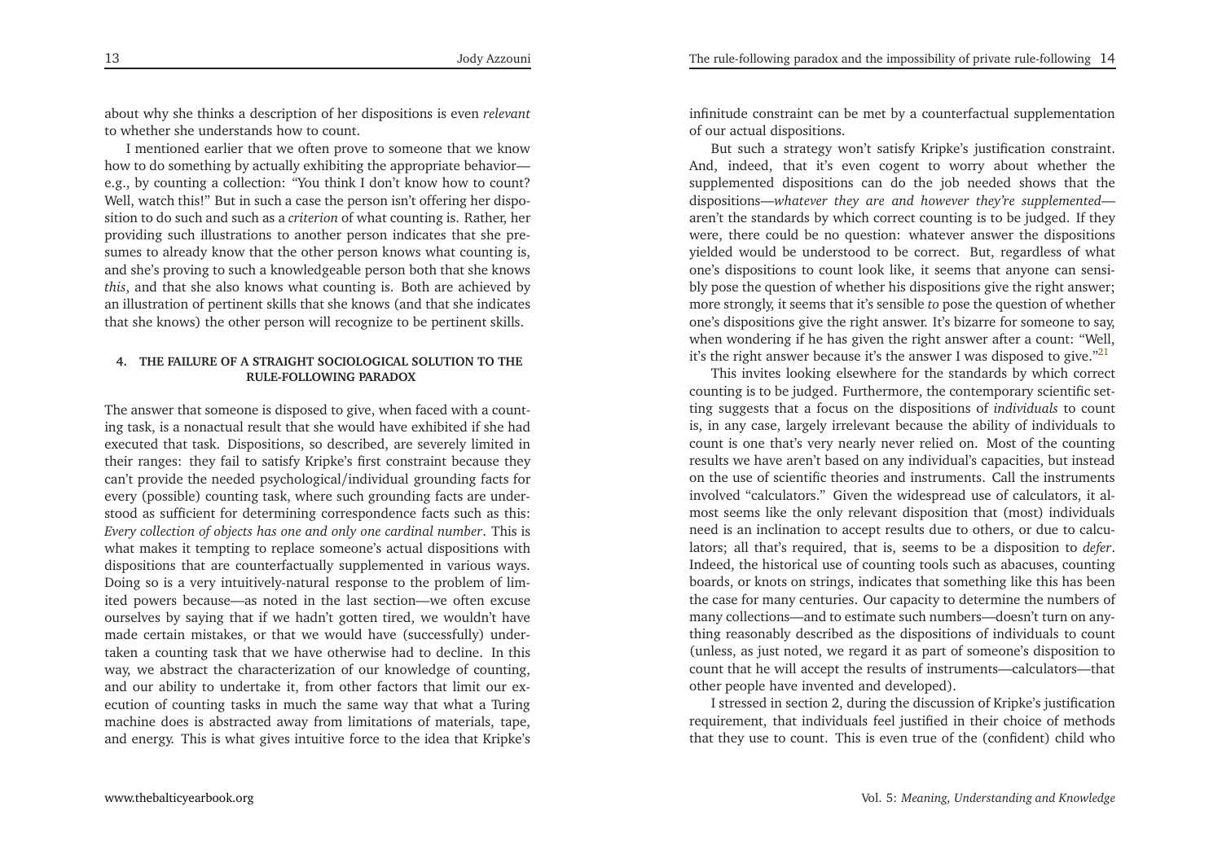about why she thinks a description of her dispositions is even *relevant* to whether she understands how to count.

I mentioned earlier that we often prove to someone that we know how to do something by actually exhibiting the appropriate behavior—e.g., by counting a collection: "You think I don't know how to count? Well, watch this!" But in such a case the person isn't offering her disposition to do such and such as a *criterion* of what counting is. Rather, her providing such illustrations to another person indicates that she presumes to already know that the other person knows what counting is, and she's proving to such a knowledgeable person both that she knows *this*, and that she also knows what counting is. Both are achieved by an illustration of pertinent skills that she knows (and that she indicates that she knows) the other person will recognize to be pertinent skills.

## 4. THE FAILURE OF A STRAIGHT SOCIOLOGICAL SOLUTION TO THE RULE-FOLLOWING PARADOX

The answer that someone is disposed to give, when faced with a counting task, is a nonactual result that she would have exhibited if she had executed that task. Dispositions, so described, are severely limited in their ranges: they fail to satisfy Kripke's first constraint because they can't provide the needed psychological/individual grounding facts for every (possible) counting task, where such grounding facts are understood as sufficient for determining correspondence facts such as this: *Every collection of objects has one and only one cardinal number*. This is what makes it tempting to replace someone's actual dispositions with dispositions that are counterfactually supplemented in various ways. Doing so is a very intuitively-natural response to the problem of limited powers because—as noted in the last section—we often excuse ourselves by saying that if we hadn't gotten tired, we wouldn't have made certain mistakes, or that we would have (successfully) undertaken a counting task that we have otherwise had to decline. In this way, we abstract the characterization of our knowledge of counting, and our ability to undertake it, from other factors that limit our execution of counting tasks in much the same way that what a Turing machine does is abstracted away from limitations of materials, tape, and energy. This is what gives intuitive force to the idea that Kripke's infinitude constraint can be met by a counterfactual supplementation of our actual dispositions.

But such a strategy won't satisfy Kripke's justification constraint. And, indeed, that it's even cogent to worry about whether the supplemented dispositions can do the job needed shows that the dispositions—*whatever they are and however they're supplemented*—aren't the standards by which correct counting is to be judged. If they were, there could be no question: whatever answer the dispositions yielded would be understood to be correct. But, regardless of what one's dispositions to count look like, it seems that anyone can sensibly pose the question of whether his dispositions give the right answer; more strongly, it seems that it's sensible *to* pose the question of whether one's dispositions give the right answer. It's bizarre for someone to say, when wondering if he has given the right answer after a count: "Well, it's the right answer because it's the answer I was disposed to give."[21]

This invites looking elsewhere for the standards by which correct counting is to be judged. Furthermore, the contemporary scientific setting suggests that a focus on the dispositions of *individuals* to count is, in any case, largely irrelevant because the ability of individuals to count is one that's very nearly never relied on. Most of the counting results we have aren't based on any individual's capacities, but instead on the use of scientific theories and instruments. Call the instruments involved "calculators." Given the widespread use of calculators, it almost seems like the only relevant disposition that (most) individuals need is an inclination to accept results due to others, or due to calculators; all that's required, that is, seems to be a disposition to *defer*. Indeed, the historical use of counting tools such as abacuses, counting boards, or knots on strings, indicates that something like this has been the case for many centuries. Our capacity to determine the numbers of many collections—and to estimate such numbers—doesn't turn on anything reasonably described as the dispositions of individuals to count (unless, as just noted, we regard it as part of someone's disposition to count that he will accept the results of instruments—calculators—that other people have invented and developed).

I stressed in section 2, during the discussion of Kripke's justification requirement, that individuals feel justified in their choice of methods that they use to count. This is even true of the (confident) child who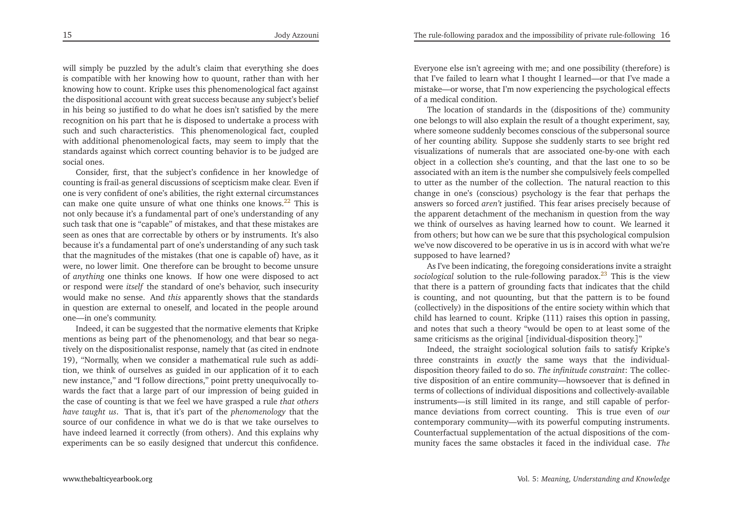will simply be puzzled by the adult's claim that everything she does is compatible with her knowing how to quount, rather than with her knowing how to count. Kripke uses this phenomenological fact against the dispositional account with great success because any subject's belief in his being so justified to do what he does isn't satisfied by the mere recognition on his part that he is disposed to undertake a process with such and such characteristics. This phenomenological fact, coupled with additional phenomenological facts, may seem to imply that the standards against which correct counting behavior is to be judged are social ones.

Consider, first, that the subject's confidence in her knowledge of counting is frail-as general discussions of scepticism make clear. Even if one is very confident of one's abilities, the right external circumstances can make one quite unsure of what one thinks one knows.[22] This is not only because it's a fundamental part of one's understanding of any such task that one is "capable" of mistakes, and that these mistakes are seen as ones that are correctable by others or by instruments. It's also because it's a fundamental part of one's understanding of any such task that the magnitudes of the mistakes (that one is capable of) have, as it were, no lower limit. One therefore can be brought to become unsure of *anything* one thinks one knows. If how one were disposed to act or respond were *itself* the standard of one's behavior, such insecurity would make no sense. And *this* apparently shows that the standards in question are external to oneself, and located in the people around one—in one's community.

Indeed, it can be suggested that the normative elements that Kripke mentions as being part of the phenomenology, and that bear so negatively on the dispositionalist response, namely that (as cited in endnote 19), "Normally, when we consider a mathematical rule such as addition, we think of ourselves as guided in our application of it to each new instance," and "I follow directions," point pretty unequivocally towards the fact that a large part of our impression of being guided in the case of counting is that we feel we have grasped a rule *that others have taught us*. That is, that it's part of the *phenomenology* that the source of our confidence in what we do is that we take ourselves to have indeed learned it correctly (from others). And this explains why experiments can be so easily designed that undercut this confidence. Everyone else isn't agreeing with me; and one possibility (therefore) is that I've failed to learn what I thought I learned—or that I've made a mistake—or worse, that I'm now experiencing the psychological effects of a medical condition.

The location of standards in the (dispositions of the) community one belongs to will also explain the result of a thought experiment, say, where someone suddenly becomes conscious of the subpersonal source of her counting ability. Suppose she suddenly starts to see bright red visualizations of numerals that are associated one-by-one with each object in a collection she's counting, and that the last one to so be associated with an item is the number she compulsively feels compelled to utter as the number of the collection. The natural reaction to this change in one's (conscious) psychology is the fear that perhaps the answers so forced *aren't* justified. This fear arises precisely because of the apparent detachment of the mechanism in question from the way we think of ourselves as having learned how to count. We learned it from others; but how can we be sure that this psychological compulsion we've now discovered to be operative in us is in accord with what we're supposed to have learned?

As I've been indicating, the foregoing considerations invite a straight *sociological* solution to the rule-following paradox.[23] This is the view that there is a pattern of grounding facts that indicates that the child is counting, and not quounting, but that the pattern is to be found (collectively) in the dispositions of the entire society within which that child has learned to count. Kripke (111) raises this option in passing, and notes that such a theory "would be open to at least some of the same criticisms as the original [individual-disposition theory.]"

Indeed, the straight sociological solution fails to satisfy Kripke's three constraints in *exactly* the same ways that the individual-disposition theory failed to do so. *The infinitude constraint*: The collective disposition of an entire community—howsoever that is defined in terms of collections of individual dispositions and collectively-available instruments—is still limited in its range, and still capable of performance deviations from correct counting. This is true even of *our* contemporary community—with its powerful computing instruments. Counterfactual supplementation of the actual dispositions of the community faces the same obstacles it faced in the individual case. *The*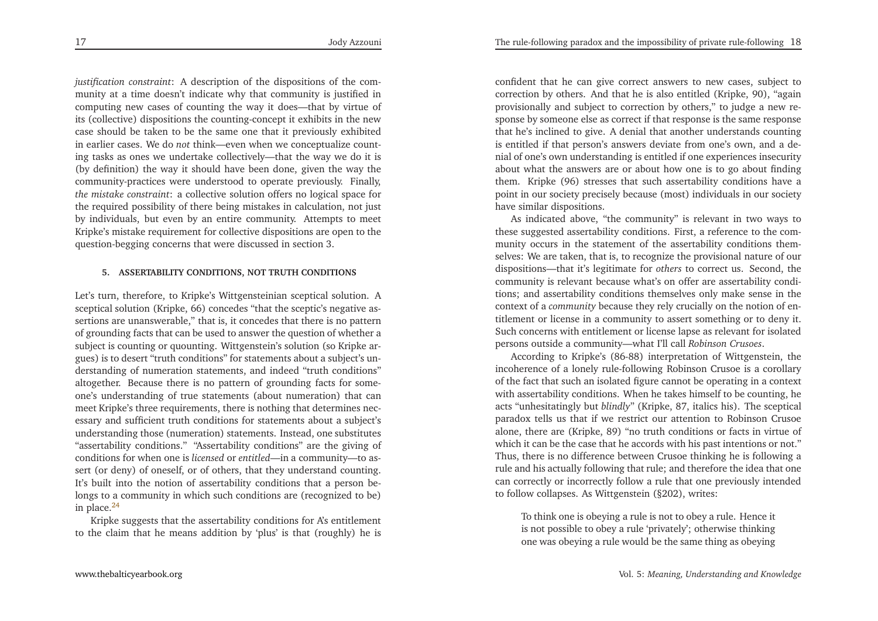*justification constraint*: A description of the dispositions of the community at a time doesn't indicate why that community is justified in computing new cases of counting the way it does—that by virtue of its (collective) dispositions the counting-concept it exhibits in the new case should be taken to be the same one that it previously exhibited in earlier cases. We do *not* think—even when we conceptualize counting tasks as ones we undertake collectively—that the way we do it is (by definition) the way it should have been done, given the way the community-practices were understood to operate previously. Finally, *the mistake constraint*: a collective solution offers no logical space for the required possibility of there being mistakes in calculation, not just by individuals, but even by an entire community. Attempts to meet Kripke's mistake requirement for collective dispositions are open to the question-begging concerns that were discussed in section 3.

## 5. ASSERTABILITY CONDITIONS, NOT TRUTH CONDITIONS

Let's turn, therefore, to Kripke's Wittgensteinian sceptical solution. A sceptical solution (Kripke, 66) concedes "that the sceptic's negative assertions are unanswerable," that is, it concedes that there is no pattern of grounding facts that can be used to answer the question of whether a subject is counting or quounting. Wittgenstein's solution (so Kripke argues) is to desert "truth conditions" for statements about a subject's understanding of numeration statements, and indeed "truth conditions" altogether. Because there is no pattern of grounding facts for someone's understanding of true statements (about numeration) that can meet Kripke's three requirements, there is nothing that determines necessary and sufficient truth conditions for statements about a subject's understanding those (numeration) statements. Instead, one substitutes "assertability conditions." "Assertability conditions" are the giving of conditions for when one is *licensed* or *entitled*—in a community—to assert (or deny) of oneself, or of others, that they understand counting. It's built into the notion of assertability conditions that a person belongs to a community in which such conditions are (recognized to be) in place.[24]

Kripke suggests that the assertability conditions for A's entitlement to the claim that he means addition by 'plus' is that (roughly) he is confident that he can give correct answers to new cases, subject to correction by others. And that he is also entitled (Kripke, 90), "again provisionally and subject to correction by others," to judge a new response by someone else as correct if that response is the same response that he's inclined to give. A denial that another understands counting is entitled if that person's answers deviate from one's own, and a denial of one's own understanding is entitled if one experiences insecurity about what the answers are or about how one is to go about finding them. Kripke (96) stresses that such assertability conditions have a point in our society precisely because (most) individuals in our society have similar dispositions.

As indicated above, "the community" is relevant in two ways to these suggested assertability conditions. First, a reference to the community occurs in the statement of the assertability conditions themselves: We are taken, that is, to recognize the provisional nature of our dispositions—that it's legitimate for *others* to correct us. Second, the community is relevant because what's on offer are assertability conditions; and assertability conditions themselves only make sense in the context of a *community* because they rely crucially on the notion of entitlement or license in a community to assert something or to deny it. Such concerns with entitlement or license lapse as relevant for isolated persons outside a community—what I'll call *Robinson Crusoes*.

According to Kripke's (86-88) interpretation of Wittgenstein, the incoherence of a lonely rule-following Robinson Crusoe is a corollary of the fact that such an isolated figure cannot be operating in a context with assertability conditions. When he takes himself to be counting, he acts "unhesitatingly but *blindly*" (Kripke, 87, italics his). The sceptical paradox tells us that if we restrict our attention to Robinson Crusoe alone, there are (Kripke, 89) "no truth conditions or facts in virtue of which it can be the case that he accords with his past intentions or not." Thus, there is no difference between Crusoe thinking he is following a rule and his actually following that rule; and therefore the idea that one can correctly or incorrectly follow a rule that one previously intended to follow collapses. As Wittgenstein (§202), writes:

> To think one is obeying a rule is not to obey a rule. Hence it is not possible to obey a rule 'privately'; otherwise thinking one was obeying a rule would be the same thing as obeying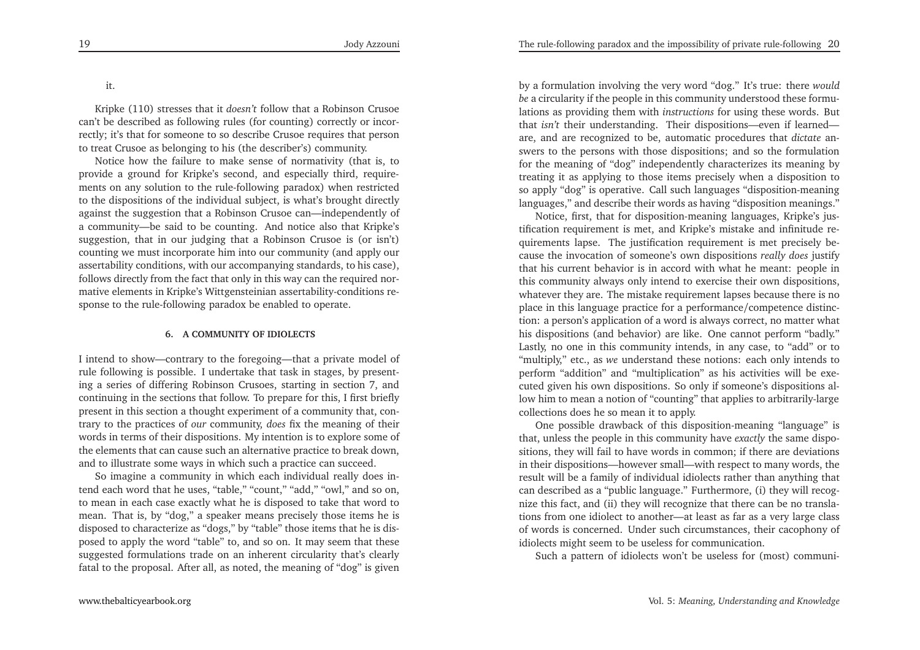it.

Kripke (110) stresses that it *doesn't* follow that a Robinson Crusoe can't be described as following rules (for counting) correctly or incorrectly; it's that for someone to so describe Crusoe requires that person to treat Crusoe as belonging to his (the describer's) community.

Notice how the failure to make sense of normativity (that is, to provide a ground for Kripke's second, and especially third, requirements on any solution to the rule-following paradox) when restricted to the dispositions of the individual subject, is what's brought directly against the suggestion that a Robinson Crusoe can—independently of a community—be said to be counting. And notice also that Kripke's suggestion, that in our judging that a Robinson Crusoe is (or isn't) counting we must incorporate him into our community (and apply our assertability conditions, with our accompanying standards, to his case), follows directly from the fact that only in this way can the required normative elements in Kripke's Wittgensteinian assertability-conditions response to the rule-following paradox be enabled to operate.

## 6. A COMMUNITY OF IDIOLECTS

I intend to show—contrary to the foregoing—that a private model of rule following is possible. I undertake that task in stages, by presenting a series of differing Robinson Crusoes, starting in section 7, and continuing in the sections that follow. To prepare for this, I first briefly present in this section a thought experiment of a community that, contrary to the practices of *our* community, *does* fix the meaning of their words in terms of their dispositions. My intention is to explore some of the elements that can cause such an alternative practice to break down, and to illustrate some ways in which such a practice can succeed.

So imagine a community in which each individual really does intend each word that he uses, "table," "count," "add," "owl," and so on, to mean in each case exactly what he is disposed to take that word to mean. That is, by "dog," a speaker means precisely those items he is disposed to characterize as "dogs," by "table" those items that he is disposed to apply the word "table" to, and so on. It may seem that these suggested formulations trade on an inherent circularity that's clearly fatal to the proposal. After all, as noted, the meaning of "dog" is given by a formulation involving the very word "dog." It's true: there *would be* a circularity if the people in this community understood these formulations as providing them with *instructions* for using these words. But that *isn't* their understanding. Their dispositions—even if learned—are, and are recognized to be, automatic procedures that *dictate* answers to the persons with those dispositions; and so the formulation for the meaning of "dog" independently characterizes its meaning by treating it as applying to those items precisely when a disposition to so apply "dog" is operative. Call such languages "disposition-meaning languages," and describe their words as having "disposition meanings."

Notice, first, that for disposition-meaning languages, Kripke's justification requirement is met, and Kripke's mistake and infinitude requirements lapse. The justification requirement is met precisely because the invocation of someone's own dispositions *really does* justify that his current behavior is in accord with what he meant: people in this community always only intend to exercise their own dispositions, whatever they are. The mistake requirement lapses because there is no place in this language practice for a performance/competence distinction: a person's application of a word is always correct, no matter what his dispositions (and behavior) are like. One cannot perform "badly." Lastly, no one in this community intends, in any case, to "add" or to "multiply," etc., as *we* understand these notions: each only intends to perform "addition" and "multiplication" as his activities will be executed given his own dispositions. So only if someone's dispositions allow him to mean a notion of "counting" that applies to arbitrarily-large collections does he so mean it to apply.

One possible drawback of this disposition-meaning "language" is that, unless the people in this community have *exactly* the same dispositions, they will fail to have words in common; if there are deviations in their dispositions—however small—with respect to many words, the result will be a family of individual idiolects rather than anything that can described as a "public language." Furthermore, (i) they will recognize this fact, and (ii) they will recognize that there can be no translations from one idiolect to another—at least as far as a very large class of words is concerned. Under such circumstances, their cacophony of idiolects might seem to be useless for communication.

Such a pattern of idiolects won't be useless for (most) communi-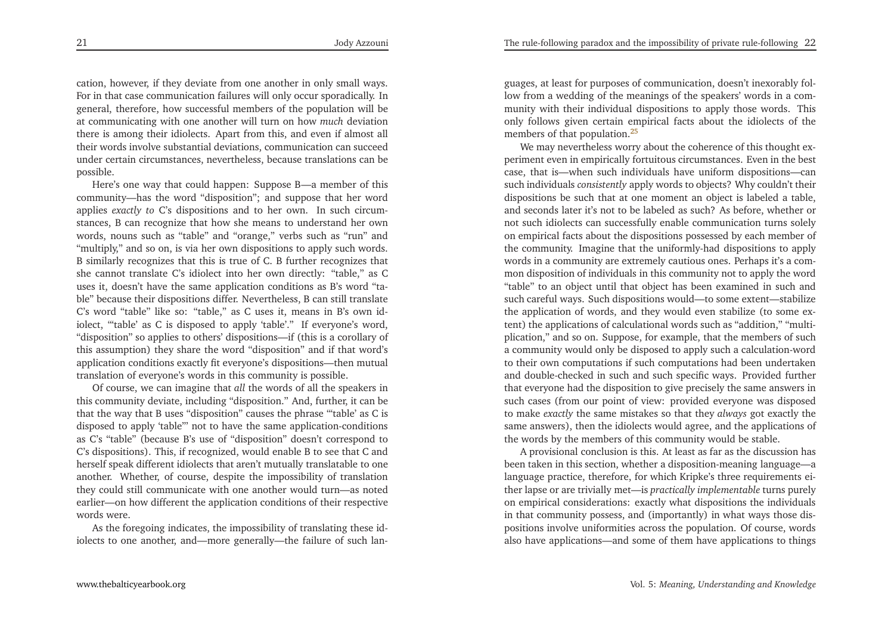cation, however, if they deviate from one another in only small ways. For in that case communication failures will only occur sporadically. In general, therefore, how successful members of the population will be at communicating with one another will turn on how *much* deviation there is among their idiolects. Apart from this, and even if almost all their words involve substantial deviations, communication can succeed under certain circumstances, nevertheless, because translations can be possible.

Here's one way that could happen: Suppose B—a member of this community—has the word "disposition"; and suppose that her word applies *exactly to* C's dispositions and to her own. In such circumstances, B can recognize that how she means to understand her own words, nouns such as "table" and "orange," verbs such as "run" and "multiply," and so on, is via her own dispositions to apply such words. B similarly recognizes that this is true of C. B further recognizes that she cannot translate C's idiolect into her own directly: "table," as C uses it, doesn't have the same application conditions as B's word "table" because their dispositions differ. Nevertheless, B can still translate C's word "table" like so: "table," as C uses it, means in B's own idiolect, "'table' as C is disposed to apply 'table'." If everyone's word, "disposition" so applies to others' dispositions—if (this is a corollary of this assumption) they share the word "disposition" and if that word's application conditions exactly fit everyone's dispositions—then mutual translation of everyone's words in this community is possible.

Of course, we can imagine that *all* the words of all the speakers in this community deviate, including "disposition." And, further, it can be that the way that B uses "disposition" causes the phrase "'table' as C is disposed to apply 'table'" not to have the same application-conditions as C's "table" (because B's use of "disposition" doesn't correspond to C's dispositions). This, if recognized, would enable B to see that C and herself speak different idiolects that aren't mutually translatable to one another. Whether, of course, despite the impossibility of translation they could still communicate with one another would turn—as noted earlier—on how different the application conditions of their respective words were.

As the foregoing indicates, the impossibility of translating these idiolects to one another, and—more generally—the failure of such languages, at least for purposes of communication, doesn't inexorably follow from a wedding of the meanings of the speakers' words in a community with their individual dispositions to apply those words. This only follows given certain empirical facts about the idiolects of the members of that population.[25]

We may nevertheless worry about the coherence of this thought experiment even in empirically fortuitous circumstances. Even in the best case, that is—when such individuals have uniform dispositions—can such individuals *consistently* apply words to objects? Why couldn't their dispositions be such that at one moment an object is labeled a table, and seconds later it's not to be labeled as such? As before, whether or not such idiolects can successfully enable communication turns solely on empirical facts about the dispositions possessed by each member of the community. Imagine that the uniformly-had dispositions to apply words in a community are extremely cautious ones. Perhaps it's a common disposition of individuals in this community not to apply the word "table" to an object until that object has been examined in such and such careful ways. Such dispositions would—to some extent—stabilize the application of words, and they would even stabilize (to some extent) the applications of calculational words such as "addition," "multiplication," and so on. Suppose, for example, that the members of such a community would only be disposed to apply such a calculation-word to their own computations if such computations had been undertaken and double-checked in such and such specific ways. Provided further that everyone had the disposition to give precisely the same answers in such cases (from our point of view: provided everyone was disposed to make *exactly* the same mistakes so that they *always* got exactly the same answers), then the idiolects would agree, and the applications of the words by the members of this community would be stable.

A provisional conclusion is this. At least as far as the discussion has been taken in this section, whether a disposition-meaning language—a language practice, therefore, for which Kripke's three requirements either lapse or are trivially met—is *practically implementable* turns purely on empirical considerations: exactly what dispositions the individuals in that community possess, and (importantly) in what ways those dispositions involve uniformities across the population. Of course, words also have applications—and some of them have applications to things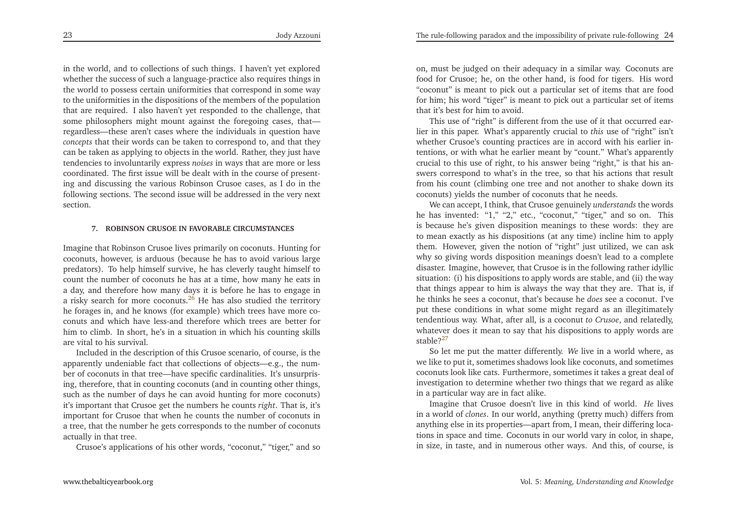in the world, and to collections of such things. I haven't yet explored whether the success of such a language-practice also requires things in the world to possess certain uniformities that correspond in some way to the uniformities in the dispositions of the members of the population that are required. I also haven't yet responded to the challenge, that some philosophers might mount against the foregoing cases, that—regardless—these aren't cases where the individuals in question have *concepts* that their words can be taken to correspond to, and that they can be taken as applying to objects in the world. Rather, they just have tendencies to involuntarily express *noises* in ways that are more or less coordinated. The first issue will be dealt with in the course of presenting and discussing the various Robinson Crusoe cases, as I do in the following sections. The second issue will be addressed in the very next section.

## 7. ROBINSON CRUSOE IN FAVORABLE CIRCUMSTANCES

Imagine that Robinson Crusoe lives primarily on coconuts. Hunting for coconuts, however, is arduous (because he has to avoid various large predators). To help himself survive, he has cleverly taught himself to count the number of coconuts he has at a time, how many he eats in a day, and therefore how many days it is before he has to engage in a risky search for more coconuts.[26] He has also studied the territory he forages in, and he knows (for example) which trees have more coconuts and which have less-and therefore which trees are better for him to climb. In short, he's in a situation in which his counting skills are vital to his survival.

Included in the description of this Crusoe scenario, of course, is the apparently undeniable fact that collections of objects—e.g., the number of coconuts in that tree—have specific cardinalities. It's unsurprising, therefore, that in counting coconuts (and in counting other things, such as the number of days he can avoid hunting for more coconuts) it's important that Crusoe get the numbers he counts *right*. That is, it's important for Crusoe that when he counts the number of coconuts in a tree, that the number he gets corresponds to the number of coconuts actually in that tree.

Crusoe's applications of his other words, "coconut," "tiger," and so on, must be judged on their adequacy in a similar way. Coconuts are food for Crusoe; he, on the other hand, is food for tigers. His word "coconut" is meant to pick out a particular set of items that are food for him; his word "tiger" is meant to pick out a particular set of items that it's best for him to avoid.

This use of "right" is different from the use of it that occurred earlier in this paper. What's apparently crucial to *this* use of "right" isn't whether Crusoe's counting practices are in accord with his earlier intentions, or with what he earlier meant by "count." What's apparently crucial to this use of right, to his answer being "right," is that his answers correspond to what's in the tree, so that his actions that result from his count (climbing one tree and not another to shake down its coconuts) yields the number of coconuts that he needs.

We can accept, I think, that Crusoe genuinely *understands* the words he has invented: "1," "2," etc., "coconut," "tiger," and so on. This is because he's given disposition meanings to these words: they are to mean exactly as his dispositions (at any time) incline him to apply them. However, given the notion of "right" just utilized, we can ask why so giving words disposition meanings doesn't lead to a complete disaster. Imagine, however, that Crusoe is in the following rather idyllic situation: (i) his dispositions to apply words are stable, and (ii) the way that things appear to him is always the way that they are. That is, if he thinks he sees a coconut, that's because he *does* see a coconut. I've put these conditions in what some might regard as an illegitimately tendentious way. What, after all, is a coconut *to Crusoe*, and relatedly, whatever does it mean to say that his dispositions to apply words are stable?[27]

So let me put the matter differently. *We* live in a world where, as we like to put it, sometimes shadows look like coconuts, and sometimes coconuts look like cats. Furthermore, sometimes it takes a great deal of investigation to determine whether two things that we regard as alike in a particular way are in fact alike.

Imagine that Crusoe doesn't live in this kind of world. *He* lives in a world of *clones*. In our world, anything (pretty much) differs from anything else in its properties—apart from, I mean, their differing locations in space and time. Coconuts in our world vary in color, in shape, in size, in taste, and in numerous other ways. And this, of course, is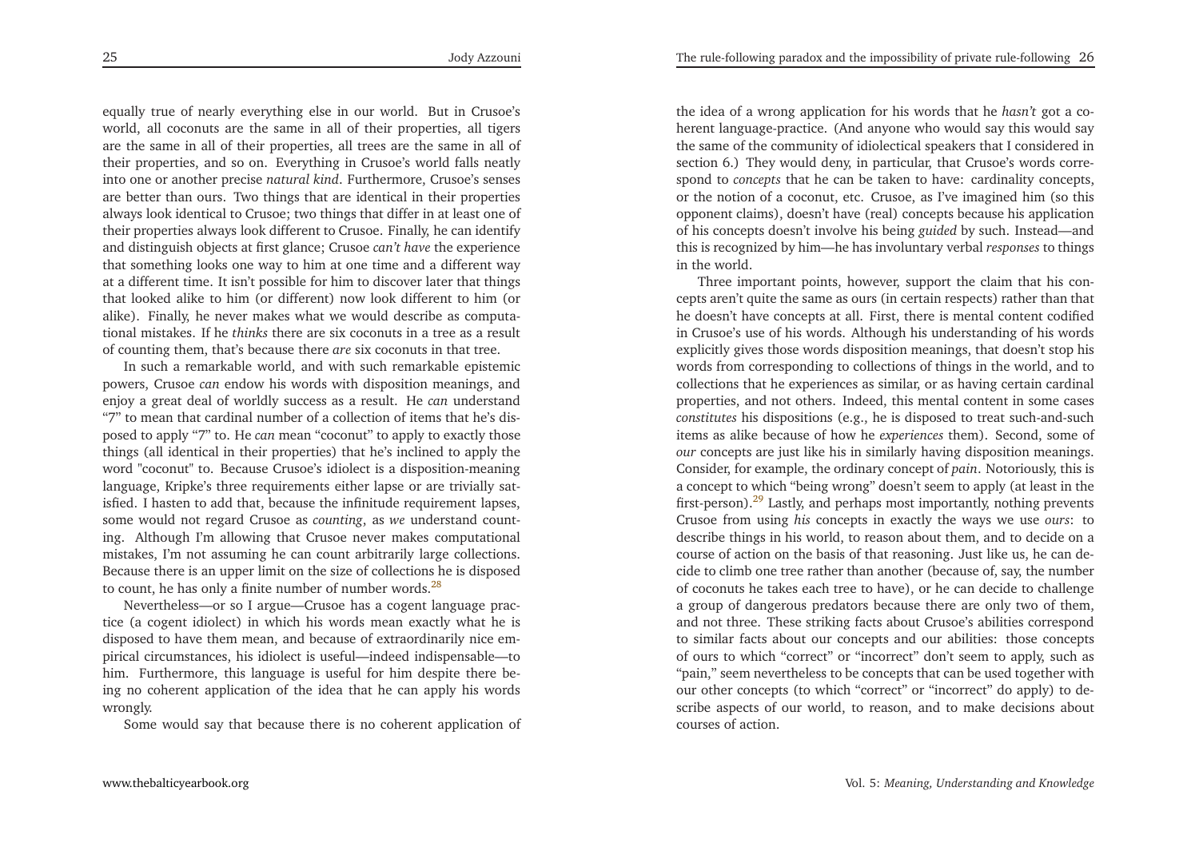equally true of nearly everything else in our world. But in Crusoe's world, all coconuts are the same in all of their properties, all tigers are the same in all of their properties, all trees are the same in all of their properties, and so on. Everything in Crusoe's world falls neatly into one or another precise *natural kind*. Furthermore, Crusoe's senses are better than ours. Two things that are identical in their properties always look identical to Crusoe; two things that differ in at least one of their properties always look different to Crusoe. Finally, he can identify and distinguish objects at first glance; Crusoe *can't have* the experience that something looks one way to him at one time and a different way at a different time. It isn't possible for him to discover later that things that looked alike to him (or different) now look different to him (or alike). Finally, he never makes what we would describe as computational mistakes. If he *thinks* there are six coconuts in a tree as a result of counting them, that's because there *are* six coconuts in that tree.

In such a remarkable world, and with such remarkable epistemic powers, Crusoe *can* endow his words with disposition meanings, and enjoy a great deal of worldly success as a result. He *can* understand "7" to mean that cardinal number of a collection of items that he's disposed to apply "7" to. He *can* mean "coconut" to apply to exactly those things (all identical in their properties) that he's inclined to apply the word "coconut" to. Because Crusoe's idiolect is a disposition-meaning language, Kripke's three requirements either lapse or are trivially satisfied. I hasten to add that, because the infinitude requirement lapses, some would not regard Crusoe as *counting*, as *we* understand counting. Although I'm allowing that Crusoe never makes computational mistakes, I'm not assuming he can count arbitrarily large collections. Because there is an upper limit on the size of collections he is disposed to count, he has only a finite number of number words.[28]

Nevertheless—or so I argue—Crusoe has a cogent language practice (a cogent idiolect) in which his words mean exactly what he is disposed to have them mean, and because of extraordinarily nice empirical circumstances, his idiolect is useful—indeed indispensable—to him. Furthermore, this language is useful for him despite there being no coherent application of the idea that he can apply his words wrongly.

Some would say that because there is no coherent application of the idea of a wrong application for his words that he *hasn't* got a coherent language-practice. (And anyone who would say this would say the same of the community of idiolectical speakers that I considered in section 6.) They would deny, in particular, that Crusoe's words correspond to *concepts* that he can be taken to have: cardinality concepts, or the notion of a coconut, etc. Crusoe, as I've imagined him (so this opponent claims), doesn't have (real) concepts because his application of his concepts doesn't involve his being *guided* by such. Instead—and this is recognized by him—he has involuntary verbal *responses* to things in the world.

Three important points, however, support the claim that his concepts aren't quite the same as ours (in certain respects) rather than that he doesn't have concepts at all. First, there is mental content codified in Crusoe's use of his words. Although his understanding of his words explicitly gives those words disposition meanings, that doesn't stop his words from corresponding to collections of things in the world, and to collections that he experiences as similar, or as having certain cardinal properties, and not others. Indeed, this mental content in some cases *constitutes* his dispositions (e.g., he is disposed to treat such-and-such items as alike because of how he *experiences* them). Second, some of *our* concepts are just like his in similarly having disposition meanings. Consider, for example, the ordinary concept of *pain*. Notoriously, this is a concept to which "being wrong" doesn't seem to apply (at least in the first-person).[29] Lastly, and perhaps most importantly, nothing prevents Crusoe from using *his* concepts in exactly the ways we use *ours*: to describe things in his world, to reason about them, and to decide on a course of action on the basis of that reasoning. Just like us, he can decide to climb one tree rather than another (because of, say, the number of coconuts he takes each tree to have), or he can decide to challenge a group of dangerous predators because there are only two of them, and not three. These striking facts about Crusoe's abilities correspond to similar facts about our concepts and our abilities: those concepts of ours to which "correct" or "incorrect" don't seem to apply, such as "pain," seem nevertheless to be concepts that can be used together with our other concepts (to which "correct" or "incorrect" do apply) to describe aspects of our world, to reason, and to make decisions about courses of action.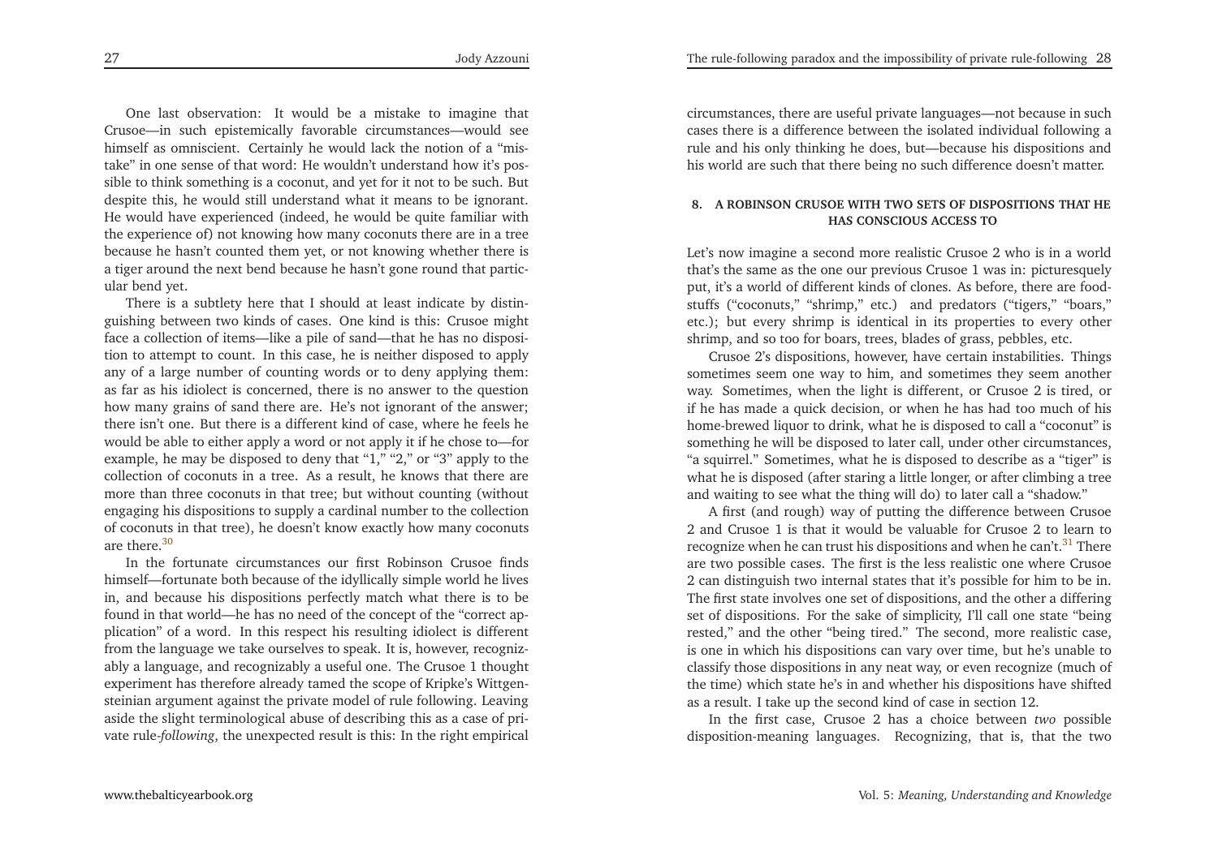One last observation: It would be a mistake to imagine that Crusoe—in such epistemically favorable circumstances—would see himself as omniscient. Certainly he would lack the notion of a "mistake" in one sense of that word: He wouldn't understand how it's possible to think something is a coconut, and yet for it not to be such. But despite this, he would still understand what it means to be ignorant. He would have experienced (indeed, he would be quite familiar with the experience of) not knowing how many coconuts there are in a tree because he hasn't counted them yet, or not knowing whether there is a tiger around the next bend because he hasn't gone round that particular bend yet.

There is a subtlety here that I should at least indicate by distinguishing between two kinds of cases. One kind is this: Crusoe might face a collection of items—like a pile of sand—that he has no disposition to attempt to count. In this case, he is neither disposed to apply any of a large number of counting words or to deny applying them: as far as his idiolect is concerned, there is no answer to the question how many grains of sand there are. He's not ignorant of the answer; there isn't one. But there is a different kind of case, where he feels he would be able to either apply a word or not apply it if he chose to—for example, he may be disposed to deny that "1," "2," or "3" apply to the collection of coconuts in a tree. As a result, he knows that there are more than three coconuts in that tree; but without counting (without engaging his dispositions to supply a cardinal number to the collection of coconuts in that tree), he doesn't know exactly how many coconuts are there.[30]

In the fortunate circumstances our first Robinson Crusoe finds himself—fortunate both because of the idyllically simple world he lives in, and because his dispositions perfectly match what there is to be found in that world—he has no need of the concept of the "correct application" of a word. In this respect his resulting idiolect is different from the language we take ourselves to speak. It is, however, recognizably a language, and recognizably a useful one. The Crusoe 1 thought experiment has therefore already tamed the scope of Kripke's Wittgensteinian argument against the private model of rule following. Leaving aside the slight terminological abuse of describing this as a case of private rule-*following*, the unexpected result is this: In the right empirical circumstances, there are useful private languages—not because in such cases there is a difference between the isolated individual following a rule and his only thinking he does, but—because his dispositions and his world are such that there being no such difference doesn't matter.

## 8. A ROBINSON CRUSOE WITH TWO SETS OF DISPOSITIONS THAT HE HAS CONSCIOUS ACCESS TO

Let's now imagine a second more realistic Crusoe 2 who is in a world that's the same as the one our previous Crusoe 1 was in: picturesquely put, it's a world of different kinds of clones. As before, there are foodstuffs ("coconuts," "shrimp," etc.) and predators ("tigers," "boars," etc.); but every shrimp is identical in its properties to every other shrimp, and so too for boars, trees, blades of grass, pebbles, etc.

Crusoe 2's dispositions, however, have certain instabilities. Things sometimes seem one way to him, and sometimes they seem another way. Sometimes, when the light is different, or Crusoe 2 is tired, or if he has made a quick decision, or when he has had too much of his home-brewed liquor to drink, what he is disposed to call a "coconut" is something he will be disposed to later call, under other circumstances, "a squirrel." Sometimes, what he is disposed to describe as a "tiger" is what he is disposed (after staring a little longer, or after climbing a tree and waiting to see what the thing will do) to later call a "shadow."

A first (and rough) way of putting the difference between Crusoe 2 and Crusoe 1 is that it would be valuable for Crusoe 2 to learn to recognize when he can trust his dispositions and when he can't.[31] There are two possible cases. The first is the less realistic one where Crusoe 2 can distinguish two internal states that it's possible for him to be in. The first state involves one set of dispositions, and the other a differing set of dispositions. For the sake of simplicity, I'll call one state "being rested," and the other "being tired." The second, more realistic case, is one in which his dispositions can vary over time, but he's unable to classify those dispositions in any neat way, or even recognize (much of the time) which state he's in and whether his dispositions have shifted as a result. I take up the second kind of case in section 12.

In the first case, Crusoe 2 has a choice between *two* possible disposition-meaning languages. Recognizing, that is, that the two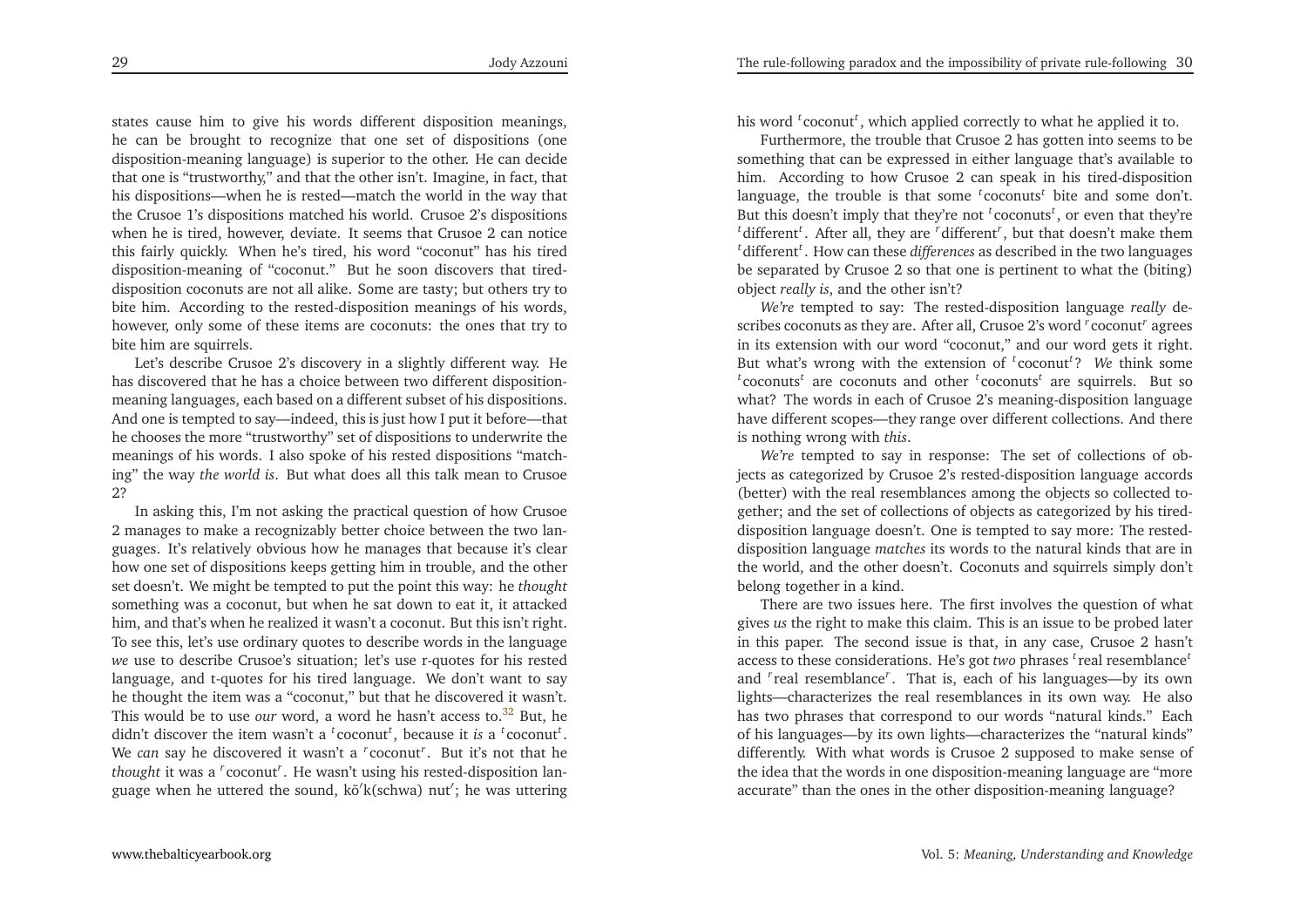states cause him to give his words different disposition meanings, he can be brought to recognize that one set of dispositions (one disposition-meaning language) is superior to the other. He can decide that one is "trustworthy," and that the other isn't. Imagine, in fact, that his dispositions—when he is rested—match the world in the way that the Crusoe 1's dispositions matched his world. Crusoe 2's dispositions when he is tired, however, deviate. It seems that Crusoe 2 can notice this fairly quickly. When he's tired, his word "coconut" has his tired disposition-meaning of "coconut." But he soon discovers that tired-disposition coconuts are not all alike. Some are tasty; but others try to bite him. According to the rested-disposition meanings of his words, however, only some of these items are coconuts: the ones that try to bite him are squirrels.

Let's describe Crusoe 2's discovery in a slightly different way. He has discovered that he has a choice between two different disposition-meaning languages, each based on a different subset of his dispositions. And one is tempted to say—indeed, this is just how I put it before—that he chooses the more "trustworthy" set of dispositions to underwrite the meanings of his words. I also spoke of his rested dispositions "matching" the way *the world is*. But what does all this talk mean to Crusoe 2?

In asking this, I'm not asking the practical question of how Crusoe 2 manages to make a recognizably better choice between the two languages. It's relatively obvious how he manages that because it's clear how one set of dispositions keeps getting him in trouble, and the other set doesn't. We might be tempted to put the point this way: he *thought* something was a coconut, but when he sat down to eat it, it attacked him, and that's when he realized it wasn't a coconut. But this isn't right. To see this, let's use ordinary quotes to describe words in the language *we* use to describe Crusoe's situation; let's use r-quotes for his rested language, and t-quotes for his tired language. We don't want to say he thought the item was a "coconut," but that he discovered it wasn't. This would be to use *our* word, a word he hasn't access to.[32] But, he didn't discover the item wasn't a $^{t}$coconut$^{t}$, because it *is* a $^{t}$coconut$^{t}$. We *can* say he discovered it wasn't a $^{r}$coconut$^{r}$. But it's not that he *thought* it was a $^{r}$coconut$^{r}$. He wasn't using his rested-disposition language when he uttered the sound, kō′k(schwa) nut′; he was uttering his word $^{t}$coconut$^{t}$, which applied correctly to what he applied it to.

Furthermore, the trouble that Crusoe 2 has gotten into seems to be something that can be expressed in either language that's available to him. According to how Crusoe 2 can speak in his tired-disposition language, the trouble is that some $^{t}$coconuts$^{t}$ bite and some don't. But this doesn't imply that they're not $^{t}$coconuts$^{t}$, or even that they're $^{t}$different$^{t}$. After all, they are $^{r}$different$^{r}$, but that doesn't make them $^{t}$different$^{t}$. How can these *differences* as described in the two languages be separated by Crusoe 2 so that one is pertinent to what the (biting) object *really is*, and the other isn't?

*We're* tempted to say: The rested-disposition language *really* describes coconuts as they are. After all, Crusoe 2's word $^{r}$coconut$^{r}$ agrees in its extension with our word "coconut," and our word gets it right. But what's wrong with the extension of $^{t}$coconut$^{t}$? *We* think some $^{t}$coconuts$^{t}$ are coconuts and other $^{t}$coconuts$^{t}$ are squirrels. But so what? The words in each of Crusoe 2's meaning-disposition language have different scopes—they range over different collections. And there is nothing wrong with *this*.

*We're* tempted to say in response: The set of collections of objects as categorized by Crusoe 2's rested-disposition language accords (better) with the real resemblances among the objects so collected together; and the set of collections of objects as categorized by his tired-disposition language doesn't. One is tempted to say more: The rested-disposition language *matches* its words to the natural kinds that are in the world, and the other doesn't. Coconuts and squirrels simply don't belong together in a kind.

There are two issues here. The first involves the question of what gives *us* the right to make this claim. This is an issue to be probed later in this paper. The second issue is that, in any case, Crusoe 2 hasn't access to these considerations. He's got *two* phrases $^{t}$real resemblance$^{t}$ and $^{r}$real resemblance$^{r}$. That is, each of his languages—by its own lights—characterizes the real resemblances in its own way. He also has two phrases that correspond to our words "natural kinds." Each of his languages—by its own lights—characterizes the "natural kinds" differently. With what words is Crusoe 2 supposed to make sense of the idea that the words in one disposition-meaning language are "more accurate" than the ones in the other disposition-meaning language?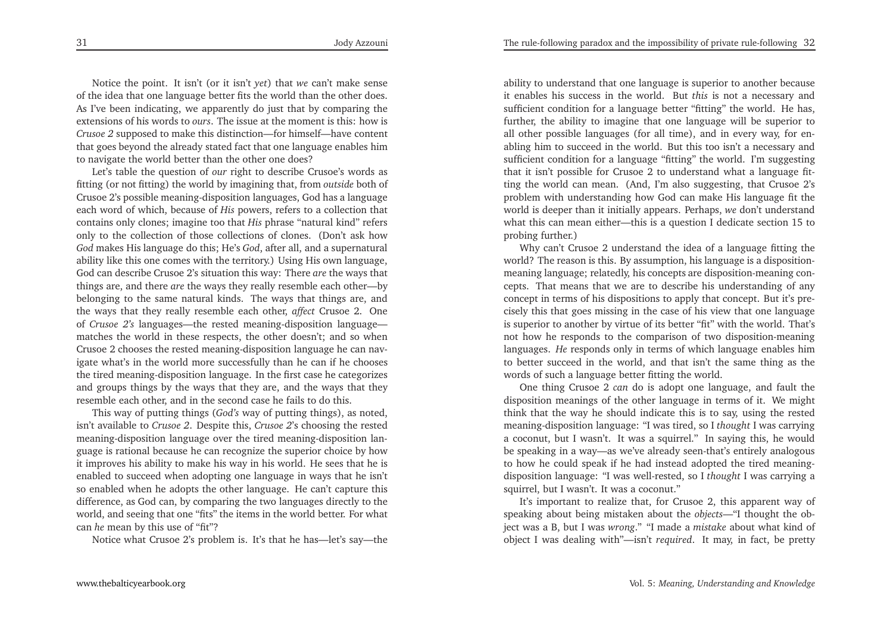Notice the point. It isn't (or it isn't *yet*) that *we* can't make sense of the idea that one language better fits the world than the other does. As I've been indicating, we apparently do just that by comparing the extensions of his words to *ours*. The issue at the moment is this: how is *Crusoe 2* supposed to make this distinction—for himself—have content that goes beyond the already stated fact that one language enables him to navigate the world better than the other one does?

Let's table the question of *our* right to describe Crusoe's words as fitting (or not fitting) the world by imagining that, from *outside* both of Crusoe 2's possible meaning-disposition languages, God has a language each word of which, because of *His* powers, refers to a collection that contains only clones; imagine too that *His* phrase "natural kind" refers only to the collection of those collections of clones. (Don't ask how *God* makes His language do this; He's *God*, after all, and a supernatural ability like this one comes with the territory.) Using His own language, God can describe Crusoe 2's situation this way: There *are* the ways that things are, and there *are* the ways they really resemble each other—by belonging to the same natural kinds. The ways that things are, and the ways that they really resemble each other, *affect* Crusoe 2. One of *Crusoe 2's* languages—the rested meaning-disposition language—matches the world in these respects, the other doesn't; and so when Crusoe 2 chooses the rested meaning-disposition language he can navigate what's in the world more successfully than he can if he chooses the tired meaning-disposition language. In the first case he categorizes and groups things by the ways that they are, and the ways that they resemble each other, and in the second case he fails to do this.

This way of putting things (*God's* way of putting things), as noted, isn't available to *Crusoe 2*. Despite this, *Crusoe 2*'s choosing the rested meaning-disposition language over the tired meaning-disposition language is rational because he can recognize the superior choice by how it improves his ability to make his way in his world. He sees that he is enabled to succeed when adopting one language in ways that he isn't so enabled when he adopts the other language. He can't capture this difference, as God can, by comparing the two languages directly to the world, and seeing that one "fits" the items in the world better. For what can *he* mean by this use of "fit"?

Notice what Crusoe 2's problem is. It's that he has—let's say—the ability to understand that one language is superior to another because it enables his success in the world. But *this* is not a necessary and sufficient condition for a language better "fitting" the world. He has, further, the ability to imagine that one language will be superior to all other possible languages (for all time), and in every way, for enabling him to succeed in the world. But this too isn't a necessary and sufficient condition for a language "fitting" the world. I'm suggesting that it isn't possible for Crusoe 2 to understand what a language fitting the world can mean. (And, I'm also suggesting, that Crusoe 2's problem with understanding how God can make His language fit the world is deeper than it initially appears. Perhaps, *we* don't understand what this can mean either—this is a question I dedicate section 15 to probing further.)

Why can't Crusoe 2 understand the idea of a language fitting the world? The reason is this. By assumption, his language is a disposition-meaning language; relatedly, his concepts are disposition-meaning concepts. That means that we are to describe his understanding of any concept in terms of his dispositions to apply that concept. But it's precisely this that goes missing in the case of his view that one language is superior to another by virtue of its better "fit" with the world. That's not how he responds to the comparison of two disposition-meaning languages. *He* responds only in terms of which language enables him to better succeed in the world, and that isn't the same thing as the words of such a language better fitting the world.

One thing Crusoe 2 *can* do is adopt one language, and fault the disposition meanings of the other language in terms of it. We might think that the way he should indicate this is to say, using the rested meaning-disposition language: "I was tired, so I *thought* I was carrying a coconut, but I wasn't. It was a squirrel." In saying this, he would be speaking in a way—as we've already seen-that's entirely analogous to how he could speak if he had instead adopted the tired meaning-disposition language: "I was well-rested, so I *thought* I was carrying a squirrel, but I wasn't. It was a coconut."

It's important to realize that, for Crusoe 2, this apparent way of speaking about being mistaken about the *objects*—"I thought the object was a B, but I was *wrong*." "I made a *mistake* about what kind of object I was dealing with"—isn't *required*. It may, in fact, be pretty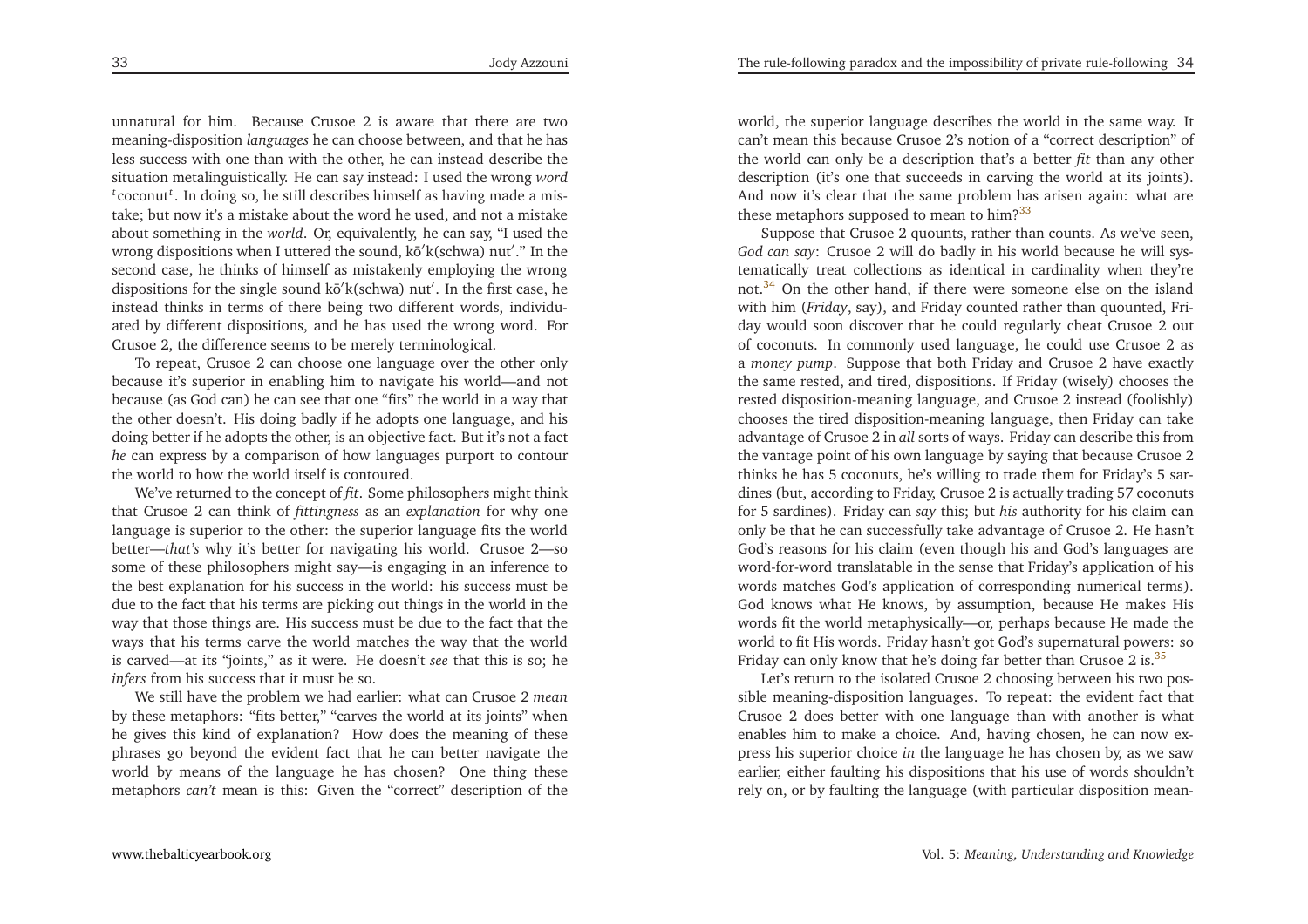unnatural for him. Because Crusoe 2 is aware that there are two meaning-disposition *languages* he can choose between, and that he has less success with one than with the other, he can instead describe the situation metalinguistically. He can say instead: I used the wrong *word* ⌜coconut⌝. In doing so, he still describes himself as having made a mistake; but now it's a mistake about the word he used, and not a mistake about something in the *world*. Or, equivalently, he can say, "I used the wrong dispositions when I uttered the sound, kō′k(schwa) nut′." In the second case, he thinks of himself as mistakenly employing the wrong dispositions for the single sound kō′k(schwa) nut′. In the first case, he instead thinks in terms of there being two different words, individuated by different dispositions, and he has used the wrong word. For Crusoe 2, the difference seems to be merely terminological.

To repeat, Crusoe 2 can choose one language over the other only because it's superior in enabling him to navigate his world—and not because (as God can) he can see that one "fits" the world in a way that the other doesn't. His doing badly if he adopts one language, and his doing better if he adopts the other, is an objective fact. But it's not a fact *he* can express by a comparison of how languages purport to contour the world to how the world itself is contoured.

We've returned to the concept of *fit*. Some philosophers might think that Crusoe 2 can think of *fittingness* as an *explanation* for why one language is superior to the other: the superior language fits the world better—*that's* why it's better for navigating his world. Crusoe 2—so some of these philosophers might say—is engaging in an inference to the best explanation for his success in the world: his success must be due to the fact that his terms are picking out things in the world in the way that those things are. His success must be due to the fact that the ways that his terms carve the world matches the way that the world is carved—at its "joints," as it were. He doesn't *see* that this is so; he *infers* from his success that it must be so.

We still have the problem we had earlier: what can Crusoe 2 *mean* by these metaphors: "fits better," "carves the world at its joints" when he gives this kind of explanation? How does the meaning of these phrases go beyond the evident fact that he can better navigate the world by means of the language he has chosen? One thing these metaphors *can't* mean is this: Given the "correct" description of the world, the superior language describes the world in the same way. It can't mean this because Crusoe 2's notion of a "correct description" of the world can only be a description that's a better *fit* than any other description (it's one that succeeds in carving the world at its joints). And now it's clear that the same problem has arisen again: what are these metaphors supposed to mean to him?[33]

Suppose that Crusoe 2 quounts, rather than counts. As we've seen, *God can say*: Crusoe 2 will do badly in his world because he will systematically treat collections as identical in cardinality when they're not.[34] On the other hand, if there were someone else on the island with him (*Friday*, say), and Friday counted rather than quounted, Friday would soon discover that he could regularly cheat Crusoe 2 out of coconuts. In commonly used language, he could use Crusoe 2 as a *money pump*. Suppose that both Friday and Crusoe 2 have exactly the same rested, and tired, dispositions. If Friday (wisely) chooses the rested disposition-meaning language, and Crusoe 2 instead (foolishly) chooses the tired disposition-meaning language, then Friday can take advantage of Crusoe 2 in *all* sorts of ways. Friday can describe this from the vantage point of his own language by saying that because Crusoe 2 thinks he has 5 coconuts, he's willing to trade them for Friday's 5 sardines (but, according to Friday, Crusoe 2 is actually trading 57 coconuts for 5 sardines). Friday can *say* this; but *his* authority for his claim can only be that he can successfully take advantage of Crusoe 2. He hasn't God's reasons for his claim (even though his and God's languages are word-for-word translatable in the sense that Friday's application of his words matches God's application of corresponding numerical terms). God knows what He knows, by assumption, because He makes His words fit the world metaphysically—or, perhaps because He made the world to fit His words. Friday hasn't got God's supernatural powers: so Friday can only know that he's doing far better than Crusoe 2 is.[35]

Let's return to the isolated Crusoe 2 choosing between his two possible meaning-disposition languages. To repeat: the evident fact that Crusoe 2 does better with one language than with another is what enables him to make a choice. And, having chosen, he can now express his superior choice *in* the language he has chosen by, as we saw earlier, either faulting his dispositions that his use of words shouldn't rely on, or by faulting the language (with particular disposition mean-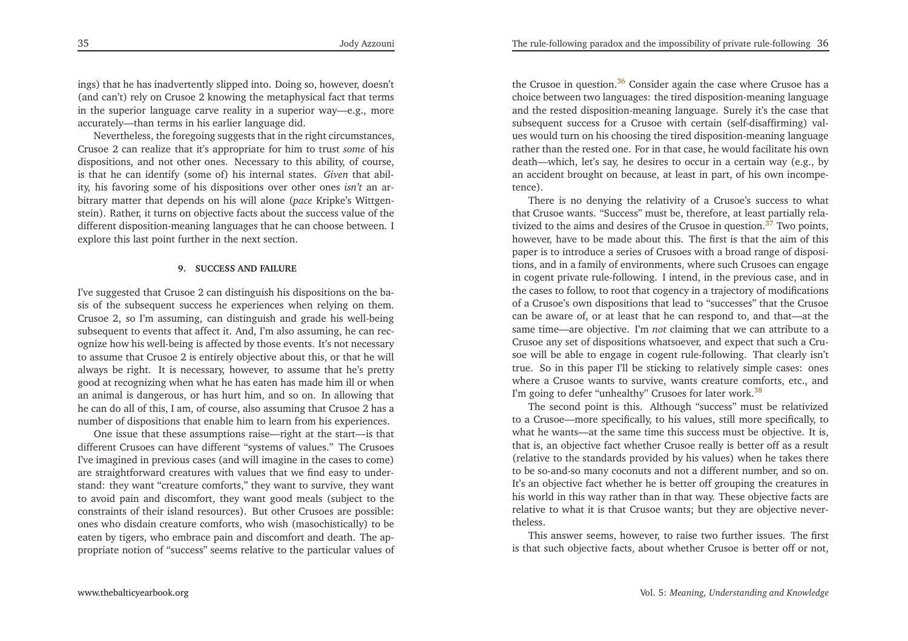ings) that he has inadvertently slipped into. Doing so, however, doesn't (and can't) rely on Crusoe 2 knowing the metaphysical fact that terms in the superior language carve reality in a superior way—e.g., more accurately—than terms in his earlier language did.

Nevertheless, the foregoing suggests that in the right circumstances, Crusoe 2 can realize that it's appropriate for him to trust *some* of his dispositions, and not other ones. Necessary to this ability, of course, is that he can identify (some of) his internal states. *Given* that ability, his favoring some of his dispositions over other ones *isn't* an arbitrary matter that depends on his will alone (*pace* Kripke's Wittgenstein). Rather, it turns on objective facts about the success value of the different disposition-meaning languages that he can choose between. I explore this last point further in the next section.

## 9. SUCCESS AND FAILURE

I've suggested that Crusoe 2 can distinguish his dispositions on the basis of the subsequent success he experiences when relying on them. Crusoe 2, so I'm assuming, can distinguish and grade his well-being subsequent to events that affect it. And, I'm also assuming, he can recognize how his well-being is affected by those events. It's not necessary to assume that Crusoe 2 is entirely objective about this, or that he will always be right. It is necessary, however, to assume that he's pretty good at recognizing when what he has eaten has made him ill or when an animal is dangerous, or has hurt him, and so on. In allowing that he can do all of this, I am, of course, also assuming that Crusoe 2 has a number of dispositions that enable him to learn from his experiences.

One issue that these assumptions raise—right at the start—is that different Crusoes can have different "systems of values." The Crusoes I've imagined in previous cases (and will imagine in the cases to come) are straightforward creatures with values that we find easy to understand: they want "creature comforts," they want to survive, they want to avoid pain and discomfort, they want good meals (subject to the constraints of their island resources). But other Crusoes are possible: ones who disdain creature comforts, who wish (masochistically) to be eaten by tigers, who embrace pain and discomfort and death. The appropriate notion of "success" seems relative to the particular values of the Crusoe in question.[36] Consider again the case where Crusoe has a choice between two languages: the tired disposition-meaning language and the rested disposition-meaning language. Surely it's the case that subsequent success for a Crusoe with certain (self-disaffirming) values would turn on his choosing the tired disposition-meaning language rather than the rested one. For in that case, he would facilitate his own death—which, let's say, he desires to occur in a certain way (e.g., by an accident brought on because, at least in part, of his own incompetence).

There is no denying the relativity of a Crusoe's success to what that Crusoe wants. "Success" must be, therefore, at least partially relativized to the aims and desires of the Crusoe in question.[37] Two points, however, have to be made about this. The first is that the aim of this paper is to introduce a series of Crusoes with a broad range of dispositions, and in a family of environments, where such Crusoes can engage in cogent private rule-following. I intend, in the previous case, and in the cases to follow, to root that cogency in a trajectory of modifications of a Crusoe's own dispositions that lead to "successes" that the Crusoe can be aware of, or at least that he can respond to, and that—at the same time—are objective. I'm *not* claiming that we can attribute to a Crusoe any set of dispositions whatsoever, and expect that such a Crusoe will be able to engage in cogent rule-following. That clearly isn't true. So in this paper I'll be sticking to relatively simple cases: ones where a Crusoe wants to survive, wants creature comforts, etc., and I'm going to defer "unhealthy" Crusoes for later work.[38]

The second point is this. Although "success" must be relativized to a Crusoe—more specifically, to his values, still more specifically, to what he wants—at the same time this success must be objective. It is, that is, an objective fact whether Crusoe really is better off as a result (relative to the standards provided by his values) when he takes there to be so-and-so many coconuts and not a different number, and so on. It's an objective fact whether he is better off grouping the creatures in his world in this way rather than in that way. These objective facts are relative to what it is that Crusoe wants; but they are objective nevertheless.

This answer seems, however, to raise two further issues. The first is that such objective facts, about whether Crusoe is better off or not,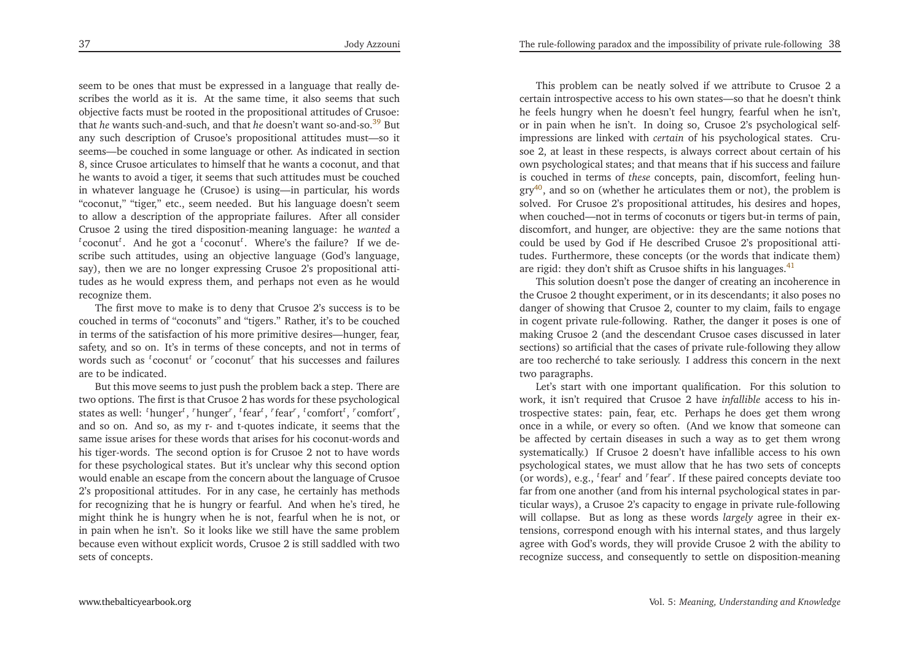seem to be ones that must be expressed in a language that really describes the world as it is. At the same time, it also seems that such objective facts must be rooted in the propositional attitudes of Crusoe: that *he* wants such-and-such, and that *he* doesn't want so-and-so.[39] But any such description of Crusoe's propositional attitudes must—so it seems—be couched in some language or other. As indicated in section 8, since Crusoe articulates to himself that he wants a coconut, and that he wants to avoid a tiger, it seems that such attitudes must be couched in whatever language he (Crusoe) is using—in particular, his words "coconut," "tiger," etc., seem needed. But his language doesn't seem to allow a description of the appropriate failures. After all consider Crusoe 2 using the tired disposition-meaning language: he *wanted* a $^{t}$coconut$^{t}$. And he got a $^{t}$coconut$^{t}$. Where's the failure? If we describe such attitudes, using an objective language (God's language, say), then we are no longer expressing Crusoe 2's propositional attitudes as he would express them, and perhaps not even as he would recognize them.

The first move to make is to deny that Crusoe 2's success is to be couched in terms of "coconuts" and "tigers." Rather, it's to be couched in terms of the satisfaction of his more primitive desires—hunger, fear, safety, and so on. It's in terms of these concepts, and not in terms of words such as $^{t}$coconut$^{t}$ or $^{r}$coconut$^{r}$ that his successes and failures are to be indicated.

But this move seems to just push the problem back a step. There are two options. The first is that Crusoe 2 has words for these psychological states as well: $^{t}$hunger$^{t}$, $^{r}$hunger$^{r}$, $^{t}$fear$^{t}$, $^{r}$fear$^{r}$, $^{t}$comfort$^{t}$, $^{r}$comfort$^{r}$, and so on. And so, as my r- and t-quotes indicate, it seems that the same issue arises for these words that arises for his coconut-words and his tiger-words. The second option is for Crusoe 2 not to have words for these psychological states. But it's unclear why this second option would enable an escape from the concern about the language of Crusoe 2's propositional attitudes. For in any case, he certainly has methods for recognizing that he is hungry or fearful. And when he's tired, he might think he is hungry when he is not, fearful when he is not, or in pain when he isn't. So it looks like we still have the same problem because even without explicit words, Crusoe 2 is still saddled with two sets of concepts.

This problem can be neatly solved if we attribute to Crusoe 2 a certain introspective access to his own states—so that he doesn't think he feels hungry when he doesn't feel hungry, fearful when he isn't, or in pain when he isn't. In doing so, Crusoe 2's psychological self-impressions are linked with *certain* of his psychological states. Crusoe 2, at least in these respects, is always correct about certain of his own psychological states; and that means that if his success and failure is couched in terms of *these* concepts, pain, discomfort, feeling hungry[40], and so on (whether he articulates them or not), the problem is solved. For Crusoe 2's propositional attitudes, his desires and hopes, when couched—not in terms of coconuts or tigers but-in terms of pain, discomfort, and hunger, are objective: they are the same notions that could be used by God if He described Crusoe 2's propositional attitudes. Furthermore, these concepts (or the words that indicate them) are rigid: they don't shift as Crusoe shifts in his languages.[41]

This solution doesn't pose the danger of creating an incoherence in the Crusoe 2 thought experiment, or in its descendants; it also poses no danger of showing that Crusoe 2, counter to my claim, fails to engage in cogent private rule-following. Rather, the danger it poses is one of making Crusoe 2 (and the descendant Crusoe cases discussed in later sections) so artificial that the cases of private rule-following they allow are too recherché to take seriously. I address this concern in the next two paragraphs.

Let's start with one important qualification. For this solution to work, it isn't required that Crusoe 2 have *infallible* access to his introspective states: pain, fear, etc. Perhaps he does get them wrong once in a while, or every so often. (And we know that someone can be affected by certain diseases in such a way as to get them wrong systematically.) If Crusoe 2 doesn't have infallible access to his own psychological states, we must allow that he has two sets of concepts (or words), e.g., $^{t}$fear$^{t}$ and $^{r}$fear$^{r}$. If these paired concepts deviate too far from one another (and from his internal psychological states in particular ways), a Crusoe 2's capacity to engage in private rule-following will collapse. But as long as these words *largely* agree in their extensions, correspond enough with his internal states, and thus largely agree with God's words, they will provide Crusoe 2 with the ability to recognize success, and consequently to settle on disposition-meaning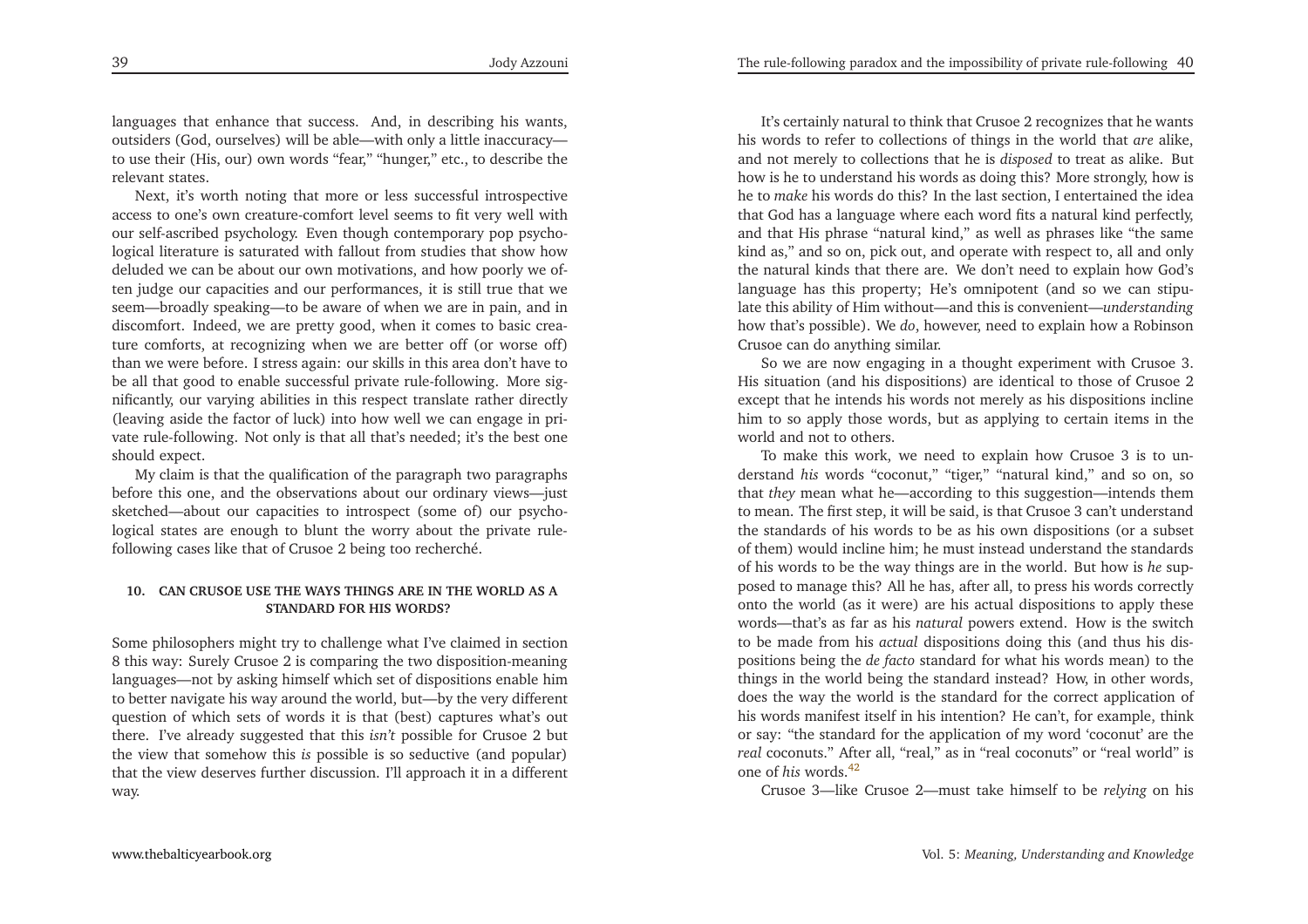languages that enhance that success. And, in describing his wants, outsiders (God, ourselves) will be able—with only a little inaccuracy—to use their (His, our) own words "fear," "hunger," etc., to describe the relevant states.

Next, it's worth noting that more or less successful introspective access to one's own creature-comfort level seems to fit very well with our self-ascribed psychology. Even though contemporary pop psychological literature is saturated with fallout from studies that show how deluded we can be about our own motivations, and how poorly we often judge our capacities and our performances, it is still true that we seem—broadly speaking—to be aware of when we are in pain, and in discomfort. Indeed, we are pretty good, when it comes to basic creature comforts, at recognizing when we are better off (or worse off) than we were before. I stress again: our skills in this area don't have to be all that good to enable successful private rule-following. More significantly, our varying abilities in this respect translate rather directly (leaving aside the factor of luck) into how well we can engage in private rule-following. Not only is that all that's needed; it's the best one should expect.

My claim is that the qualification of the paragraph two paragraphs before this one, and the observations about our ordinary views—just sketched—about our capacities to introspect (some of) our psychological states are enough to blunt the worry about the private rule-following cases like that of Crusoe 2 being too recherché.

## 10. CAN CRUSOE USE THE WAYS THINGS ARE IN THE WORLD AS A STANDARD FOR HIS WORDS?

Some philosophers might try to challenge what I've claimed in section 8 this way: Surely Crusoe 2 is comparing the two disposition-meaning languages—not by asking himself which set of dispositions enable him to better navigate his way around the world, but—by the very different question of which sets of words it is that (best) captures what's out there. I've already suggested that this *isn't* possible for Crusoe 2 but the view that somehow this *is* possible is so seductive (and popular) that the view deserves further discussion. I'll approach it in a different way.

It's certainly natural to think that Crusoe 2 recognizes that he wants his words to refer to collections of things in the world that *are* alike, and not merely to collections that he is *disposed* to treat as alike. But how is he to understand his words as doing this? More strongly, how is he to *make* his words do this? In the last section, I entertained the idea that God has a language where each word fits a natural kind perfectly, and that His phrase "natural kind," as well as phrases like "the same kind as," and so on, pick out, and operate with respect to, all and only the natural kinds that there are. We don't need to explain how God's language has this property; He's omnipotent (and so we can stipulate this ability of Him without—and this is convenient—*understanding* how that's possible). We *do*, however, need to explain how a Robinson Crusoe can do anything similar.

So we are now engaging in a thought experiment with Crusoe 3. His situation (and his dispositions) are identical to those of Crusoe 2 except that he intends his words not merely as his dispositions incline him to so apply those words, but as applying to certain items in the world and not to others.

To make this work, we need to explain how Crusoe 3 is to understand *his* words "coconut," "tiger," "natural kind," and so on, so that *they* mean what he—according to this suggestion—intends them to mean. The first step, it will be said, is that Crusoe 3 can't understand the standards of his words to be as his own dispositions (or a subset of them) would incline him; he must instead understand the standards of his words to be the way things are in the world. But how is *he* supposed to manage this? All he has, after all, to press his words correctly onto the world (as it were) are his actual dispositions to apply these words—that's as far as his *natural* powers extend. How is the switch to be made from his *actual* dispositions doing this (and thus his dispositions being the *de facto* standard for what his words mean) to the things in the world being the standard instead? How, in other words, does the way the world is the standard for the correct application of his words manifest itself in his intention? He can't, for example, think or say: "the standard for the application of my word 'coconut' are the *real* coconuts." After all, "real," as in "real coconuts" or "real world" is one of *his* words.[42]

Crusoe 3—like Crusoe 2—must take himself to be *relying* on his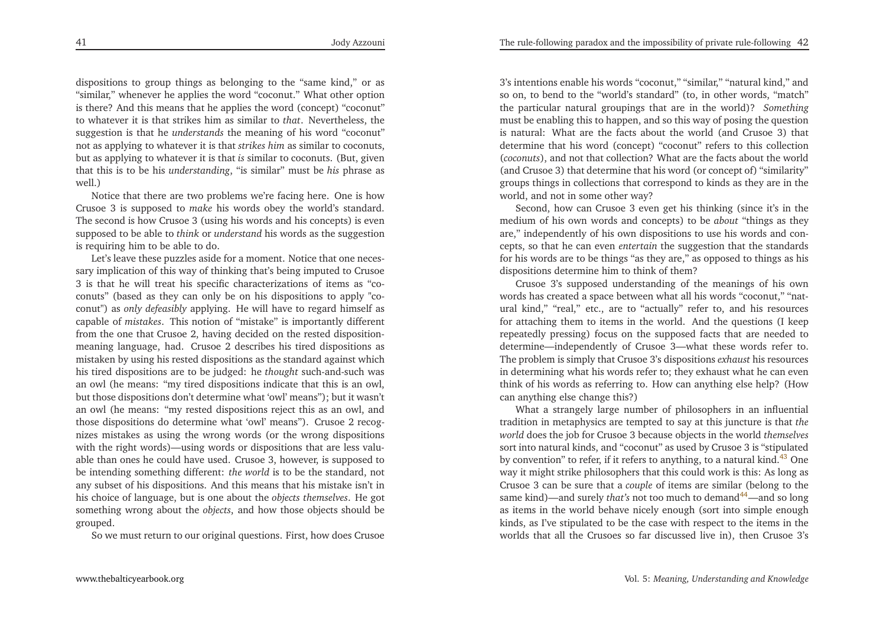dispositions to group things as belonging to the "same kind," or as "similar," whenever he applies the word "coconut." What other option is there? And this means that he applies the word (concept) "coconut" to whatever it is that strikes him as similar to *that*. Nevertheless, the suggestion is that he *understands* the meaning of his word "coconut" not as applying to whatever it is that *strikes him* as similar to coconuts, but as applying to whatever it is that *is* similar to coconuts. (But, given that this is to be his *understanding*, "is similar" must be *his* phrase as well.)

Notice that there are two problems we're facing here. One is how Crusoe 3 is supposed to *make* his words obey the world's standard. The second is how Crusoe 3 (using his words and his concepts) is even supposed to be able to *think* or *understand* his words as the suggestion is requiring him to be able to do.

Let's leave these puzzles aside for a moment. Notice that one necessary implication of this way of thinking that's being imputed to Crusoe 3 is that he will treat his specific characterizations of items as "coconuts" (based as they can only be on his dispositions to apply "coconut") as *only defeasibly* applying. He will have to regard himself as capable of *mistakes*. This notion of "mistake" is importantly different from the one that Crusoe 2, having decided on the rested disposition-meaning language, had. Crusoe 2 describes his tired dispositions as mistaken by using his rested dispositions as the standard against which his tired dispositions are to be judged: he *thought* such-and-such was an owl (he means: "my tired dispositions indicate that this is an owl, but those dispositions don't determine what 'owl' means"); but it wasn't an owl (he means: "my rested dispositions reject this as an owl, and those dispositions do determine what 'owl' means"). Crusoe 2 recognizes mistakes as using the wrong words (or the wrong dispositions with the right words)—using words or dispositions that are less valuable than ones he could have used. Crusoe 3, however, is supposed to be intending something different: *the world* is to be the standard, not any subset of his dispositions. And this means that his mistake isn't in his choice of language, but is one about the *objects themselves*. He got something wrong about the *objects*, and how those objects should be grouped.

So we must return to our original questions. First, how does Crusoe 3's intentions enable his words "coconut," "similar," "natural kind," and so on, to bend to the "world's standard" (to, in other words, "match" the particular natural groupings that are in the world)? *Something* must be enabling this to happen, and so this way of posing the question is natural: What are the facts about the world (and Crusoe 3) that determine that his word (concept) "coconut" refers to this collection (*coconuts*), and not that collection? What are the facts about the world (and Crusoe 3) that determine that his word (or concept of) "similarity" groups things in collections that correspond to kinds as they are in the world, and not in some other way?

Second, how can Crusoe 3 even get his thinking (since it's in the medium of his own words and concepts) to be *about* "things as they are," independently of his own dispositions to use his words and concepts, so that he can even *entertain* the suggestion that the standards for his words are to be things "as they are," as opposed to things as his dispositions determine him to think of them?

Crusoe 3's supposed understanding of the meanings of his own words has created a space between what all his words "coconut," "natural kind," "real," etc., are to "actually" refer to, and his resources for attaching them to items in the world. And the questions (I keep repeatedly pressing) focus on the supposed facts that are needed to determine—independently of Crusoe 3—what these words refer to. The problem is simply that Crusoe 3's dispositions *exhaust* his resources in determining what his words refer to; they exhaust what he can even think of his words as referring to. How can anything else help? (How can anything else change this?)

What a strangely large number of philosophers in an influential tradition in metaphysics are tempted to say at this juncture is that *the world* does the job for Crusoe 3 because objects in the world *themselves* sort into natural kinds, and "coconut" as used by Crusoe 3 is "stipulated by convention" to refer, if it refers to anything, to a natural kind.[43] One way it might strike philosophers that this could work is this: As long as Crusoe 3 can be sure that a *couple* of items are similar (belong to the same kind)—and surely *that's* not too much to demand[44]—and so long as items in the world behave nicely enough (sort into simple enough kinds, as I've stipulated to be the case with respect to the items in the worlds that all the Crusoes so far discussed live in), then Crusoe 3's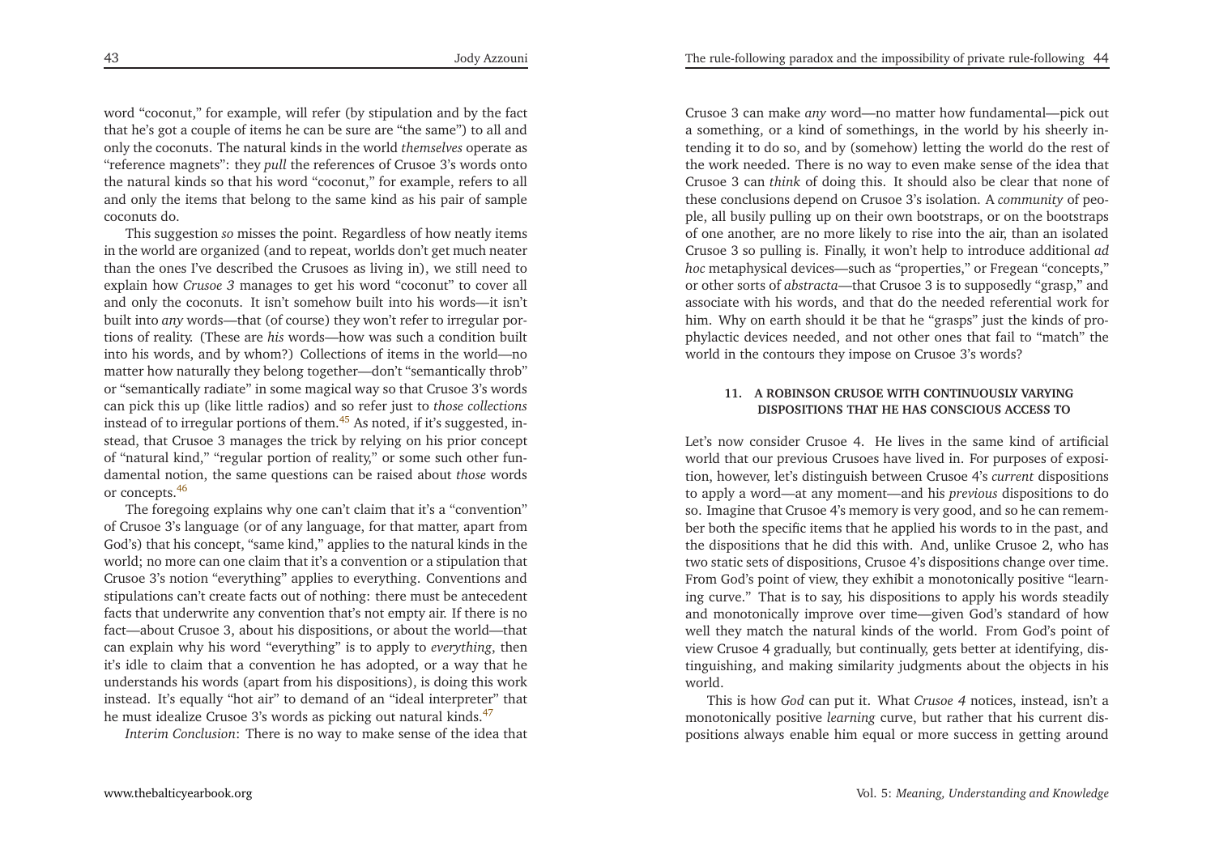word "coconut," for example, will refer (by stipulation and by the fact that he's got a couple of items he can be sure are "the same") to all and only the coconuts. The natural kinds in the world *themselves* operate as "reference magnets": they *pull* the references of Crusoe 3's words onto the natural kinds so that his word "coconut," for example, refers to all and only the items that belong to the same kind as his pair of sample coconuts do.

This suggestion *so* misses the point. Regardless of how neatly items in the world are organized (and to repeat, worlds don't get much neater than the ones I've described the Crusoes as living in), we still need to explain how *Crusoe 3* manages to get his word "coconut" to cover all and only the coconuts. It isn't somehow built into his words—it isn't built into *any* words—that (of course) they won't refer to irregular portions of reality. (These are *his* words—how was such a condition built into his words, and by whom?) Collections of items in the world—no matter how naturally they belong together—don't "semantically throb" or "semantically radiate" in some magical way so that Crusoe 3's words can pick this up (like little radios) and so refer just to *those collections* instead of to irregular portions of them.[45] As noted, if it's suggested, instead, that Crusoe 3 manages the trick by relying on his prior concept of "natural kind," "regular portion of reality," or some such other fundamental notion, the same questions can be raised about *those* words or concepts.[46]

The foregoing explains why one can't claim that it's a "convention" of Crusoe 3's language (or of any language, for that matter, apart from God's) that his concept, "same kind," applies to the natural kinds in the world; no more can one claim that it's a convention or a stipulation that Crusoe 3's notion "everything" applies to everything. Conventions and stipulations can't create facts out of nothing: there must be antecedent facts that underwrite any convention that's not empty air. If there is no fact—about Crusoe 3, about his dispositions, or about the world—that can explain why his word "everything" is to apply to *everything*, then it's idle to claim that a convention he has adopted, or a way that he understands his words (apart from his dispositions), is doing this work instead. It's equally "hot air" to demand of an "ideal interpreter" that he must idealize Crusoe 3's words as picking out natural kinds.[47]

*Interim Conclusion*: There is no way to make sense of the idea that Crusoe 3 can make *any* word—no matter how fundamental—pick out a something, or a kind of somethings, in the world by his sheerly intending it to do so, and by (somehow) letting the world do the rest of the work needed. There is no way to even make sense of the idea that Crusoe 3 can *think* of doing this. It should also be clear that none of these conclusions depend on Crusoe 3's isolation. A *community* of people, all busily pulling up on their own bootstraps, or on the bootstraps of one another, are no more likely to rise into the air, than an isolated Crusoe 3 so pulling is. Finally, it won't help to introduce additional *ad hoc* metaphysical devices—such as "properties," or Fregean "concepts," or other sorts of *abstracta*—that Crusoe 3 is to supposedly "grasp," and associate with his words, and that do the needed referential work for him. Why on earth should it be that he "grasps" just the kinds of prophylactic devices needed, and not other ones that fail to "match" the world in the contours they impose on Crusoe 3's words?

## 11. A ROBINSON CRUSOE WITH CONTINUOUSLY VARYING DISPOSITIONS THAT HE HAS CONSCIOUS ACCESS TO

Let's now consider Crusoe 4. He lives in the same kind of artificial world that our previous Crusoes have lived in. For purposes of exposition, however, let's distinguish between Crusoe 4's *current* dispositions to apply a word—at any moment—and his *previous* dispositions to do so. Imagine that Crusoe 4's memory is very good, and so he can remember both the specific items that he applied his words to in the past, and the dispositions that he did this with. And, unlike Crusoe 2, who has two static sets of dispositions, Crusoe 4's dispositions change over time. From God's point of view, they exhibit a monotonically positive "learning curve." That is to say, his dispositions to apply his words steadily and monotonically improve over time—given God's standard of how well they match the natural kinds of the world. From God's point of view Crusoe 4 gradually, but continually, gets better at identifying, distinguishing, and making similarity judgments about the objects in his world.

This is how *God* can put it. What *Crusoe 4* notices, instead, isn't a monotonically positive *learning* curve, but rather that his current dispositions always enable him equal or more success in getting around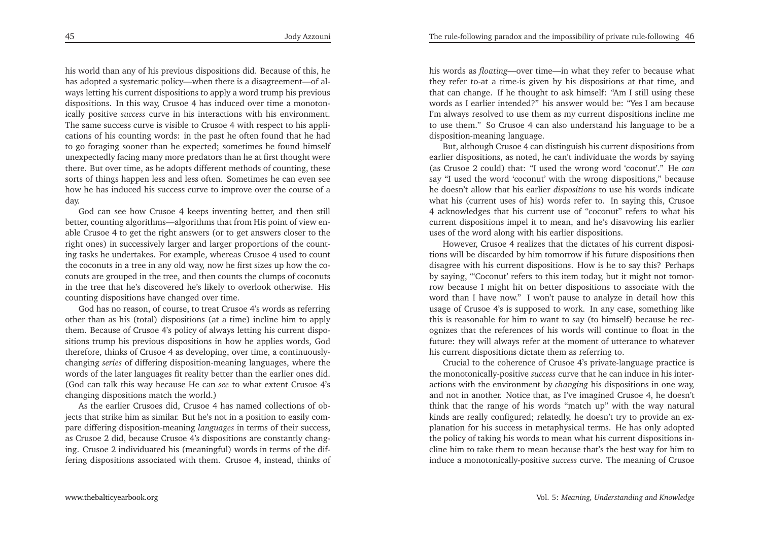his world than any of his previous dispositions did. Because of this, he has adopted a systematic policy—when there is a disagreement—of always letting his current dispositions to apply a word trump his previous dispositions. In this way, Crusoe 4 has induced over time a monotonically positive *success* curve in his interactions with his environment. The same success curve is visible to Crusoe 4 with respect to his applications of his counting words: in the past he often found that he had to go foraging sooner than he expected; sometimes he found himself unexpectedly facing many more predators than he at first thought were there. But over time, as he adopts different methods of counting, these sorts of things happen less and less often. Sometimes he can even see how he has induced his success curve to improve over the course of a day.

God can see how Crusoe 4 keeps inventing better, and then still better, counting algorithms—algorithms that from His point of view enable Crusoe 4 to get the right answers (or to get answers closer to the right ones) in successively larger and larger proportions of the counting tasks he undertakes. For example, whereas Crusoe 4 used to count the coconuts in a tree in any old way, now he first sizes up how the coconuts are grouped in the tree, and then counts the clumps of coconuts in the tree that he's discovered he's likely to overlook otherwise. His counting dispositions have changed over time.

God has no reason, of course, to treat Crusoe 4's words as referring other than as his (total) dispositions (at a time) incline him to apply them. Because of Crusoe 4's policy of always letting his current dispositions trump his previous dispositions in how he applies words, God therefore, thinks of Crusoe 4 as developing, over time, a continuously-changing *series* of differing disposition-meaning languages, where the words of the later languages fit reality better than the earlier ones did. (God can talk this way because He can *see* to what extent Crusoe 4's changing dispositions match the world.)

As the earlier Crusoes did, Crusoe 4 has named collections of objects that strike him as similar. But he's not in a position to easily compare differing disposition-meaning *languages* in terms of their success, as Crusoe 2 did, because Crusoe 4's dispositions are constantly changing. Crusoe 2 individuated his (meaningful) words in terms of the differing dispositions associated with them. Crusoe 4, instead, thinks of his words as *floating*—over time—in what they refer to because what they refer to-at a time-is given by his dispositions at that time, and that can change. If he thought to ask himself: "Am I still using these words as I earlier intended?" his answer would be: "Yes I am because I'm always resolved to use them as my current dispositions incline me to use them." So Crusoe 4 can also understand his language to be a disposition-meaning language.

But, although Crusoe 4 can distinguish his current dispositions from earlier dispositions, as noted, he can't individuate the words by saying (as Crusoe 2 could) that: "I used the wrong word 'coconut'." He *can* say "I used the word 'coconut' with the wrong dispositions," because he doesn't allow that his earlier *dispositions* to use his words indicate what his (current uses of his) words refer to. In saying this, Crusoe 4 acknowledges that his current use of "coconut" refers to what his current dispositions impel it to mean, and he's disavowing his earlier uses of the word along with his earlier dispositions.

However, Crusoe 4 realizes that the dictates of his current dispositions will be discarded by him tomorrow if his future dispositions then disagree with his current dispositions. How is he to say this? Perhaps by saying, "'Coconut' refers to this item today, but it might not tomorrow because I might hit on better dispositions to associate with the word than I have now." I won't pause to analyze in detail how this usage of Crusoe 4's is supposed to work. In any case, something like this is reasonable for him to want to say (to himself) because he recognizes that the references of his words will continue to float in the future: they will always refer at the moment of utterance to whatever his current dispositions dictate them as referring to.

Crucial to the coherence of Crusoe 4's private-language practice is the monotonically-positive *success* curve that he can induce in his interactions with the environment by *changing* his dispositions in one way, and not in another. Notice that, as I've imagined Crusoe 4, he doesn't think that the range of his words "match up" with the way natural kinds are really configured; relatedly, he doesn't try to provide an explanation for his success in metaphysical terms. He has only adopted the policy of taking his words to mean what his current dispositions incline him to take them to mean because that's the best way for him to induce a monotonically-positive *success* curve. The meaning of Crusoe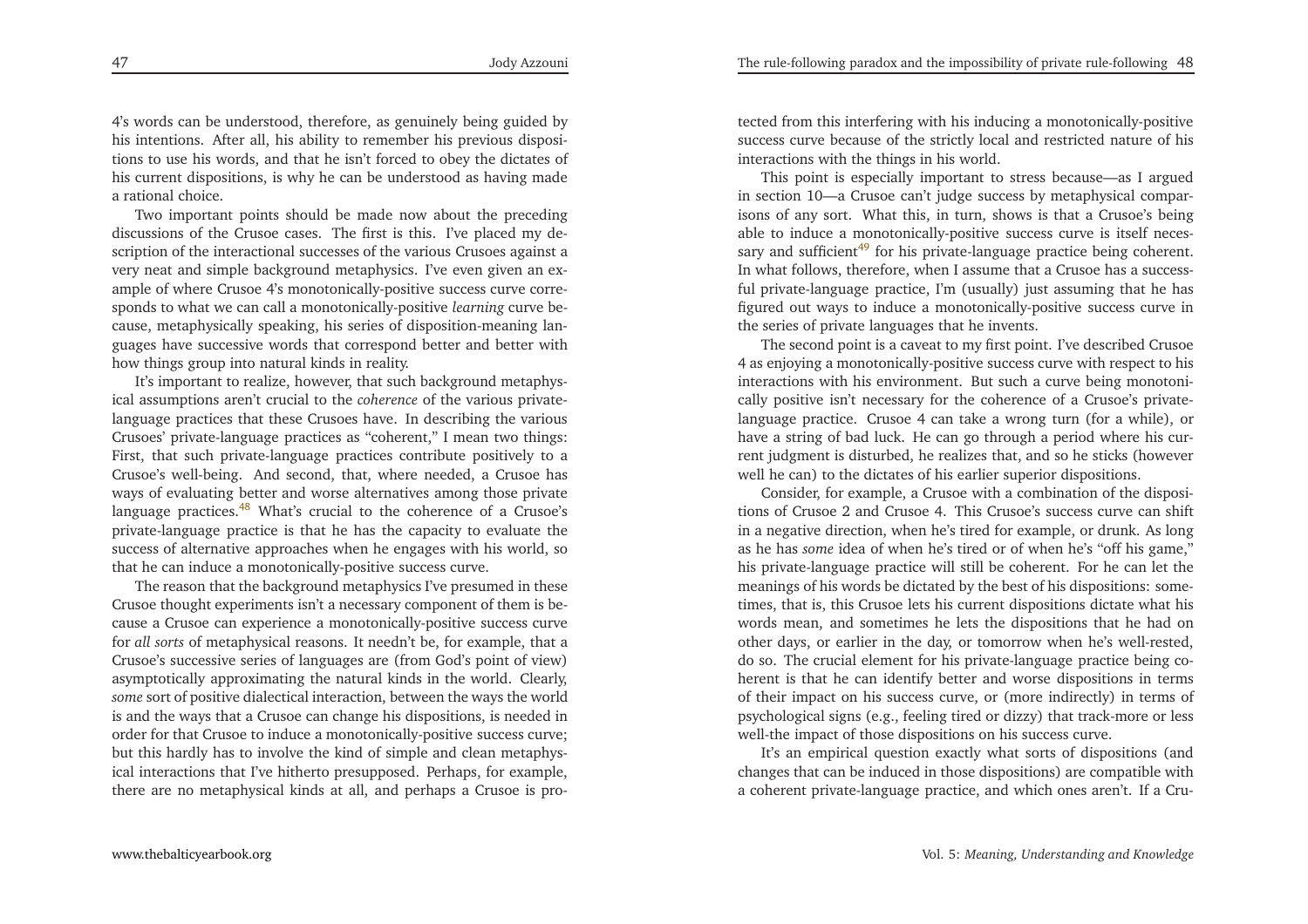4's words can be understood, therefore, as genuinely being guided by his intentions. After all, his ability to remember his previous dispositions to use his words, and that he isn't forced to obey the dictates of his current dispositions, is why he can be understood as having made a rational choice.

Two important points should be made now about the preceding discussions of the Crusoe cases. The first is this. I've placed my description of the interactional successes of the various Crusoes against a very neat and simple background metaphysics. I've even given an example of where Crusoe 4's monotonically-positive success curve corresponds to what we can call a monotonically-positive *learning* curve because, metaphysically speaking, his series of disposition-meaning languages have successive words that correspond better and better with how things group into natural kinds in reality.

It's important to realize, however, that such background metaphysical assumptions aren't crucial to the *coherence* of the various private-language practices that these Crusoes have. In describing the various Crusoes' private-language practices as "coherent," I mean two things: First, that such private-language practices contribute positively to a Crusoe's well-being. And second, that, where needed, a Crusoe has ways of evaluating better and worse alternatives among those private language practices.[48] What's crucial to the coherence of a Crusoe's private-language practice is that he has the capacity to evaluate the success of alternative approaches when he engages with his world, so that he can induce a monotonically-positive success curve.

The reason that the background metaphysics I've presumed in these Crusoe thought experiments isn't a necessary component of them is because a Crusoe can experience a monotonically-positive success curve for *all sorts* of metaphysical reasons. It needn't be, for example, that a Crusoe's successive series of languages are (from God's point of view) asymptotically approximating the natural kinds in the world. Clearly, *some* sort of positive dialectical interaction, between the ways the world is and the ways that a Crusoe can change his dispositions, is needed in order for that Crusoe to induce a monotonically-positive success curve; but this hardly has to involve the kind of simple and clean metaphysical interactions that I've hitherto presupposed. Perhaps, for example, there are no metaphysical kinds at all, and perhaps a Crusoe is protected from this interfering with his inducing a monotonically-positive success curve because of the strictly local and restricted nature of his interactions with the things in his world.

This point is especially important to stress because—as I argued in section 10—a Crusoe can't judge success by metaphysical comparisons of any sort. What this, in turn, shows is that a Crusoe's being able to induce a monotonically-positive success curve is itself necessary and sufficient[49] for his private-language practice being coherent. In what follows, therefore, when I assume that a Crusoe has a successful private-language practice, I'm (usually) just assuming that he has figured out ways to induce a monotonically-positive success curve in the series of private languages that he invents.

The second point is a caveat to my first point. I've described Crusoe 4 as enjoying a monotonically-positive success curve with respect to his interactions with his environment. But such a curve being monotonically positive isn't necessary for the coherence of a Crusoe's private-language practice. Crusoe 4 can take a wrong turn (for a while), or have a string of bad luck. He can go through a period where his current judgment is disturbed, he realizes that, and so he sticks (however well he can) to the dictates of his earlier superior dispositions.

Consider, for example, a Crusoe with a combination of the dispositions of Crusoe 2 and Crusoe 4. This Crusoe's success curve can shift in a negative direction, when he's tired for example, or drunk. As long as he has *some* idea of when he's tired or of when he's "off his game," his private-language practice will still be coherent. For he can let the meanings of his words be dictated by the best of his dispositions: sometimes, that is, this Crusoe lets his current dispositions dictate what his words mean, and sometimes he lets the dispositions that he had on other days, or earlier in the day, or tomorrow when he's well-rested, do so. The crucial element for his private-language practice being coherent is that he can identify better and worse dispositions in terms of their impact on his success curve, or (more indirectly) in terms of psychological signs (e.g., feeling tired or dizzy) that track-more or less well-the impact of those dispositions on his success curve.

It's an empirical question exactly what sorts of dispositions (and changes that can be induced in those dispositions) are compatible with a coherent private-language practice, and which ones aren't. If a Cru-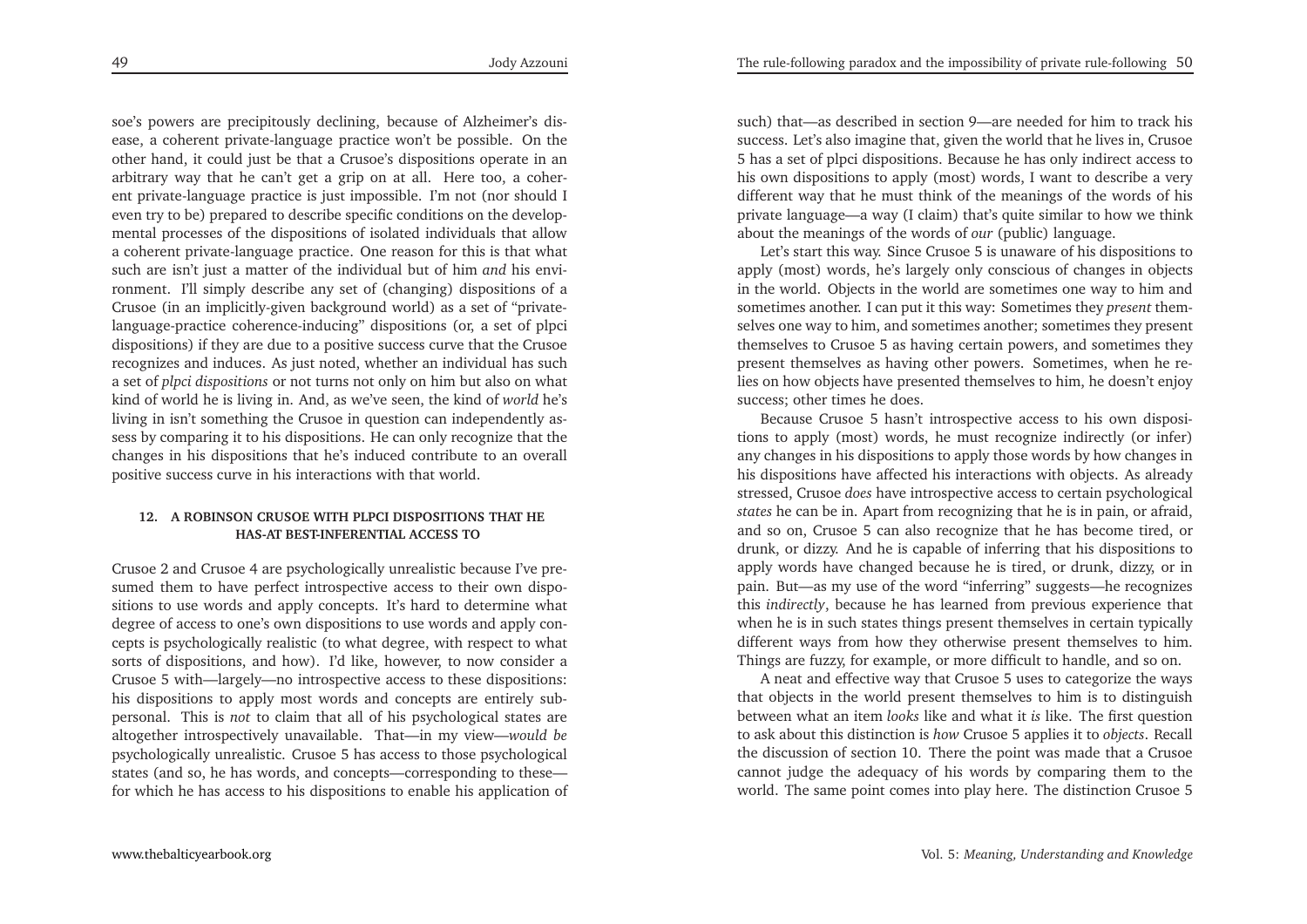soe's powers are precipitously declining, because of Alzheimer's disease, a coherent private-language practice won't be possible. On the other hand, it could just be that a Crusoe's dispositions operate in an arbitrary way that he can't get a grip on at all. Here too, a coherent private-language practice is just impossible. I'm not (nor should I even try to be) prepared to describe specific conditions on the developmental processes of the dispositions of isolated individuals that allow a coherent private-language practice. One reason for this is that what such are isn't just a matter of the individual but of him *and* his environment. I'll simply describe any set of (changing) dispositions of a Crusoe (in an implicitly-given background world) as a set of "private-language-practice coherence-inducing" dispositions (or, a set of plpci dispositions) if they are due to a positive success curve that the Crusoe recognizes and induces. As just noted, whether an individual has such a set of *plpci dispositions* or not turns not only on him but also on what kind of world he is living in. And, as we've seen, the kind of *world* he's living in isn't something the Crusoe in question can independently assess by comparing it to his dispositions. He can only recognize that the changes in his dispositions that he's induced contribute to an overall positive success curve in his interactions with that world.

## 12. A ROBINSON CRUSOE WITH PLPCI DISPOSITIONS THAT HE HAS-AT BEST-INFERENTIAL ACCESS TO

Crusoe 2 and Crusoe 4 are psychologically unrealistic because I've presumed them to have perfect introspective access to their own dispositions to use words and apply concepts. It's hard to determine what degree of access to one's own dispositions to use words and apply concepts is psychologically realistic (to what degree, with respect to what sorts of dispositions, and how). I'd like, however, to now consider a Crusoe 5 with—largely—no introspective access to these dispositions: his dispositions to apply most words and concepts are entirely subpersonal. This is *not* to claim that all of his psychological states are altogether introspectively unavailable. That—in my view—*would be* psychologically unrealistic. Crusoe 5 has access to those psychological states (and so, he has words, and concepts—corresponding to these—for which he has access to his dispositions to enable his application of such) that—as described in section 9—are needed for him to track his success. Let's also imagine that, given the world that he lives in, Crusoe 5 has a set of plpci dispositions. Because he has only indirect access to his own dispositions to apply (most) words, I want to describe a very different way that he must think of the meanings of the words of his private language—a way (I claim) that's quite similar to how we think about the meanings of the words of *our* (public) language.

Let's start this way. Since Crusoe 5 is unaware of his dispositions to apply (most) words, he's largely only conscious of changes in objects in the world. Objects in the world are sometimes one way to him and sometimes another. I can put it this way: Sometimes they *present* themselves one way to him, and sometimes another; sometimes they present themselves to Crusoe 5 as having certain powers, and sometimes they present themselves as having other powers. Sometimes, when he relies on how objects have presented themselves to him, he doesn't enjoy success; other times he does.

Because Crusoe 5 hasn't introspective access to his own dispositions to apply (most) words, he must recognize indirectly (or infer) any changes in his dispositions to apply those words by how changes in his dispositions have affected his interactions with objects. As already stressed, Crusoe *does* have introspective access to certain psychological *states* he can be in. Apart from recognizing that he is in pain, or afraid, and so on, Crusoe 5 can also recognize that he has become tired, or drunk, or dizzy. And he is capable of inferring that his dispositions to apply words have changed because he is tired, or drunk, dizzy, or in pain. But—as my use of the word "inferring" suggests—he recognizes this *indirectly*, because he has learned from previous experience that when he is in such states things present themselves in certain typically different ways from how they otherwise present themselves to him. Things are fuzzy, for example, or more difficult to handle, and so on.

A neat and effective way that Crusoe 5 uses to categorize the ways that objects in the world present themselves to him is to distinguish between what an item *looks* like and what it *is* like. The first question to ask about this distinction is *how* Crusoe 5 applies it to *objects*. Recall the discussion of section 10. There the point was made that a Crusoe cannot judge the adequacy of his words by comparing them to the world. The same point comes into play here. The distinction Crusoe 5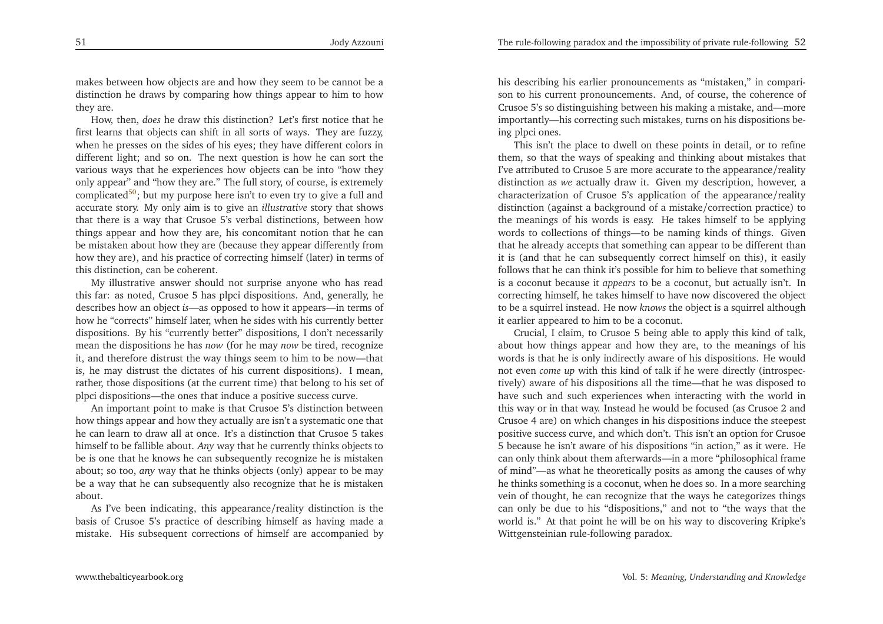makes between how objects are and how they seem to be cannot be a distinction he draws by comparing how things appear to him to how they are.

How, then, *does* he draw this distinction? Let's first notice that he first learns that objects can shift in all sorts of ways. They are fuzzy, when he presses on the sides of his eyes; they have different colors in different light; and so on. The next question is how he can sort the various ways that he experiences how objects can be into "how they only appear" and "how they are." The full story, of course, is extremely complicated[50]; but my purpose here isn't to even try to give a full and accurate story. My only aim is to give an *illustrative* story that shows that there is a way that Crusoe 5's verbal distinctions, between how things appear and how they are, his concomitant notion that he can be mistaken about how they are (because they appear differently from how they are), and his practice of correcting himself (later) in terms of this distinction, can be coherent.

My illustrative answer should not surprise anyone who has read this far: as noted, Crusoe 5 has plpci dispositions. And, generally, he describes how an object *is*—as opposed to how it appears—in terms of how he "corrects" himself later, when he sides with his currently better dispositions. By his "currently better" dispositions, I don't necessarily mean the dispositions he has *now* (for he may *now* be tired, recognize it, and therefore distrust the way things seem to him to be now—that is, he may distrust the dictates of his current dispositions). I mean, rather, those dispositions (at the current time) that belong to his set of plpci dispositions—the ones that induce a positive success curve.

An important point to make is that Crusoe 5's distinction between how things appear and how they actually are isn't a systematic one that he can learn to draw all at once. It's a distinction that Crusoe 5 takes himself to be fallible about. *Any* way that he currently thinks objects to be is one that he knows he can subsequently recognize he is mistaken about; so too, *any* way that he thinks objects (only) appear to be may be a way that he can subsequently also recognize that he is mistaken about.

As I've been indicating, this appearance/reality distinction is the basis of Crusoe 5's practice of describing himself as having made a mistake. His subsequent corrections of himself are accompanied by his describing his earlier pronouncements as "mistaken," in comparison to his current pronouncements. And, of course, the coherence of Crusoe 5's so distinguishing between his making a mistake, and—more importantly—his correcting such mistakes, turns on his dispositions being plpci ones.

This isn't the place to dwell on these points in detail, or to refine them, so that the ways of speaking and thinking about mistakes that I've attributed to Crusoe 5 are more accurate to the appearance/reality distinction as *we* actually draw it. Given my description, however, a characterization of Crusoe 5's application of the appearance/reality distinction (against a background of a mistake/correction practice) to the meanings of his words is easy. He takes himself to be applying words to collections of things—to be naming kinds of things. Given that he already accepts that something can appear to be different than it is (and that he can subsequently correct himself on this), it easily follows that he can think it's possible for him to believe that something is a coconut because it *appears* to be a coconut, but actually isn't. In correcting himself, he takes himself to have now discovered the object to be a squirrel instead. He now *knows* the object is a squirrel although it earlier appeared to him to be a coconut.

Crucial, I claim, to Crusoe 5 being able to apply this kind of talk, about how things appear and how they are, to the meanings of his words is that he is only indirectly aware of his dispositions. He would not even *come up* with this kind of talk if he were directly (introspectively) aware of his dispositions all the time—that he was disposed to have such and such experiences when interacting with the world in this way or in that way. Instead he would be focused (as Crusoe 2 and Crusoe 4 are) on which changes in his dispositions induce the steepest positive success curve, and which don't. This isn't an option for Crusoe 5 because he isn't aware of his dispositions "in action," as it were. He can only think about them afterwards—in a more "philosophical frame of mind"—as what he theoretically posits as among the causes of why he thinks something is a coconut, when he does so. In a more searching vein of thought, he can recognize that the ways he categorizes things can only be due to his "dispositions," and not to "the ways that the world is." At that point he will be on his way to discovering Kripke's Wittgensteinian rule-following paradox.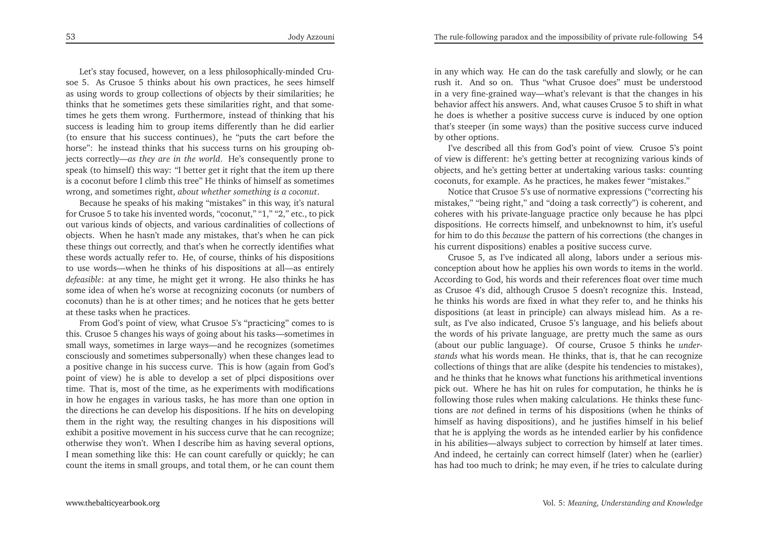Let's stay focused, however, on a less philosophically-minded Crusoe 5. As Crusoe 5 thinks about his own practices, he sees himself as using words to group collections of objects by their similarities; he thinks that he sometimes gets these similarities right, and that sometimes he gets them wrong. Furthermore, instead of thinking that his success is leading him to group items differently than he did earlier (to ensure that his success continues), he "puts the cart before the horse": he instead thinks that his success turns on his grouping objects correctly—*as they are in the world*. He's consequently prone to speak (to himself) this way: "I better get it right that the item up there is a coconut before I climb this tree" He thinks of himself as sometimes wrong, and sometimes right, *about whether something is a coconut*.

Because he speaks of his making "mistakes" in this way, it's natural for Crusoe 5 to take his invented words, "coconut," "1," "2," etc., to pick out various kinds of objects, and various cardinalities of collections of objects. When he hasn't made any mistakes, that's when he can pick these things out correctly, and that's when he correctly identifies what these words actually refer to. He, of course, thinks of his dispositions to use words—when he thinks of his dispositions at all—as entirely *defeasible*: at any time, he might get it wrong. He also thinks he has some idea of when he's worse at recognizing coconuts (or numbers of coconuts) than he is at other times; and he notices that he gets better at these tasks when he practices.

From God's point of view, what Crusoe 5's "practicing" comes to is this. Crusoe 5 changes his ways of going about his tasks—sometimes in small ways, sometimes in large ways—and he recognizes (sometimes consciously and sometimes subpersonally) when these changes lead to a positive change in his success curve. This is how (again from God's point of view) he is able to develop a set of plpci dispositions over time. That is, most of the time, as he experiments with modifications in how he engages in various tasks, he has more than one option in the directions he can develop his dispositions. If he hits on developing them in the right way, the resulting changes in his dispositions will exhibit a positive movement in his success curve that he can recognize; otherwise they won't. When I describe him as having several options, I mean something like this: He can count carefully or quickly; he can count the items in small groups, and total them, or he can count them in any which way. He can do the task carefully and slowly, or he can rush it. And so on. Thus "what Crusoe does" must be understood in a very fine-grained way—what's relevant is that the changes in his behavior affect his answers. And, what causes Crusoe 5 to shift in what he does is whether a positive success curve is induced by one option that's steeper (in some ways) than the positive success curve induced by other options.

I've described all this from God's point of view. Crusoe 5's point of view is different: he's getting better at recognizing various kinds of objects, and he's getting better at undertaking various tasks: counting coconuts, for example. As he practices, he makes fewer "mistakes."

Notice that Crusoe 5's use of normative expressions ("correcting his mistakes," "being right," and "doing a task correctly") is coherent, and coheres with his private-language practice only because he has plpci dispositions. He corrects himself, and unbeknownst to him, it's useful for him to do this *because* the pattern of his corrections (the changes in his current dispositions) enables a positive success curve.

Crusoe 5, as I've indicated all along, labors under a serious misconception about how he applies his own words to items in the world. According to God, his words and their references float over time much as Crusoe 4's did, although Crusoe 5 doesn't recognize this. Instead, he thinks his words are fixed in what they refer to, and he thinks his dispositions (at least in principle) can always mislead him. As a result, as I've also indicated, Crusoe 5's language, and his beliefs about the words of his private language, are pretty much the same as ours (about our public language). Of course, Crusoe 5 thinks he *understands* what his words mean. He thinks, that is, that he can recognize collections of things that are alike (despite his tendencies to mistakes), and he thinks that he knows what functions his arithmetical inventions pick out. Where he has hit on rules for computation, he thinks he is following those rules when making calculations. He thinks these functions are *not* defined in terms of his dispositions (when he thinks of himself as having dispositions), and he justifies himself in his belief that he is applying the words as he intended earlier by his confidence in his abilities—always subject to correction by himself at later times. And indeed, he certainly can correct himself (later) when he (earlier) has had too much to drink; he may even, if he tries to calculate during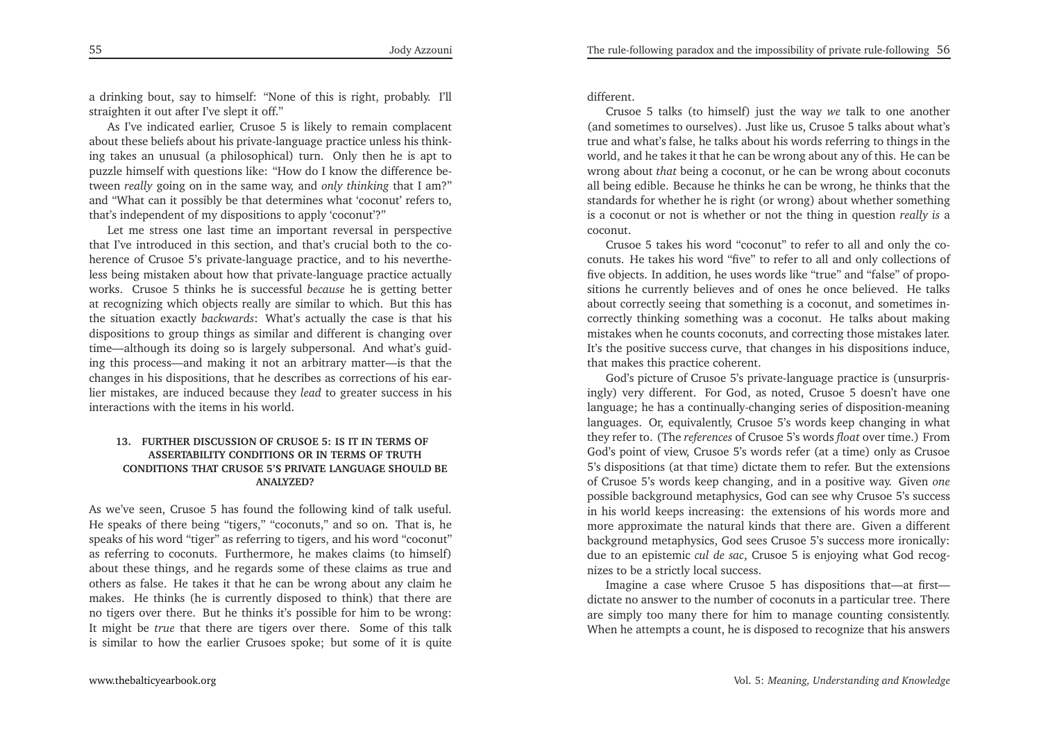a drinking bout, say to himself: "None of this is right, probably. I'll straighten it out after I've slept it off."

As I've indicated earlier, Crusoe 5 is likely to remain complacent about these beliefs about his private-language practice unless his thinking takes an unusual (a philosophical) turn. Only then he is apt to puzzle himself with questions like: "How do I know the difference between *really* going on in the same way, and *only thinking* that I am?" and "What can it possibly be that determines what 'coconut' refers to, that's independent of my dispositions to apply 'coconut'?"

Let me stress one last time an important reversal in perspective that I've introduced in this section, and that's crucial both to the coherence of Crusoe 5's private-language practice, and to his nevertheless being mistaken about how that private-language practice actually works. Crusoe 5 thinks he is successful *because* he is getting better at recognizing which objects really are similar to which. But this has the situation exactly *backwards*: What's actually the case is that his dispositions to group things as similar and different is changing over time—although its doing so is largely subpersonal. And what's guiding this process—and making it not an arbitrary matter—is that the changes in his dispositions, that he describes as corrections of his earlier mistakes, are induced because they *lead* to greater success in his interactions with the items in his world.

### 13. FURTHER DISCUSSION OF CRUSOE 5: IS IT IN TERMS OF ASSERTABILITY CONDITIONS OR IN TERMS OF TRUTH CONDITIONS THAT CRUSOE 5'S PRIVATE LANGUAGE SHOULD BE ANALYZED?

As we've seen, Crusoe 5 has found the following kind of talk useful. He speaks of there being "tigers," "coconuts," and so on. That is, he speaks of his word "tiger" as referring to tigers, and his word "coconut" as referring to coconuts. Furthermore, he makes claims (to himself) about these things, and he regards some of these claims as true and others as false. He takes it that he can be wrong about any claim he makes. He thinks (he is currently disposed to think) that there are no tigers over there. But he thinks it's possible for him to be wrong: It might be *true* that there are tigers over there. Some of this talk is similar to how the earlier Crusoes spoke; but some of it is quite different.

Crusoe 5 talks (to himself) just the way *we* talk to one another (and sometimes to ourselves). Just like us, Crusoe 5 talks about what's true and what's false, he talks about his words referring to things in the world, and he takes it that he can be wrong about any of this. He can be wrong about *that* being a coconut, or he can be wrong about coconuts all being edible. Because he thinks he can be wrong, he thinks that the standards for whether he is right (or wrong) about whether something is a coconut or not is whether or not the thing in question *really is* a coconut.

Crusoe 5 takes his word "coconut" to refer to all and only the coconuts. He takes his word "five" to refer to all and only collections of five objects. In addition, he uses words like "true" and "false" of propositions he currently believes and of ones he once believed. He talks about correctly seeing that something is a coconut, and sometimes incorrectly thinking something was a coconut. He talks about making mistakes when he counts coconuts, and correcting those mistakes later. It's the positive success curve, that changes in his dispositions induce, that makes this practice coherent.

God's picture of Crusoe 5's private-language practice is (unsurprisingly) very different. For God, as noted, Crusoe 5 doesn't have one language; he has a continually-changing series of disposition-meaning languages. Or, equivalently, Crusoe 5's words keep changing in what they refer to. (The *references* of Crusoe 5's words *float* over time.) From God's point of view, Crusoe 5's words refer (at a time) only as Crusoe 5's dispositions (at that time) dictate them to refer. But the extensions of Crusoe 5's words keep changing, and in a positive way. Given *one* possible background metaphysics, God can see why Crusoe 5's success in his world keeps increasing: the extensions of his words more and more approximate the natural kinds that there are. Given a different background metaphysics, God sees Crusoe 5's success more ironically: due to an epistemic *cul de sac*, Crusoe 5 is enjoying what God recognizes to be a strictly local success.

Imagine a case where Crusoe 5 has dispositions that—at first—dictate no answer to the number of coconuts in a particular tree. There are simply too many there for him to manage counting consistently. When he attempts a count, he is disposed to recognize that his answers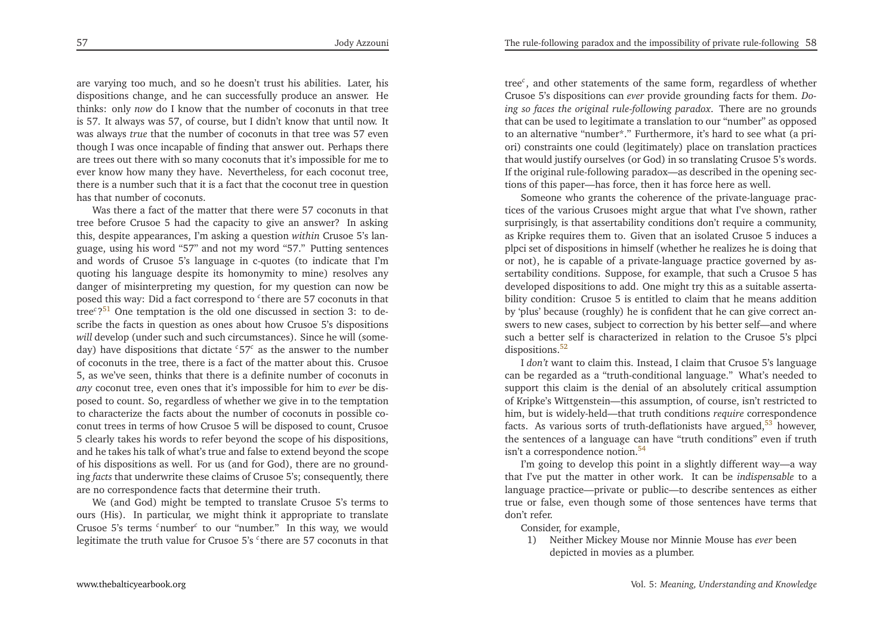are varying too much, and so he doesn't trust his abilities. Later, his dispositions change, and he can successfully produce an answer. He thinks: only *now* do I know that the number of coconuts in that tree is 57. It always was 57, of course, but I didn't know that until now. It was always *true* that the number of coconuts in that tree was 57 even though I was once incapable of finding that answer out. Perhaps there are trees out there with so many coconuts that it's impossible for me to ever know how many they have. Nevertheless, for each coconut tree, there is a number such that it is a fact that the coconut tree in question has that number of coconuts.

Was there a fact of the matter that there were 57 coconuts in that tree before Crusoe 5 had the capacity to give an answer? In asking this, despite appearances, I'm asking a question *within* Crusoe 5's language, using his word "57" and not my word "57." Putting sentences and words of Crusoe 5's language in c-quotes (to indicate that I'm quoting his language despite its homonymity to mine) resolves any danger of misinterpreting my question, for my question can now be posed this way: Did a fact correspond to $^c$there are 57 coconuts in that tree$^c$?[51] One temptation is the old one discussed in section 3: to describe the facts in question as ones about how Crusoe 5's dispositions *will* develop (under such and such circumstances). Since he will (someday) have dispositions that dictate $^c57^c$ as the answer to the number of coconuts in the tree, there is a fact of the matter about this. Crusoe 5, as we've seen, thinks that there is a definite number of coconuts in *any* coconut tree, even ones that it's impossible for him to *ever* be disposed to count. So, regardless of whether we give in to the temptation to characterize the facts about the number of coconuts in possible coconut trees in terms of how Crusoe 5 will be disposed to count, Crusoe 5 clearly takes his words to refer beyond the scope of his dispositions, and he takes his talk of what's true and false to extend beyond the scope of his dispositions as well. For us (and for God), there are no grounding *facts* that underwrite these claims of Crusoe 5's; consequently, there are no correspondence facts that determine their truth.

We (and God) might be tempted to translate Crusoe 5's terms to ours (His). In particular, we might think it appropriate to translate Crusoe 5's terms $^c$number$^c$ to our "number." In this way, we would legitimate the truth value for Crusoe 5's $^c$there are 57 coconuts in that tree$^c$, and other statements of the same form, regardless of whether Crusoe 5's dispositions can *ever* provide grounding facts for them. *Doing so faces the original rule-following paradox*. There are no grounds that can be used to legitimate a translation to our "number" as opposed to an alternative "number*." Furthermore, it's hard to see what (a priori) constraints one could (legitimately) place on translation practices that would justify ourselves (or God) in so translating Crusoe 5's words. If the original rule-following paradox—as described in the opening sections of this paper—has force, then it has force here as well.

Someone who grants the coherence of the private-language practices of the various Crusoes might argue that what I've shown, rather surprisingly, is that assertability conditions don't require a community, as Kripke requires them to. Given that an isolated Crusoe 5 induces a plpci set of dispositions in himself (whether he realizes he is doing that or not), he is capable of a private-language practice governed by assertability conditions. Suppose, for example, that such a Crusoe 5 has developed dispositions to add. One might try this as a suitable assertability condition: Crusoe 5 is entitled to claim that he means addition by 'plus' because (roughly) he is confident that he can give correct answers to new cases, subject to correction by his better self—and where such a better self is characterized in relation to the Crusoe 5's plpci dispositions.[52]

I *don't* want to claim this. Instead, I claim that Crusoe 5's language can be regarded as a "truth-conditional language." What's needed to support this claim is the denial of an absolutely critical assumption of Kripke's Wittgenstein—this assumption, of course, isn't restricted to him, but is widely-held—that truth conditions *require* correspondence facts. As various sorts of truth-deflationists have argued,[53] however, the sentences of a language can have "truth conditions" even if truth isn't a correspondence notion.[54]

I'm going to develop this point in a slightly different way—a way that I've put the matter in other work. It can be *indispensable* to a language practice—private or public—to describe sentences as either true or false, even though some of those sentences have terms that don't refer.

Consider, for example,

1) Neither Mickey Mouse nor Minnie Mouse has *ever* been depicted in movies as a plumber.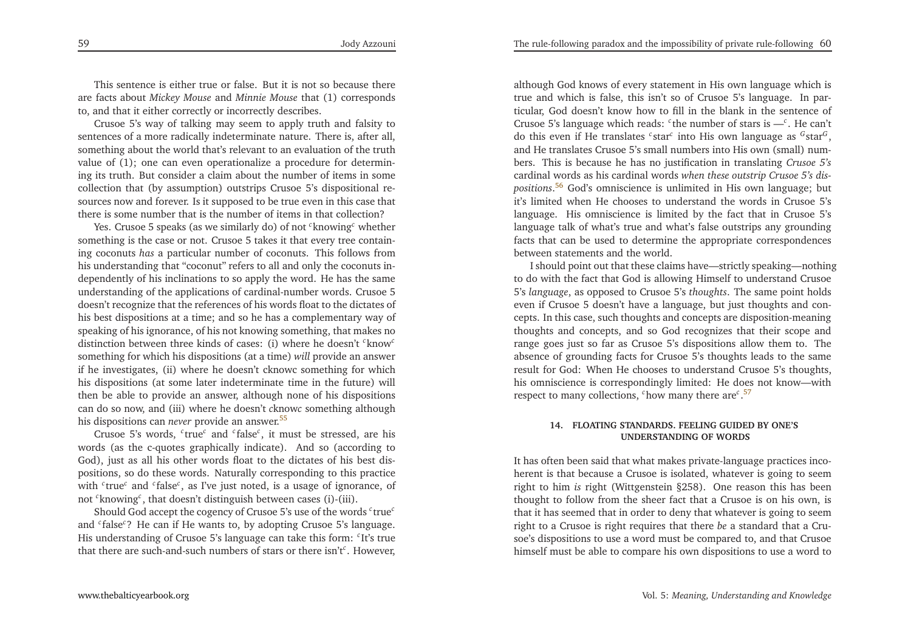This sentence is either true or false. But it is not so because there are facts about *Mickey Mouse* and *Minnie Mouse* that (1) corresponds to, and that it either correctly or incorrectly describes.

Crusoe 5's way of talking may seem to apply truth and falsity to sentences of a more radically indeterminate nature. There is, after all, something about the world that's relevant to an evaluation of the truth value of (1); one can even operationalize a procedure for determining its truth. But consider a claim about the number of items in some collection that (by assumption) outstrips Crusoe 5's dispositional resources now and forever. Is it supposed to be true even in this case that there is some number that is the number of items in that collection?

Yes. Crusoe 5 speaks (as we similarly do) of not $^c$knowing$^c$ whether something is the case or not. Crusoe 5 takes it that every tree containing coconuts *has* a particular number of coconuts. This follows from his understanding that "coconut" refers to all and only the coconuts independently of his inclinations to so apply the word. He has the same understanding of the applications of cardinal-number words. Crusoe 5 doesn't recognize that the references of his words float to the dictates of his best dispositions at a time; and so he has a complementary way of speaking of his ignorance, of his not knowing something, that makes no distinction between three kinds of cases: (i) where he doesn't $^c$know$^c$ something for which his dispositions (at a time) *will* provide an answer if he investigates, (ii) where he doesn't cknowc something for which his dispositions (at some later indeterminate time in the future) will then be able to provide an answer, although none of his dispositions can do so now, and (iii) where he doesn't *c*know*c* something although his dispositions can *never* provide an answer.[55]

Crusoe 5's words, $^c$true$^c$ and $^c$false$^c$, it must be stressed, are his words (as the c-quotes graphically indicate). And so (according to God), just as all his other words float to the dictates of his best dispositions, so do these words. Naturally corresponding to this practice with $^c$true$^c$ and $^c$false$^c$, as I've just noted, is a usage of ignorance, of not $^c$knowing$^c$, that doesn't distinguish between cases (i)-(iii).

Should God accept the cogency of Crusoe 5's use of the words $^c$true$^c$ and $^c$false$^c$? He can if He wants to, by adopting Crusoe 5's language. His understanding of Crusoe 5's language can take this form: $^c$It's true that there are such-and-such numbers of stars or there isn't$^c$. However, although God knows of every statement in His own language which is true and which is false, this isn't so of Crusoe 5's language. In particular, God doesn't know how to fill in the blank in the sentence of Crusoe 5's language which reads: $^c$the number of stars is —$^c$. He can't do this even if He translates $^c$star$^c$ into His own language as $^G$star$^G$, and He translates Crusoe 5's small numbers into His own (small) numbers. This is because he has no justification in translating *Crusoe 5's* cardinal words as his cardinal words *when these outstrip Crusoe 5's dispositions*.[56] God's omniscience is unlimited in His own language; but it's limited when He chooses to understand the words in Crusoe 5's language. His omniscience is limited by the fact that in Crusoe 5's language talk of what's true and what's false outstrips any grounding facts that can be used to determine the appropriate correspondences between statements and the world.

I should point out that these claims have—strictly speaking—nothing to do with the fact that God is allowing Himself to understand Crusoe 5's *language*, as opposed to Crusoe 5's *thoughts*. The same point holds even if Crusoe 5 doesn't have a language, but just thoughts and concepts. In this case, such thoughts and concepts are disposition-meaning thoughts and concepts, and so God recognizes that their scope and range goes just so far as Crusoe 5's dispositions allow them to. The absence of grounding facts for Crusoe 5's thoughts leads to the same result for God: When He chooses to understand Crusoe 5's thoughts, his omniscience is correspondingly limited: He does not know—with respect to many collections, $^c$how many there are$^c$.[57]

## 14. FLOATING STANDARDS. FEELING GUIDED BY ONE'S UNDERSTANDING OF WORDS

It has often been said that what makes private-language practices incoherent is that because a Crusoe is isolated, whatever is going to seem right to him *is* right (Wittgenstein §258). One reason this has been thought to follow from the sheer fact that a Crusoe is on his own, is that it has seemed that in order to deny that whatever is going to seem right to a Crusoe is right requires that there *be* a standard that a Crusoe's dispositions to use a word must be compared to, and that Crusoe himself must be able to compare his own dispositions to use a word to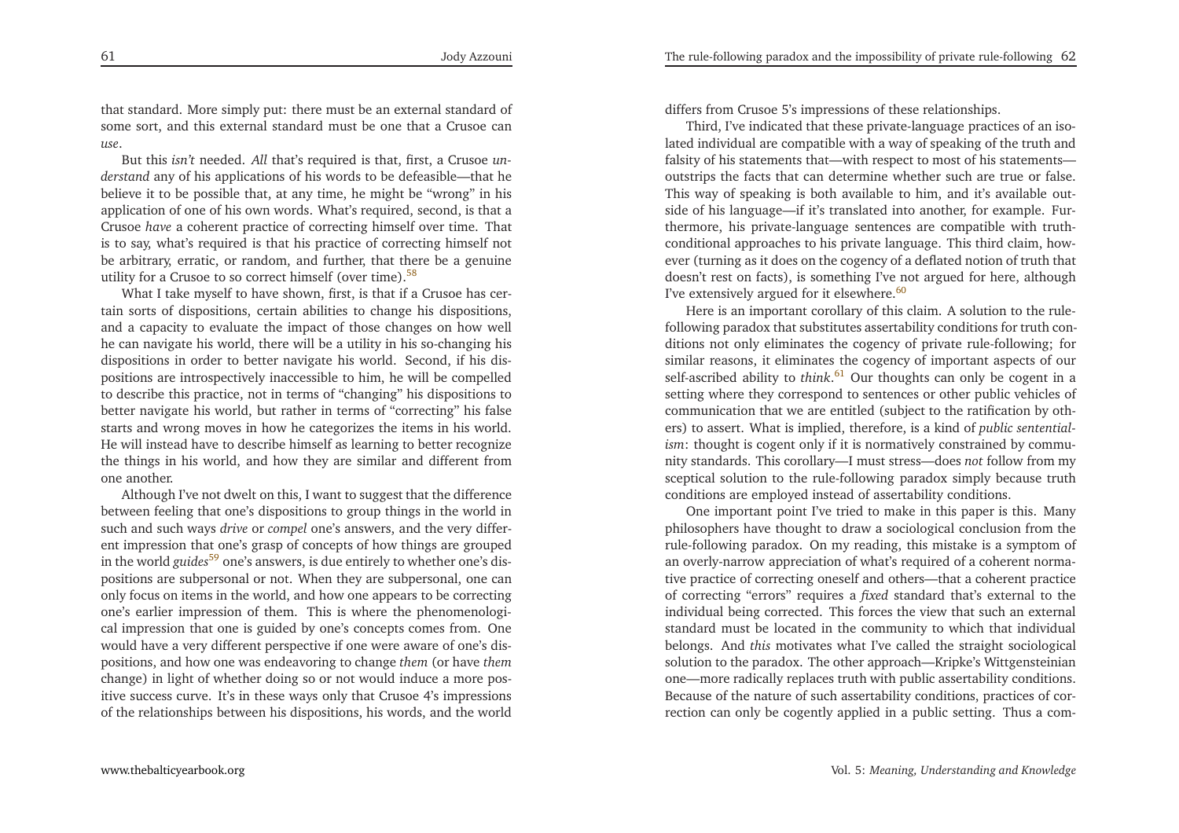that standard. More simply put: there must be an external standard of some sort, and this external standard must be one that a Crusoe can *use*.

But this *isn't* needed. *All* that's required is that, first, a Crusoe *understand* any of his applications of his words to be defeasible—that he believe it to be possible that, at any time, he might be "wrong" in his application of one of his own words. What's required, second, is that a Crusoe *have* a coherent practice of correcting himself over time. That is to say, what's required is that his practice of correcting himself not be arbitrary, erratic, or random, and further, that there be a genuine utility for a Crusoe to so correct himself (over time).[58]

What I take myself to have shown, first, is that if a Crusoe has certain sorts of dispositions, certain abilities to change his dispositions, and a capacity to evaluate the impact of those changes on how well he can navigate his world, there will be a utility in his so-changing his dispositions in order to better navigate his world. Second, if his dispositions are introspectively inaccessible to him, he will be compelled to describe this practice, not in terms of "changing" his dispositions to better navigate his world, but rather in terms of "correcting" his false starts and wrong moves in how he categorizes the items in his world. He will instead have to describe himself as learning to better recognize the things in his world, and how they are similar and different from one another.

Although I've not dwelt on this, I want to suggest that the difference between feeling that one's dispositions to group things in the world in such and such ways *drive* or *compel* one's answers, and the very different impression that one's grasp of concepts of how things are grouped in the world *guides*[59] one's answers, is due entirely to whether one's dispositions are subpersonal or not. When they are subpersonal, one can only focus on items in the world, and how one appears to be correcting one's earlier impression of them. This is where the phenomenological impression that one is guided by one's concepts comes from. One would have a very different perspective if one were aware of one's dispositions, and how one was endeavoring to change *them* (or have *them* change) in light of whether doing so or not would induce a more positive success curve. It's in these ways only that Crusoe 4's impressions of the relationships between his dispositions, his words, and the world differs from Crusoe 5's impressions of these relationships.

Third, I've indicated that these private-language practices of an isolated individual are compatible with a way of speaking of the truth and falsity of his statements that—with respect to most of his statements—outstrips the facts that can determine whether such are true or false. This way of speaking is both available to him, and it's available outside of his language—if it's translated into another, for example. Furthermore, his private-language sentences are compatible with truth-conditional approaches to his private language. This third claim, however (turning as it does on the cogency of a deflated notion of truth that doesn't rest on facts), is something I've not argued for here, although I've extensively argued for it elsewhere.[60]

Here is an important corollary of this claim. A solution to the rule-following paradox that substitutes assertability conditions for truth conditions not only eliminates the cogency of private rule-following; for similar reasons, it eliminates the cogency of important aspects of our self-ascribed ability to *think*.[61] Our thoughts can only be cogent in a setting where they correspond to sentences or other public vehicles of communication that we are entitled (subject to the ratification by others) to assert. What is implied, therefore, is a kind of *public sententialism*: thought is cogent only if it is normatively constrained by community standards. This corollary—I must stress—does *not* follow from my sceptical solution to the rule-following paradox simply because truth conditions are employed instead of assertability conditions.

One important point I've tried to make in this paper is this. Many philosophers have thought to draw a sociological conclusion from the rule-following paradox. On my reading, this mistake is a symptom of an overly-narrow appreciation of what's required of a coherent normative practice of correcting oneself and others—that a coherent practice of correcting "errors" requires a *fixed* standard that's external to the individual being corrected. This forces the view that such an external standard must be located in the community to which that individual belongs. And *this* motivates what I've called the straight sociological solution to the paradox. The other approach—Kripke's Wittgensteinian one—more radically replaces truth with public assertability conditions. Because of the nature of such assertability conditions, practices of correction can only be cogently applied in a public setting. Thus a com-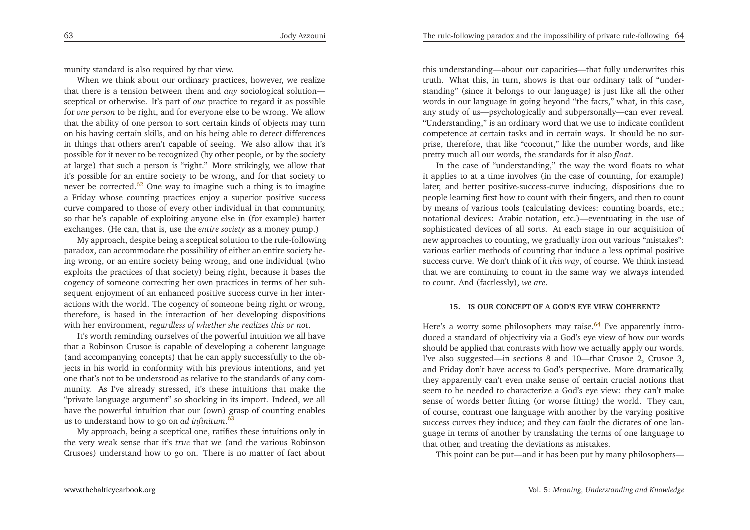munity standard is also required by that view.

When we think about our ordinary practices, however, we realize that there is a tension between them and *any* sociological solution—sceptical or otherwise. It's part of *our* practice to regard it as possible for *one person* to be right, and for everyone else to be wrong. We allow that the ability of one person to sort certain kinds of objects may turn on his having certain skills, and on his being able to detect differences in things that others aren't capable of seeing. We also allow that it's possible for it never to be recognized (by other people, or by the society at large) that such a person is "right." More strikingly, we allow that it's possible for an entire society to be wrong, and for that society to never be corrected.[62] One way to imagine such a thing is to imagine a Friday whose counting practices enjoy a superior positive success curve compared to those of every other individual in that community, so that he's capable of exploiting anyone else in (for example) barter exchanges. (He can, that is, use the *entire society* as a money pump.)

My approach, despite being a sceptical solution to the rule-following paradox, can accommodate the possibility of either an entire society being wrong, or an entire society being wrong, and one individual (who exploits the practices of that society) being right, because it bases the cogency of someone correcting her own practices in terms of her subsequent enjoyment of an enhanced positive success curve in her interactions with the world. The cogency of someone being right or wrong, therefore, is based in the interaction of her developing dispositions with her environment, *regardless of whether she realizes this or not*.

It's worth reminding ourselves of the powerful intuition we all have that a Robinson Crusoe is capable of developing a coherent language (and accompanying concepts) that he can apply successfully to the objects in his world in conformity with his previous intentions, and yet one that's not to be understood as relative to the standards of any community. As I've already stressed, it's these intuitions that make the "private language argument" so shocking in its import. Indeed, we all have the powerful intuition that our (own) grasp of counting enables us to understand how to go on *ad infinitum*.[63]

My approach, being a sceptical one, ratifies these intuitions only in the very weak sense that it's *true* that we (and the various Robinson Crusoes) understand how to go on. There is no matter of fact about this understanding—about our capacities—that fully underwrites this truth. What this, in turn, shows is that our ordinary talk of "understanding" (since it belongs to our language) is just like all the other words in our language in going beyond "the facts," what, in this case, any study of us—psychologically and subpersonally—can ever reveal. "Understanding," is an ordinary word that we use to indicate confident competence at certain tasks and in certain ways. It should be no surprise, therefore, that like "coconut," like the number words, and like pretty much all our words, the standards for it also *float*.

In the case of "understanding," the way the word floats to what it applies to at a time involves (in the case of counting, for example) later, and better positive-success-curve inducing, dispositions due to people learning first how to count with their fingers, and then to count by means of various tools (calculating devices: counting boards, etc.; notational devices: Arabic notation, etc.)—eventuating in the use of sophisticated devices of all sorts. At each stage in our acquisition of new approaches to counting, we gradually iron out various "mistakes": various earlier methods of counting that induce a less optimal positive success curve. We don't think of it *this way*, of course. We think instead that we are continuing to count in the same way we always intended to count. And (factlessly), *we are*.

### 15. IS OUR CONCEPT OF A GOD'S EYE VIEW COHERENT?

Here's a worry some philosophers may raise.[64] I've apparently introduced a standard of objectivity via a God's eye view of how our words should be applied that contrasts with how we actually apply our words. I've also suggested—in sections 8 and 10—that Crusoe 2, Crusoe 3, and Friday don't have access to God's perspective. More dramatically, they apparently can't even make sense of certain crucial notions that seem to be needed to characterize a God's eye view: they can't make sense of words better fitting (or worse fitting) the world. They can, of course, contrast one language with another by the varying positive success curves they induce; and they can fault the dictates of one language in terms of another by translating the terms of one language to that other, and treating the deviations as mistakes.

This point can be put—and it has been put by many philosophers—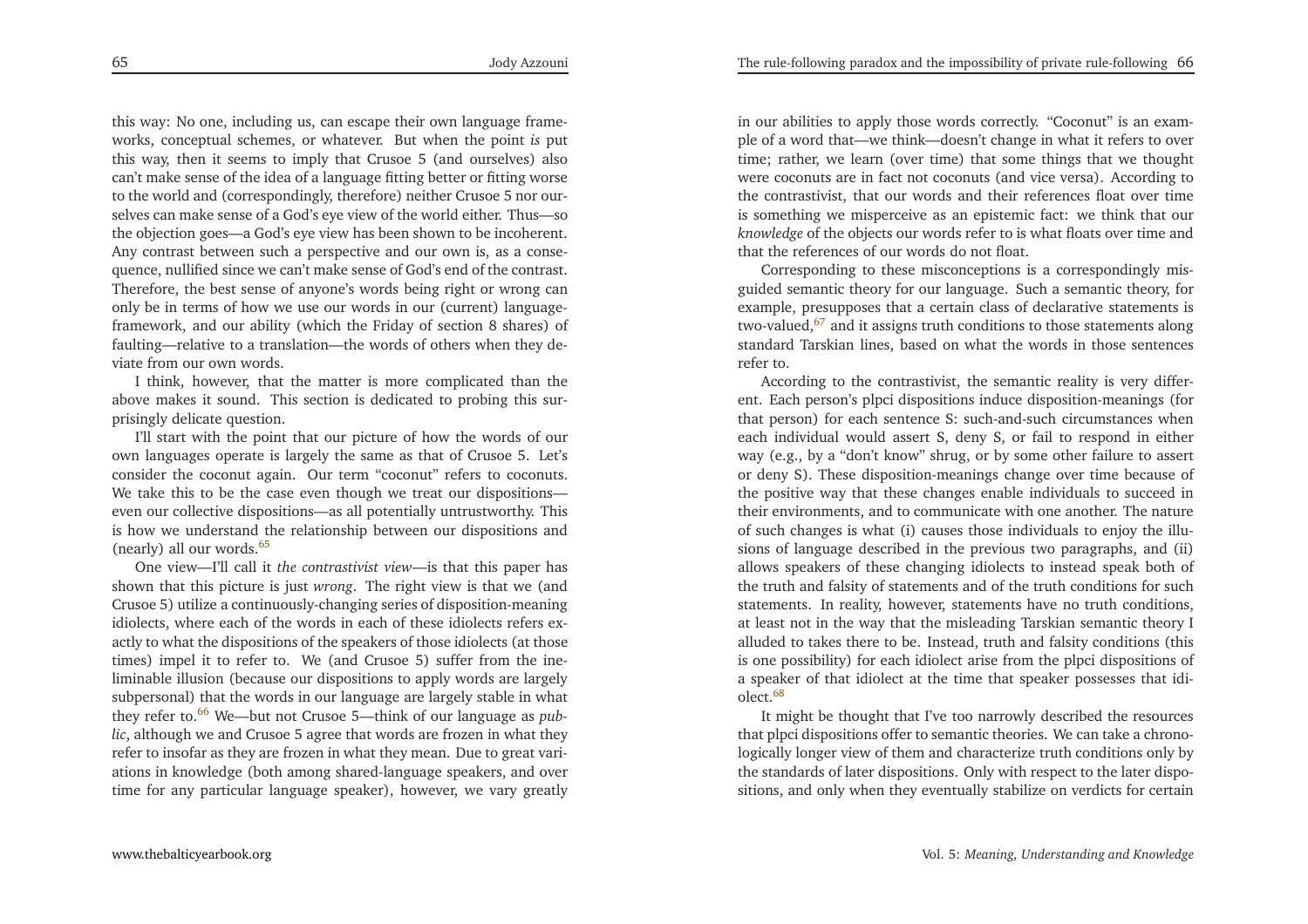this way: No one, including us, can escape their own language frameworks, conceptual schemes, or whatever. But when the point *is* put this way, then it seems to imply that Crusoe 5 (and ourselves) also can't make sense of the idea of a language fitting better or fitting worse to the world and (correspondingly, therefore) neither Crusoe 5 nor ourselves can make sense of a God's eye view of the world either. Thus—so the objection goes—a God's eye view has been shown to be incoherent. Any contrast between such a perspective and our own is, as a consequence, nullified since we can't make sense of God's end of the contrast. Therefore, the best sense of anyone's words being right or wrong can only be in terms of how we use our words in our (current) language-framework, and our ability (which the Friday of section 8 shares) of faulting—relative to a translation—the words of others when they deviate from our own words.

I think, however, that the matter is more complicated than the above makes it sound. This section is dedicated to probing this surprisingly delicate question.

I'll start with the point that our picture of how the words of our own languages operate is largely the same as that of Crusoe 5. Let's consider the coconut again. Our term "coconut" refers to coconuts. We take this to be the case even though we treat our dispositions—even our collective dispositions—as all potentially untrustworthy. This is how we understand the relationship between our dispositions and (nearly) all our words.[65]

One view—I'll call it *the contrastivist view*—is that this paper has shown that this picture is just *wrong*. The right view is that we (and Crusoe 5) utilize a continuously-changing series of disposition-meaning idiolects, where each of the words in each of these idiolects refers exactly to what the dispositions of the speakers of those idiolects (at those times) impel it to refer to. We (and Crusoe 5) suffer from the ineliminable illusion (because our dispositions to apply words are largely subpersonal) that the words in our language are largely stable in what they refer to.[66] We—but not Crusoe 5—think of our language as *public*, although we and Crusoe 5 agree that words are frozen in what they refer to insofar as they are frozen in what they mean. Due to great variations in knowledge (both among shared-language speakers, and over time for any particular language speaker), however, we vary greatly in our abilities to apply those words correctly. "Coconut" is an example of a word that—we think—doesn't change in what it refers to over time; rather, we learn (over time) that some things that we thought were coconuts are in fact not coconuts (and vice versa). According to the contrastivist, that our words and their references float over time is something we misperceive as an epistemic fact: we think that our *knowledge* of the objects our words refer to is what floats over time and that the references of our words do not float.

Corresponding to these misconceptions is a correspondingly misguided semantic theory for our language. Such a semantic theory, for example, presupposes that a certain class of declarative statements is two-valued,[67] and it assigns truth conditions to those statements along standard Tarskian lines, based on what the words in those sentences refer to.

According to the contrastivist, the semantic reality is very different. Each person's plpci dispositions induce disposition-meanings (for that person) for each sentence S: such-and-such circumstances when each individual would assert S, deny S, or fail to respond in either way (e.g., by a "don't know" shrug, or by some other failure to assert or deny S). These disposition-meanings change over time because of the positive way that these changes enable individuals to succeed in their environments, and to communicate with one another. The nature of such changes is what (i) causes those individuals to enjoy the illusions of language described in the previous two paragraphs, and (ii) allows speakers of these changing idiolects to instead speak both of the truth and falsity of statements and of the truth conditions for such statements. In reality, however, statements have no truth conditions, at least not in the way that the misleading Tarskian semantic theory I alluded to takes there to be. Instead, truth and falsity conditions (this is one possibility) for each idiolect arise from the plpci dispositions of a speaker of that idiolect at the time that speaker possesses that idiolect.[68]

It might be thought that I've too narrowly described the resources that plpci dispositions offer to semantic theories. We can take a chronologically longer view of them and characterize truth conditions only by the standards of later dispositions. Only with respect to the later dispositions, and only when they eventually stabilize on verdicts for certain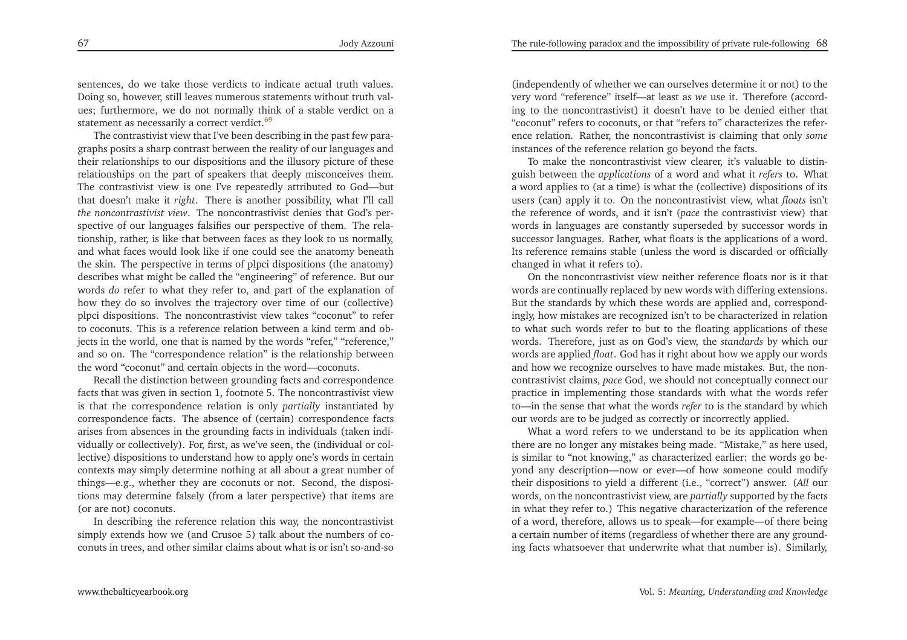sentences, do we take those verdicts to indicate actual truth values. Doing so, however, still leaves numerous statements without truth values; furthermore, we do not normally think of a stable verdict on a statement as necessarily a correct verdict.[69]

The contrastivist view that I've been describing in the past few paragraphs posits a sharp contrast between the reality of our languages and their relationships to our dispositions and the illusory picture of these relationships on the part of speakers that deeply misconceives them. The contrastivist view is one I've repeatedly attributed to God—but that doesn't make it *right*. There is another possibility, what I'll call *the noncontrastivist view*. The noncontrastivist denies that God's perspective of our languages falsifies our perspective of them. The relationship, rather, is like that between faces as they look to us normally, and what faces would look like if one could see the anatomy beneath the skin. The perspective in terms of plpci dispositions (the anatomy) describes what might be called the "engineering" of reference. But our words *do* refer to what they refer to, and part of the explanation of how they do so involves the trajectory over time of our (collective) plpci dispositions. The noncontrastivist view takes "coconut" to refer to coconuts. This is a reference relation between a kind term and objects in the world, one that is named by the words "refer," "reference," and so on. The "correspondence relation" is the relationship between the word "coconut" and certain objects in the word—coconuts.

Recall the distinction between grounding facts and correspondence facts that was given in section 1, footnote 5. The noncontrastivist view is that the correspondence relation is only *partially* instantiated by correspondence facts. The absence of (certain) correspondence facts arises from absences in the grounding facts in individuals (taken individually or collectively). For, first, as we've seen, the (individual or collective) dispositions to understand how to apply one's words in certain contexts may simply determine nothing at all about a great number of things—e.g., whether they are coconuts or not. Second, the dispositions may determine falsely (from a later perspective) that items are (or are not) coconuts.

In describing the reference relation this way, the noncontrastivist simply extends how we (and Crusoe 5) talk about the numbers of coconuts in trees, and other similar claims about what is or isn't so-and-so (independently of whether we can ourselves determine it or not) to the very word "reference" itself—at least as *we* use it. Therefore (according to the noncontrastivist) it doesn't have to be denied either that "coconut" refers to coconuts, or that "refers to" characterizes the reference relation. Rather, the noncontrastivist is claiming that only *some* instances of the reference relation go beyond the facts.

To make the noncontrastivist view clearer, it's valuable to distinguish between the *applications* of a word and what it *refers* to. What a word applies to (at a time) is what the (collective) dispositions of its users (can) apply it to. On the noncontrastivist view, what *floats* isn't the reference of words, and it isn't (*pace* the contrastivist view) that words in languages are constantly superseded by successor words in successor languages. Rather, what floats is the applications of a word. Its reference remains stable (unless the word is discarded or officially changed in what it refers to).

On the noncontrastivist view neither reference floats nor is it that words are continually replaced by new words with differing extensions. But the standards by which these words are applied and, correspondingly, how mistakes are recognized isn't to be characterized in relation to what such words refer to but to the floating applications of these words. Therefore, just as on God's view, the *standards* by which our words are applied *float*. God has it right about how we apply our words and how we recognize ourselves to have made mistakes. But, the noncontrastivist claims, *pace* God, we should not conceptually connect our practice in implementing those standards with what the words refer to—in the sense that what the words *refer* to is the standard by which our words are to be judged as correctly or incorrectly applied.

What a word refers to we understand to be its application when there are no longer any mistakes being made. "Mistake," as here used, is similar to "not knowing," as characterized earlier: the words go beyond any description—now or ever—of how someone could modify their dispositions to yield a different (i.e., "correct") answer. (*All* our words, on the noncontrastivist view, are *partially* supported by the facts in what they refer to.) This negative characterization of the reference of a word, therefore, allows us to speak—for example—of there being a certain number of items (regardless of whether there are any grounding facts whatsoever that underwrite what that number is). Similarly,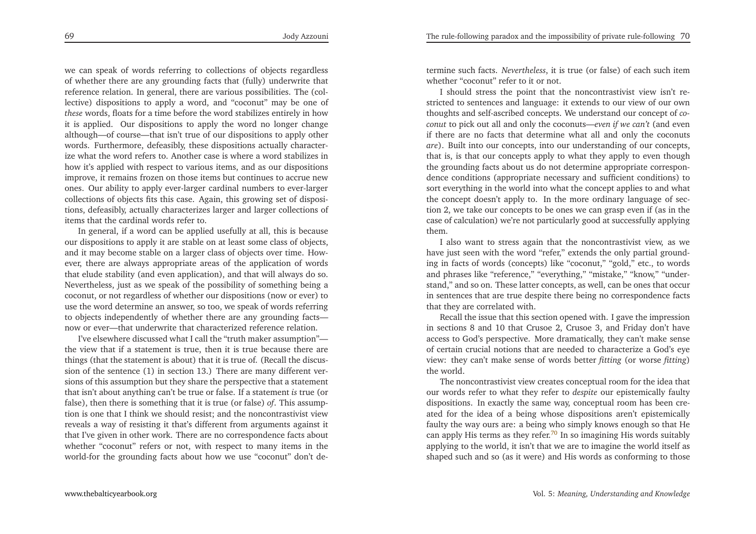we can speak of words referring to collections of objects regardless of whether there are any grounding facts that (fully) underwrite that reference relation. In general, there are various possibilities. The (collective) dispositions to apply a word, and "coconut" may be one of *these* words, floats for a time before the word stabilizes entirely in how it is applied. Our dispositions to apply the word no longer change although—of course—that isn't true of our dispositions to apply other words. Furthermore, defeasibly, these dispositions actually characterize what the word refers to. Another case is where a word stabilizes in how it's applied with respect to various items, and as our dispositions improve, it remains frozen on those items but continues to accrue new ones. Our ability to apply ever-larger cardinal numbers to ever-larger collections of objects fits this case. Again, this growing set of dispositions, defeasibly, actually characterizes larger and larger collections of items that the cardinal words refer to.

In general, if a word can be applied usefully at all, this is because our dispositions to apply it are stable on at least some class of objects, and it may become stable on a larger class of objects over time. However, there are always appropriate areas of the application of words that elude stability (and even application), and that will always do so. Nevertheless, just as we speak of the possibility of something being a coconut, or not regardless of whether our dispositions (now or ever) to use the word determine an answer, so too, we speak of words referring to objects independently of whether there are any grounding facts—now or ever—that underwrite that characterized reference relation.

I've elsewhere discussed what I call the "truth maker assumption"—the view that if a statement is true, then it is true because there are things (that the statement is about) that it is true of. (Recall the discussion of the sentence (1) in section 13.) There are many different versions of this assumption but they share the perspective that a statement that isn't about anything can't be true or false. If a statement *is* true (or false), then there is something that it is true (or false) *of*. This assumption is one that I think we should resist; and the noncontrastivist view reveals a way of resisting it that's different from arguments against it that I've given in other work. There are no correspondence facts about whether "coconut" refers or not, with respect to many items in the world-for the grounding facts about how we use "coconut" don't determine such facts. *Nevertheless*, it is true (or false) of each such item whether "coconut" refer to it or not.

I should stress the point that the noncontrastivist view isn't restricted to sentences and language: it extends to our view of our own thoughts and self-ascribed concepts. We understand our concept of *coconut* to pick out all and only the coconuts—*even if we can't* (and even if there are no facts that determine what all and only the coconuts *are*). Built into our concepts, into our understanding of our concepts, that is, is that our concepts apply to what they apply to even though the grounding facts about us do not determine appropriate correspondence conditions (appropriate necessary and sufficient conditions) to sort everything in the world into what the concept applies to and what the concept doesn't apply to. In the more ordinary language of section 2, we take our concepts to be ones we can grasp even if (as in the case of calculation) we're not particularly good at successfully applying them.

I also want to stress again that the noncontrastivist view, as we have just seen with the word "refer," extends the only partial grounding in facts of words (concepts) like "coconut," "gold," etc., to words and phrases like "reference," "everything," "mistake," "know," "understand," and so on. These latter concepts, as well, can be ones that occur in sentences that are true despite there being no correspondence facts that they are correlated with.

Recall the issue that this section opened with. I gave the impression in sections 8 and 10 that Crusoe 2, Crusoe 3, and Friday don't have access to God's perspective. More dramatically, they can't make sense of certain crucial notions that are needed to characterize a God's eye view: they can't make sense of words better *fitting* (or worse *fitting*) the world.

The noncontrastivist view creates conceptual room for the idea that our words refer to what they refer to *despite* our epistemically faulty dispositions. In exactly the same way, conceptual room has been created for the idea of a being whose dispositions aren't epistemically faulty the way ours are: a being who simply knows enough so that He can apply His terms as they refer.[70] In so imagining His words suitably applying to the world, it isn't that we are to imagine the world itself as shaped such and so (as it were) and His words as conforming to those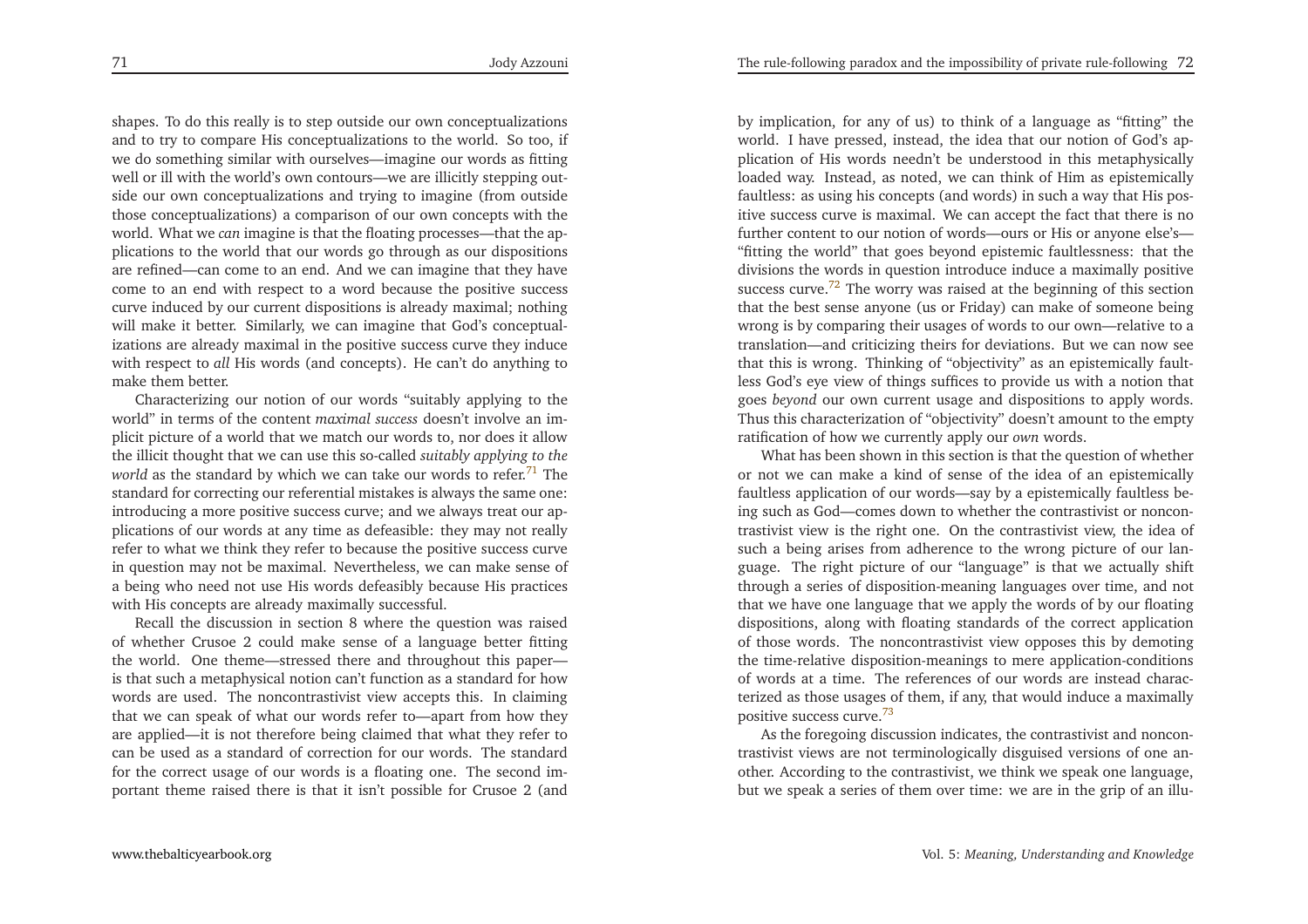shapes. To do this really is to step outside our own conceptualizations and to try to compare His conceptualizations to the world. So too, if we do something similar with ourselves—imagine our words as fitting well or ill with the world's own contours—we are illicitly stepping outside our own conceptualizations and trying to imagine (from outside those conceptualizations) a comparison of our own concepts with the world. What we *can* imagine is that the floating processes—that the applications to the world that our words go through as our dispositions are refined—can come to an end. And we can imagine that they have come to an end with respect to a word because the positive success curve induced by our current dispositions is already maximal; nothing will make it better. Similarly, we can imagine that God's conceptualizations are already maximal in the positive success curve they induce with respect to *all* His words (and concepts). He can't do anything to make them better.

Characterizing our notion of our words "suitably applying to the world" in terms of the content *maximal success* doesn't involve an implicit picture of a world that we match our words to, nor does it allow the illicit thought that we can use this so-called *suitably applying to the world* as the standard by which we can take our words to refer.[71] The standard for correcting our referential mistakes is always the same one: introducing a more positive success curve; and we always treat our applications of our words at any time as defeasible: they may not really refer to what we think they refer to because the positive success curve in question may not be maximal. Nevertheless, we can make sense of a being who need not use His words defeasibly because His practices with His concepts are already maximally successful.

Recall the discussion in section 8 where the question was raised of whether Crusoe 2 could make sense of a language better fitting the world. One theme—stressed there and throughout this paper—is that such a metaphysical notion can't function as a standard for how words are used. The noncontrastivist view accepts this. In claiming that we can speak of what our words refer to—apart from how they are applied—it is not therefore being claimed that what they refer to can be used as a standard of correction for our words. The standard for the correct usage of our words is a floating one. The second important theme raised there is that it isn't possible for Crusoe 2 (and by implication, for any of us) to think of a language as "fitting" the world. I have pressed, instead, the idea that our notion of God's application of His words needn't be understood in this metaphysically loaded way. Instead, as noted, we can think of Him as epistemically faultless: as using his concepts (and words) in such a way that His positive success curve is maximal. We can accept the fact that there is no further content to our notion of words—ours or His or anyone else's—"fitting the world" that goes beyond epistemic faultlessness: that the divisions the words in question introduce induce a maximally positive success curve.[72] The worry was raised at the beginning of this section that the best sense anyone (us or Friday) can make of someone being wrong is by comparing their usages of words to our own—relative to a translation—and criticizing theirs for deviations. But we can now see that this is wrong. Thinking of "objectivity" as an epistemically faultless God's eye view of things suffices to provide us with a notion that goes *beyond* our own current usage and dispositions to apply words. Thus this characterization of "objectivity" doesn't amount to the empty ratification of how we currently apply our *own* words.

What has been shown in this section is that the question of whether or not we can make a kind of sense of the idea of an epistemically faultless application of our words—say by a epistemically faultless being such as God—comes down to whether the contrastivist or noncontrastivist view is the right one. On the contrastivist view, the idea of such a being arises from adherence to the wrong picture of our language. The right picture of our "language" is that we actually shift through a series of disposition-meaning languages over time, and not that we have one language that we apply the words of by our floating dispositions, along with floating standards of the correct application of those words. The noncontrastivist view opposes this by demoting the time-relative disposition-meanings to mere application-conditions of words at a time. The references of our words are instead characterized as those usages of them, if any, that would induce a maximally positive success curve.[73]

As the foregoing discussion indicates, the contrastivist and noncontrastivist views are not terminologically disguised versions of one another. According to the contrastivist, we think we speak one language, but we speak a series of them over time: we are in the grip of an illu-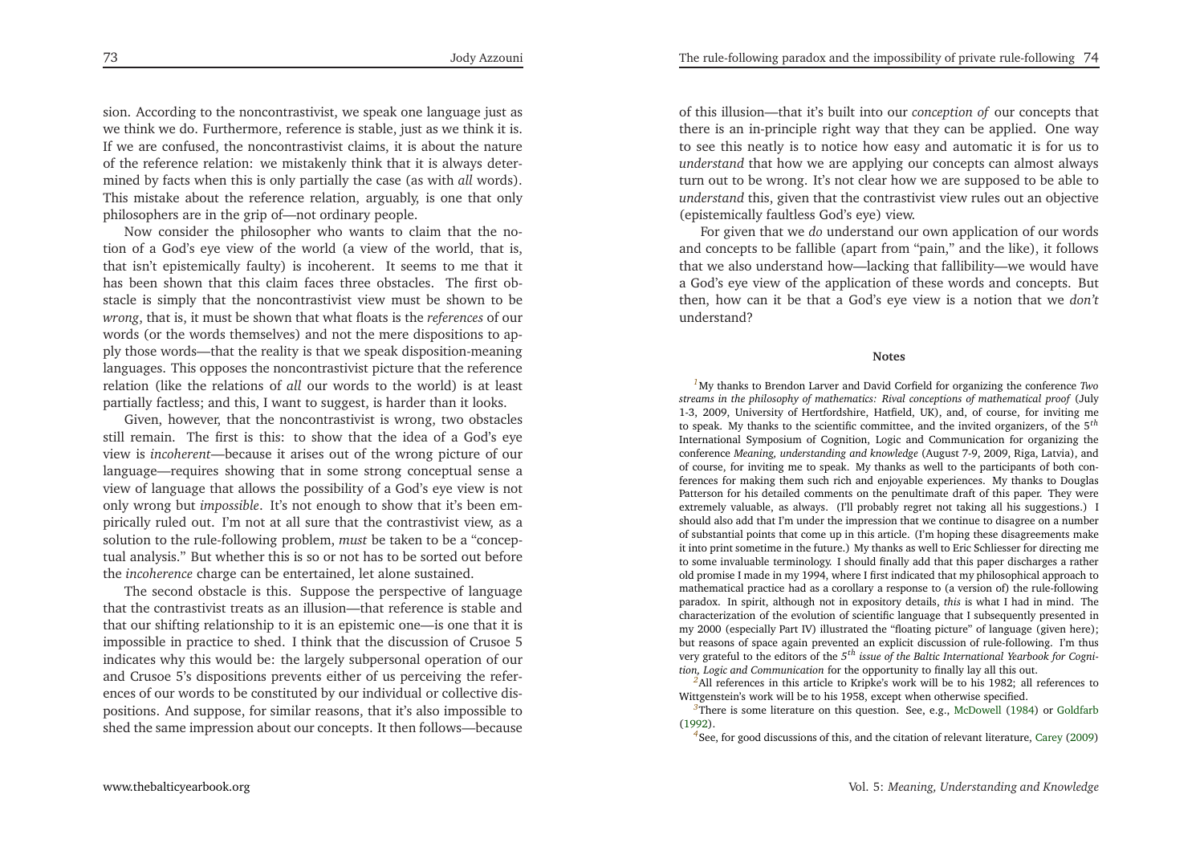sion. According to the noncontrastivist, we speak one language just as we think we do. Furthermore, reference is stable, just as we think it is. If we are confused, the noncontrastivist claims, it is about the nature of the reference relation: we mistakenly think that it is always determined by facts when this is only partially the case (as with *all* words). This mistake about the reference relation, arguably, is one that only philosophers are in the grip of—not ordinary people.

Now consider the philosopher who wants to claim that the notion of a God's eye view of the world (a view of the world, that is, that isn't epistemically faulty) is incoherent. It seems to me that it has been shown that this claim faces three obstacles. The first obstacle is simply that the noncontrastivist view must be shown to be *wrong*, that is, it must be shown that what floats is the *references* of our words (or the words themselves) and not the mere dispositions to apply those words—that the reality is that we speak disposition-meaning languages. This opposes the noncontrastivist picture that the reference relation (like the relations of *all* our words to the world) is at least partially factless; and this, I want to suggest, is harder than it looks.

Given, however, that the noncontrastivist is wrong, two obstacles still remain. The first is this: to show that the idea of a God's eye view is *incoherent*—because it arises out of the wrong picture of our language—requires showing that in some strong conceptual sense a view of language that allows the possibility of a God's eye view is not only wrong but *impossible*. It's not enough to show that it's been empirically ruled out. I'm not at all sure that the contrastivist view, as a solution to the rule-following problem, *must* be taken to be a "conceptual analysis." But whether this is so or not has to be sorted out before the *incoherence* charge can be entertained, let alone sustained.

The second obstacle is this. Suppose the perspective of language that the contrastivist treats as an illusion—that reference is stable and that our shifting relationship to it is an epistemic one—is one that it is impossible in practice to shed. I think that the discussion of Crusoe 5 indicates why this would be: the largely subpersonal operation of our and Crusoe 5's dispositions prevents either of us perceiving the references of our words to be constituted by our individual or collective dispositions. And suppose, for similar reasons, that it's also impossible to shed the same impression about our concepts. It then follows—because of this illusion—that it's built into our *conception of* our concepts that there is an in-principle right way that they can be applied. One way to see this neatly is to notice how easy and automatic it is for us to *understand* that how we are applying our concepts can almost always turn out to be wrong. It's not clear how we are supposed to be able to *understand* this, given that the contrastivist view rules out an objective (epistemically faultless God's eye) view.

For given that we *do* understand our own application of our words and concepts to be fallible (apart from "pain," and the like), it follows that we also understand how—lacking that fallibility—we would have a God's eye view of the application of these words and concepts. But then, how can it be that a God's eye view is a notion that we *don't* understand?

## Notes

[1] My thanks to Brendon Larver and David Corfield for organizing the conference *Two streams in the philosophy of mathematics: Rival conceptions of mathematical proof* (July 1-3, 2009, University of Hertfordshire, Hatfield, UK), and, of course, for inviting me to speak. My thanks to the scientific committee, and the invited organizers, of the 5[th] International Symposium of Cognition, Logic and Communication for organizing the conference *Meaning, understanding and knowledge* (August 7-9, 2009, Riga, Latvia), and of course, for inviting me to speak. My thanks as well to the participants of both conferences for making them such rich and enjoyable experiences. My thanks to Douglas Patterson for his detailed comments on the penultimate draft of this paper. They were extremely valuable, as always. (I'll probably regret not taking all his suggestions.) I should also add that I'm under the impression that we continue to disagree on a number of substantial points that come up in this article. (I'm hoping these disagreements make it into print sometime in the future.) My thanks as well to Eric Schliesser for directing me to some invaluable terminology. I should finally add that this paper discharges a rather old promise I made in my 1994, where I first indicated that my philosophical approach to mathematical practice had as a corollary a response to (a version of) the rule-following paradox. In spirit, although not in expository details, *this* is what I had in mind. The characterization of the evolution of scientific language that I subsequently presented in my 2000 (especially Part IV) illustrated the "floating picture" of language (given here); but reasons of space again prevented an explicit discussion of rule-following. I'm thus very grateful to the editors of the 5[th] *issue of the Baltic International Yearbook for Cognition, Logic and Communication* for the opportunity to finally lay all this out.

[2] All references in this article to Kripke's work will be to his 1982; all references to Wittgenstein's work will be to his 1958, except when otherwise specified.

[3] There is some literature on this question. See, e.g., McDowell (1984) or Goldfarb (1992).

[4] See, for good discussions of this, and the citation of relevant literature, Carey (2009)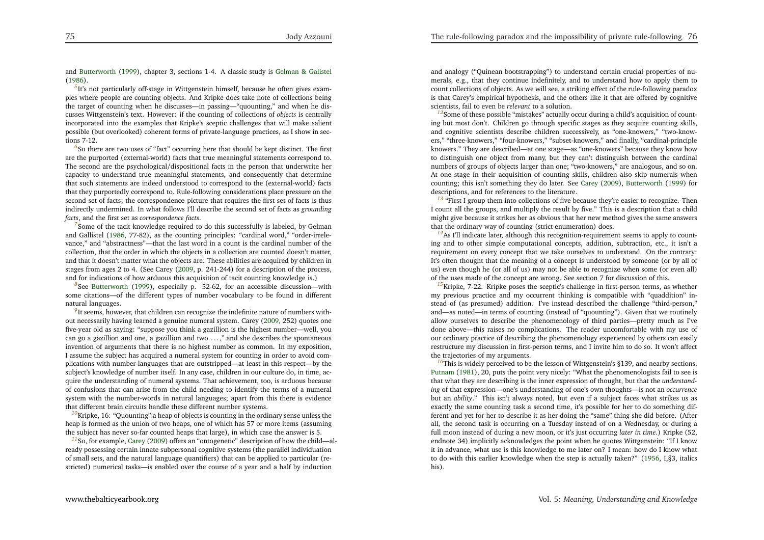and Butterworth (1999), chapter 3, sections 1-4. A classic study is Gelman & Galistel (1986).

[5] It's not particularly off-stage in Wittgenstein himself, because he often gives examples where people are counting objects. And Kripke does take note of collections being the target of counting when he discusses—in passing—"quounting," and when he discusses Wittgenstein's text. However: if the counting of collections of *objects* is centrally incorporated into the examples that Kripke's sceptic challenges that will make salient possible (but overlooked) coherent forms of private-language practices, as I show in sections 7-12.

[6] So there are two uses of "fact" occurring here that should be kept distinct. The first are the purported (external-world) facts that true meaningful statements correspond to. The second are the psychological/dispositional facts in the person that underwrite her capacity to understand true meaningful statements, and consequently that determine that such statements are indeed understood to correspond to the (external-world) facts that they purportedly correspond to. Rule-following considerations place pressure on the second set of facts; the correspondence picture that requires the first set of facts is thus indirectly undermined. In what follows I'll describe the second set of facts as *grounding facts*, and the first set as *correspondence facts*.

[7] Some of the tacit knowledge required to do this successfully is labeled, by Gelman and Gallistel (1986, 77-82), as the counting principles: "cardinal word," "order-irrelevance," and "abstractness"—that the last word in a count is the cardinal number of the collection, that the order in which the objects in a collection are counted doesn't matter, and that it doesn't matter what the objects are. These abilities are acquired by children in stages from ages 2 to 4. (See Carey (2009, p. 241-244) for a description of the process, and for indications of how arduous this acquisition of tacit counting knowledge is.)

[8] See Butterworth (1999), especially p. 52-62, for an accessible discussion—with some citations—of the different types of number vocabulary to be found in different natural languages.

[9] It seems, however, that children can recognize the indefinite nature of numbers without necessarily having learned a genuine numeral system. Carey (2009, 252) quotes one five-year old as saying: "suppose you think a gazillion is the highest number—well, you can go a gazillion and one, a gazillion and two ...," and she describes the spontaneous invention of arguments that there is no highest number as common. In my exposition, I assume the subject has acquired a numeral system for counting in order to avoid complications with number-languages that are outstripped—at least in this respect—by the subject's knowledge of number itself. In any case, children in our culture do, in time, acquire the understanding of numeral systems. That achievement, too, is arduous because of confusions that can arise from the child needing to identify the terms of a numeral system with the number-words in natural languages; apart from this there is evidence that different brain circuits handle these different number systems.

[10] Kripke, 16: "Quounting" a heap of objects is counting in the ordinary sense unless the heap is formed as the union of two heaps, one of which has 57 or more items (assuming the subject has never so-far counted heaps that large), in which case the answer is 5.

[11] So, for example, Carey (2009) offers an "ontogenetic" description of how the child—already possessing certain innate subpersonal cognitive systems (the parallel individuation of small sets, and the natural language quantifiers) that can be applied to particular (restricted) numerical tasks—is enabled over the course of a year and a half by induction and analogy ("Quinean bootstrapping") to understand certain crucial properties of numerals, e.g., that they continue indefinitely, and to understand how to apply them to count collections of objects. As we will see, a striking effect of the rule-following paradox is that Carey's empirical hypothesis, and the others like it that are offered by cognitive scientists, fail to even be *relevant* to a solution.

[12] Some of these possible "mistakes" actually occur during a child's acquisition of counting but most don't. Children go through specific stages as they acquire counting skills, and cognitive scientists describe children successively, as "one-knowers," "two-knowers," "three-knowers," "four-knowers," "subset-knowers," and finally, "cardinal-principle knowers." They are described—at one stage—as "one-knowers" because they know how to distinguish one object from many, but they can't distinguish between the cardinal numbers of groups of objects larger than one; "two-knowers," are analogous, and so on. At one stage in their acquisition of counting skills, children also skip numerals when counting; this isn't something they do later. See Carey (2009), Butterworth (1999) for descriptions, and for references to the literature.

[13] "First I group them into collections of five because they're easier to recognize. Then I count all the groups, and multiply the result by five." This is a description that a child might give because it strikes her as obvious that her new method gives the same answers that the ordinary way of counting (strict enumeration) does.

[14] As I'll indicate later, although this recognition-requirement seems to apply to counting and to other simple computational concepts, addition, subtraction, etc., it isn't a requirement on every concept that we take ourselves to understand. On the contrary: It's often thought that the meaning of a concept is understood by someone (or by all of us) even though he (or all of us) may not be able to recognize when some (or even all) of the uses made of the concept are wrong. See section 7 for discussion of this.

[15] Kripke, 7-22. Kripke poses the sceptic's challenge in first-person terms, as whether my previous practice and my occurrent thinking is compatible with "quaddition" instead of (as presumed) addition. I've instead described the challenge "third-person," and—as noted—in terms of counting (instead of "quounting"). Given that we routinely allow ourselves to describe the phenomenology of third parties—pretty much as I've done above—this raises no complications. The reader uncomfortable with my use of our ordinary practice of describing the phenomenology experienced by others can easily restructure my discussion in first-person terms, and I invite him to do so. It won't affect the trajectories of my arguments.

[16] This is widely perceived to be the lesson of Wittgenstein's §139, and nearby sections. Putnam (1981), 20, puts the point very nicely: "What the phenomenologists fail to see is that what they are describing is the inner expression of thought, but that the *understanding* of that expression—one's understanding of one's own thoughts—is not an *occurrence* but an *ability*." This isn't always noted, but even if a subject faces what strikes us as exactly the same counting task a second time, it's possible for her to do something different and yet for her to describe it as her doing the "same" thing she did before. (After all, the second task is occurring on a Tuesday instead of on a Wednesday, or during a full moon instead of during a new moon, or it's just occurring *later in time*.) Kripke (52, endnote 34) implicitly acknowledges the point when he quotes Wittgenstein: "If I know it in advance, what use is this knowledge to me later on? I mean: how do I know what to do with this earlier knowledge when the step is actually taken?" (1956, I,§3, italics his).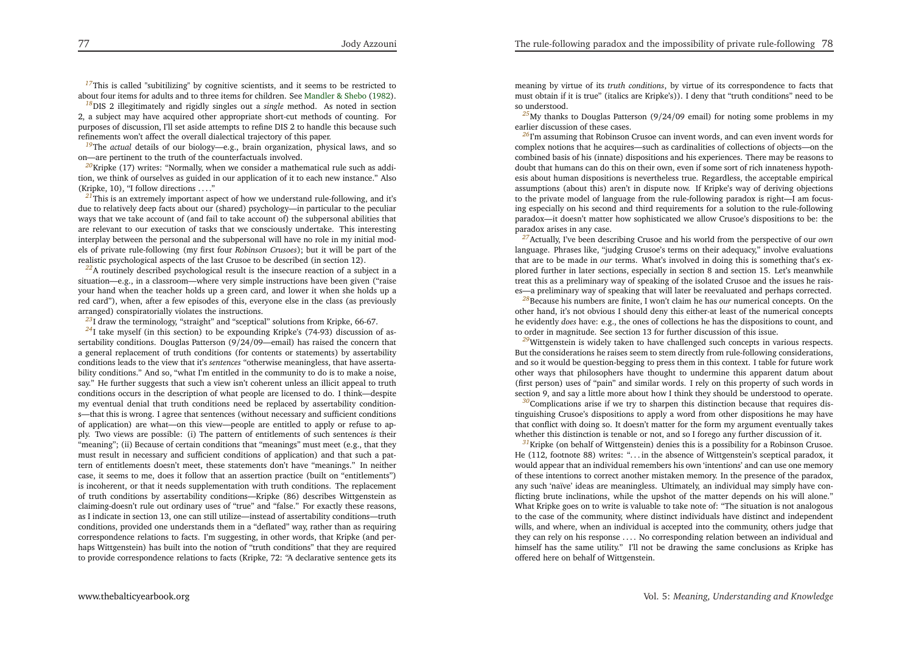[17]This is called "subitilizing" by cognitive scientists, and it seems to be restricted to about four items for adults and to three items for children. See Mandler & Shebo (1982).

[18]DIS 2 illegitimately and rigidly singles out a *single* method. As noted in section 2, a subject may have acquired other appropriate short-cut methods of counting. For purposes of discussion, I'll set aside attempts to refine DIS 2 to handle this because such refinements won't affect the overall dialectical trajectory of this paper.

[19]The *actual* details of our biology—e.g., brain organization, physical laws, and so on—are pertinent to the truth of the counterfactuals involved.

[20]Kripke (17) writes: "Normally, when we consider a mathematical rule such as addition, we think of ourselves as guided in our application of it to each new instance." Also (Kripke, 10), "I follow directions . . . ."

[21]This is an extremely important aspect of how we understand rule-following, and it's due to relatively deep facts about our (shared) psychology—in particular to the peculiar ways that we take account of (and fail to take account of) the subpersonal abilities that are relevant to our execution of tasks that we consciously undertake. This interesting interplay between the personal and the subpersonal will have no role in my initial models of private rule-following (my first four *Robinson Crusoes*); but it will be part of the realistic psychological aspects of the last Crusoe to be described (in section 12).

[22]A routinely described psychological result is the insecure reaction of a subject in a situation—e.g., in a classroom—where very simple instructions have been given ("raise your hand when the teacher holds up a green card, and lower it when she holds up a red card"), when, after a few episodes of this, everyone else in the class (as previously arranged) conspiratorially violates the instructions.

[23]I draw the terminology, "straight" and "sceptical" solutions from Kripke, 66-67.

[24]I take myself (in this section) to be expounding Kripke's (74-93) discussion of assertability conditions. Douglas Patterson (9/24/09—email) has raised the concern that a general replacement of truth conditions (for contents or statements) by assertability conditions leads to the view that it's *sentences* "otherwise meaningless, that have assertability conditions." And so, "what I'm entitled in the community to do is to make a noise, say." He further suggests that such a view isn't coherent unless an illicit appeal to truth conditions occurs in the description of what people are licensed to do. I think—despite my eventual denial that truth conditions need be replaced by assertability conditions—that this is wrong. I agree that sentences (without necessary and sufficient conditions of application) are what—on this view—people are entitled to apply or refuse to apply. Two views are possible: (i) The pattern of entitlements of such sentences *is* their "meaning"; (ii) Because of certain conditions that "meanings" must meet (e.g., that they must result in necessary and sufficient conditions of application) and that such a pattern of entitlements doesn't meet, these statements don't have "meanings." In neither case, it seems to me, does it follow that an assertion practice (built on "entitlements") is incoherent, or that it needs supplementation with truth conditions. The replacement of truth conditions by assertability conditions—Kripke (86) describes Wittgenstein as claiming-doesn't rule out ordinary uses of "true" and "false." For exactly these reasons, as I indicate in section 13, one can still utilize—instead of assertability conditions—truth conditions, provided one understands them in a "deflated" way, rather than as requiring correspondence relations to facts. I'm suggesting, in other words, that Kripke (and perhaps Wittgenstein) has built into the notion of "truth conditions" that they are required to provide correspondence relations to facts (Kripke, 72: "A declarative sentence gets its meaning by virtue of its *truth conditions*, by virtue of its correspondence to facts that must obtain if it is true" (italics are Kripke's)). I deny that "truth conditions" need to be so understood.

[25]My thanks to Douglas Patterson (9/24/09 email) for noting some problems in my earlier discussion of these cases.

[26]I'm assuming that Robinson Crusoe can invent words, and can even invent words for complex notions that he acquires—such as cardinalities of collections of objects—on the combined basis of his (innate) dispositions and his experiences. There may be reasons to doubt that humans can do this on their own, even if some sort of rich innateness hypothesis about human dispositions is nevertheless true. Regardless, the acceptable empirical assumptions (about this) aren't in dispute now. If Kripke's way of deriving objections to the private model of language from the rule-following paradox is right—I am focusing especially on his second and third requirements for a solution to the rule-following paradox—it doesn't matter how sophisticated we allow Crusoe's dispositions to be: the paradox arises in any case.

[27]Actually, I've been describing Crusoe and his world from the perspective of our *own* language. Phrases like, "judging Crusoe's terms on their adequacy," involve evaluations that are to be made in *our* terms. What's involved in doing this is something that's explored further in later sections, especially in section 8 and section 15. Let's meanwhile treat this as a preliminary way of speaking of the isolated Crusoe and the issues he raises—a preliminary way of speaking that will later be reevaluated and perhaps corrected.

[28]Because his numbers are finite, I won't claim he has *our* numerical concepts. On the other hand, it's not obvious I should deny this either-at least of the numerical concepts he evidently *does* have: e.g., the ones of collections he has the dispositions to count, and to order in magnitude. See section 13 for further discussion of this issue.

[29]Wittgenstein is widely taken to have challenged such concepts in various respects. But the considerations he raises seem to stem directly from rule-following considerations, and so it would be question-begging to press them in this context. I table for future work other ways that philosophers have thought to undermine this apparent datum about (first person) uses of "pain" and similar words. I rely on this property of such words in section 9, and say a little more about how I think they should be understood to operate.

[30]Complications arise if we try to sharpen this distinction because that requires distinguishing Crusoe's dispositions to apply a word from other dispositions he may have that conflict with doing so. It doesn't matter for the form my argument eventually takes whether this distinction is tenable or not, and so I forego any further discussion of it.

[31]Kripke (on behalf of Wittgenstein) denies this is a possibility for a Robinson Crusoe. He (112, footnote 88) writes: ". . . in the absence of Wittgenstein's sceptical paradox, it would appear that an individual remembers his own 'intentions' and can use one memory of these intentions to correct another mistaken memory. In the presence of the paradox, any such 'naïve' ideas are meaningless. Ultimately, an individual may simply have conflicting brute inclinations, while the upshot of the matter depends on his will alone." What Kripke goes on to write is valuable to take note of: "The situation is not analogous to the case of the community, where distinct individuals have distinct and independent wills, and where, when an individual is accepted into the community, others judge that they can rely on his response . . . . No corresponding relation between an individual and himself has the same utility." I'll not be drawing the same conclusions as Kripke has offered here on behalf of Wittgenstein.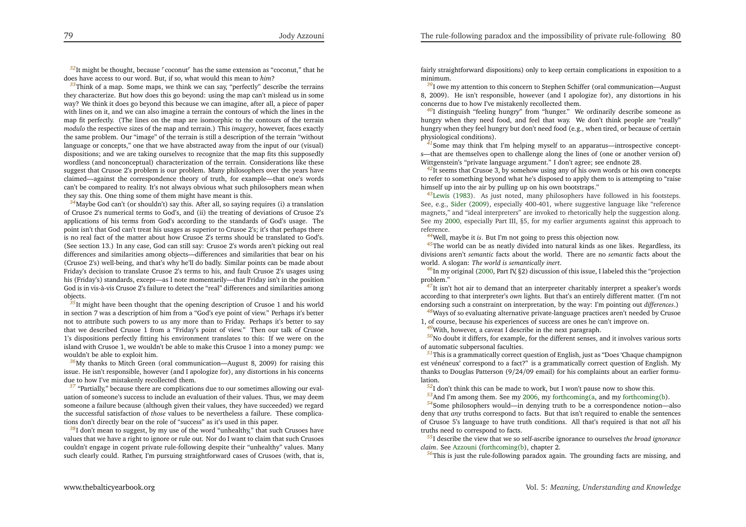[32]It might be thought, because ⌜coconut⌝ has the same extension as "coconut," that he does have access to our word. But, if so, what would this mean to *him*?

[33]Think of a map. Some maps, we think we can say, "perfectly" describe the terrains they characterize. But how does this go beyond: using the map can't mislead us in some way? We think it does go beyond this because we can imagine, after all, a piece of paper with lines on it, and we can also imagine a terrain the contours of which the lines in the map fit perfectly. (The lines on the map are isomorphic to the contours of the terrain *modulo* the respective sizes of the map and terrain.) This *imagery*, however, faces exactly the same problem. Our "image" of the terrain is still a description of the terrain "without language or concepts," one that we have abstracted away from the input of our (visual) dispositions; and we are taking ourselves to recognize that the map fits this supposedly wordless (and nonconceptual) characterization of the terrain. Considerations like these suggest that Crusoe 2's problem is our problem. Many philosophers over the years have claimed—against the correspondence theory of truth, for example—that one's words can't be compared to reality. It's not always obvious what such philosophers mean when they say this. One thing some of them might have meant is this.

[34]Maybe God can't (or shouldn't) say this. After all, so saying requires (i) a translation of Crusoe 2's numerical terms to God's, and (ii) the treating of deviations of Crusoe 2's applications of his terms from God's according to the standards of God's usage. The point isn't that God can't treat his usages as superior to Crusoe 2's; it's that perhaps there is no real fact of the matter about how Crusoe 2's terms should be translated to God's. (See section 13.) In any case, God can still say: Crusoe 2's words aren't picking out real differences and similarities among objects—differences and similarities that bear on his (Crusoe 2's) well-being, and that's why he'll do badly. Similar points can be made about Friday's decision to translate Crusoe 2's terms to his, and fault Crusoe 2's usages using his (Friday's) standards, except—as I note momentarily—that Friday isn't in the position God is in vis-à-vis Crusoe 2's failure to detect the "real" differences and similarities among objects.

[35]It might have been thought that the opening description of Crusoe 1 and his world in section 7 was a description of him from a "God's eye point of view." Perhaps it's better not to attribute such powers to *us* any more than to Friday. Perhaps it's better to say that we described Crusoe 1 from a "Friday's point of view." Then our talk of Crusoe 1's dispositions perfectly fitting his environment translates to this: If we were on the island with Crusoe 1, we wouldn't be able to make this Crusoe 1 into a money pump: we wouldn't be able to exploit him.

[36]My thanks to Mitch Green (oral communication—August 8, 2009) for raising this issue. He isn't responsible, however (and I apologize for), any distortions in his concerns due to how I've mistakenly recollected them.

[37] "Partially," because there are complications due to our sometimes allowing our evaluation of someone's success to include an evaluation of their values. Thus, we may deem someone a failure because (although given their values, they have succeeded) we regard the successful satisfaction of *those* values to be nevertheless a failure. These complications don't directly bear on the role of "success" as it's used in this paper.

[38]I don't mean to suggest, by my use of the word "unhealthy," that such Crusoes have values that we have a right to ignore or rule out. Nor do I want to claim that such Crusoes couldn't engage in cogent private rule-following despite their "unhealthy" values. Many such clearly could. Rather, I'm pursuing straightforward cases of Crusoes (with, that is, fairly straightforward dispositions) only to keep certain complications in exposition to a minimum.

[39]I owe my attention to this concern to Stephen Schiffer (oral communication—August 8, 2009). He isn't responsible, however (and I apologize for), any distortions in his concerns due to how I've mistakenly recollected them.

[40]I distinguish "feeling hungry" from "hunger." We ordinarily describe someone as hungry when they need food, and feel that way. We don't think people are "really" hungry when they feel hungry but don't need food (e.g., when tired, or because of certain physiological conditions).

[41]Some may think that I'm helping myself to an apparatus—introspective concepts—that are themselves open to challenge along the lines of (one or another version of) Wittgenstein's "private language argument." I don't agree; see endnote 28.

[42]It seems that Crusoe 3, by somehow using any of his own words or his own concepts to refer to something beyond what he's disposed to apply them to is attempting to "raise himself up into the air by pulling up on his own bootstraps."

[43]Lewis (1983). As just noted, many philosophers have followed in his footsteps. See, e.g., Sider (2009), especially 400-401, where suggestive language like "reference magnets," and "ideal interpreters" are invoked to rhetorically help the suggestion along. See my 2000, especially Part III, §5, for my earlier arguments against this approach to reference.

[44]Well, maybe it *is*. But I'm not going to press this objection now.

[45]The world can be as neatly divided into natural kinds as one likes. Regardless, its divisions aren't *semantic* facts about the world. There are no *semantic* facts about the world. A slogan: *The world is semantically inert*.

[46]In my original (2000, Part IV, §2) discussion of this issue, I labeled this the "projection problem."

[47]It isn't hot air to demand that an interpreter charitably interpret a speaker's words according to that interpreter's *own* lights. But that's an entirely different matter. (I'm not endorsing such a constraint on interpretation, by the way: I'm pointing out *differences*.)

[48]Ways of so evaluating alternative private-language practices aren't needed by Crusoe 1, of course, because his experiences of success are ones he can't improve on.

[49]With, however, a caveat I describe in the next paragraph.

[50]No doubt it differs, for example, for the different senses, and it involves various sorts of automatic subpersonal faculties.

[51]This is a grammatically correct question of English, just as "Does 'Chaque champignon est vénéneux' correspond to a fact?" is a grammatically correct question of English. My thanks to Douglas Patterson (9/24/09 email) for his complaints about an earlier formulation.

[52]I don't think this can be made to work, but I won't pause now to show this.

[53]And I'm among them. See my 2006, my forthcoming(a, and my forthcoming(b).

[54]Some philosophers would—in denying truth to be a correspondence notion—also deny that *any* truths correspond to facts. But that isn't required to enable the sentences of Crusoe 5's language to have truth conditions. All that's required is that not *all* his truths need to correspond to facts.

[55]I describe the view that we so self-ascribe ignorance to ourselves *the broad ignorance claim*. See Azzouni (forthcoming(b), chapter 2.

[56]This is just the rule-following paradox again. The grounding facts are missing, and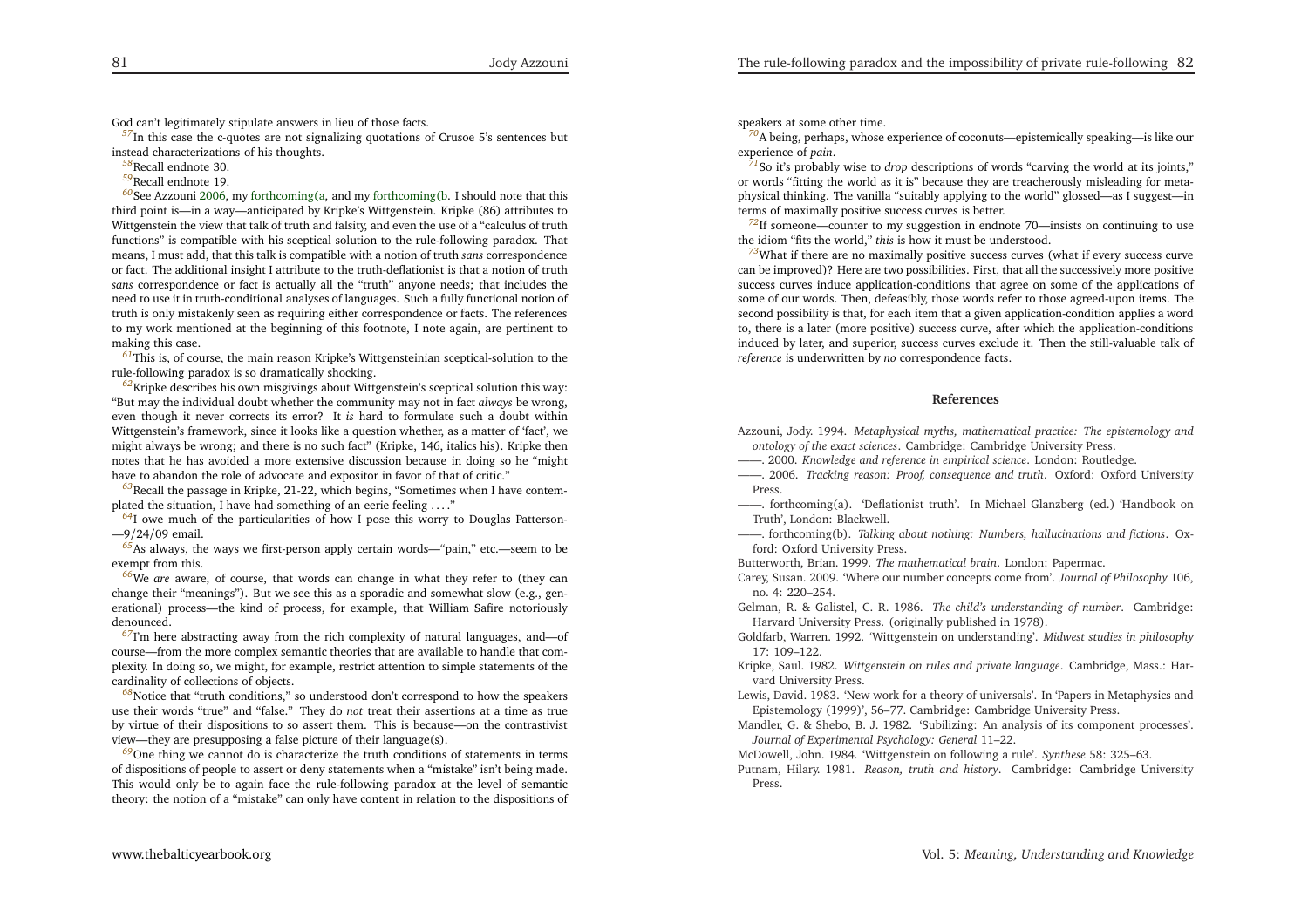God can't legitimately stipulate answers in lieu of those facts.

[57]In this case the c-quotes are not signalizing quotations of Crusoe 5's sentences but instead characterizations of his thoughts.

[58]Recall endnote 30.

[59]Recall endnote 19.

[60]See Azzouni 2006, my forthcoming(a, and my forthcoming(b. I should note that this third point is—in a way—anticipated by Kripke's Wittgenstein. Kripke (86) attributes to Wittgenstein the view that talk of truth and falsity, and even the use of a "calculus of truth functions" is compatible with his sceptical solution to the rule-following paradox. That means, I must add, that this talk is compatible with a notion of truth *sans* correspondence or fact. The additional insight I attribute to the truth-deflationist is that a notion of truth *sans* correspondence or fact is actually all the "truth" anyone needs; that includes the need to use it in truth-conditional analyses of languages. Such a fully functional notion of truth is only mistakenly seen as requiring either correspondence or facts. The references to my work mentioned at the beginning of this footnote, I note again, are pertinent to making this case.

[61]This is, of course, the main reason Kripke's Wittgensteinian sceptical-solution to the rule-following paradox is so dramatically shocking.

[62]Kripke describes his own misgivings about Wittgenstein's sceptical solution this way: "But may the individual doubt whether the community may not in fact *always* be wrong, even though it never corrects its error? It *is* hard to formulate such a doubt within Wittgenstein's framework, since it looks like a question whether, as a matter of 'fact', we might always be wrong; and there is no such fact" (Kripke, 146, italics his). Kripke then notes that he has avoided a more extensive discussion because in doing so he "might have to abandon the role of advocate and expositor in favor of that of critic."

[63]Recall the passage in Kripke, 21-22, which begins, "Sometimes when I have contemplated the situation, I have had something of an eerie feeling . . . ."

[64]I owe much of the particularities of how I pose this worry to Douglas Patterson—9/24/09 email.

[65]As always, the ways we first-person apply certain words—"pain," etc.—seem to be exempt from this.

[66]We *are* aware, of course, that words can change in what they refer to (they can change their "meanings"). But we see this as a sporadic and somewhat slow (e.g., generational) process—the kind of process, for example, that William Safire notoriously denounced.

[67]I'm here abstracting away from the rich complexity of natural languages, and—of course—from the more complex semantic theories that are available to handle that complexity. In doing so, we might, for example, restrict attention to simple statements of the cardinality of collections of objects.

[68]Notice that "truth conditions," so understood don't correspond to how the speakers use their words "true" and "false." They do *not* treat their assertions at a time as true by virtue of their dispositions to so assert them. This is because—on the contrastivist view—they are presupposing a false picture of their language(s).

[69]One thing we cannot do is characterize the truth conditions of statements in terms of dispositions of people to assert or deny statements when a "mistake" isn't being made. This would only be to again face the rule-following paradox at the level of semantic theory: the notion of a "mistake" can only have content in relation to the dispositions of speakers at some other time.

[70]A being, perhaps, whose experience of coconuts—epistemically speaking—is like our experience of *pain*.

[71]So it's probably wise to *drop* descriptions of words "carving the world at its joints," or words "fitting the world as it is" because they are treacherously misleading for metaphysical thinking. The vanilla "suitably applying to the world" glossed—as I suggest—in terms of maximally positive success curves is better.

[72]If someone—counter to my suggestion in endnote 70—insists on continuing to use the idiom "fits the world," *this* is how it must be understood.

[73]What if there are no maximally positive success curves (what if every success curve can be improved)? Here are two possibilities. First, that all the successively more positive success curves induce application-conditions that agree on some of the applications of some of our words. Then, defeasibly, those words refer to those agreed-upon items. The second possibility is that, for each item that a given application-condition applies a word to, there is a later (more positive) success curve, after which the application-conditions induced by later, and superior, success curves exclude it. Then the still-valuable talk of *reference* is underwritten by *no* correspondence facts.

## References

Azzouni, Jody. 1994. *Metaphysical myths, mathematical practice: The epistemology and ontology of the exact sciences*. Cambridge: Cambridge University Press.

——. 2000. *Knowledge and reference in empirical science*. London: Routledge.

——. 2006. *Tracking reason: Proof, consequence and truth*. Oxford: Oxford University Press.

——. forthcoming(a). 'Deflationist truth'. In Michael Glanzberg (ed.) 'Handbook on Truth', London: Blackwell.

——. forthcoming(b). *Talking about nothing: Numbers, hallucinations and fictions*. Oxford: Oxford University Press.

Butterworth, Brian. 1999. *The mathematical brain*. London: Papermac.

Carey, Susan. 2009. 'Where our number concepts come from'. *Journal of Philosophy* 106, no. 4: 220–254.

Gelman, R. & Galistel, C. R. 1986. *The child's understanding of number*. Cambridge: Harvard University Press. (originally published in 1978).

Goldfarb, Warren. 1992. 'Wittgenstein on understanding'. *Midwest studies in philosophy* 17: 109–122.

Kripke, Saul. 1982. *Wittgenstein on rules and private language*. Cambridge, Mass.: Harvard University Press.

Lewis, David. 1983. 'New work for a theory of universals'. In 'Papers in Metaphysics and Epistemology (1999)', 56–77. Cambridge: Cambridge University Press.

Mandler, G. & Shebo, B. J. 1982. 'Subilizing: An analysis of its component processes'. *Journal of Experimental Psychology: General* 11–22.

McDowell, John. 1984. 'Wittgenstein on following a rule'. *Synthese* 58: 325–63.

Putnam, Hilary. 1981. *Reason, truth and history*. Cambridge: Cambridge University Press.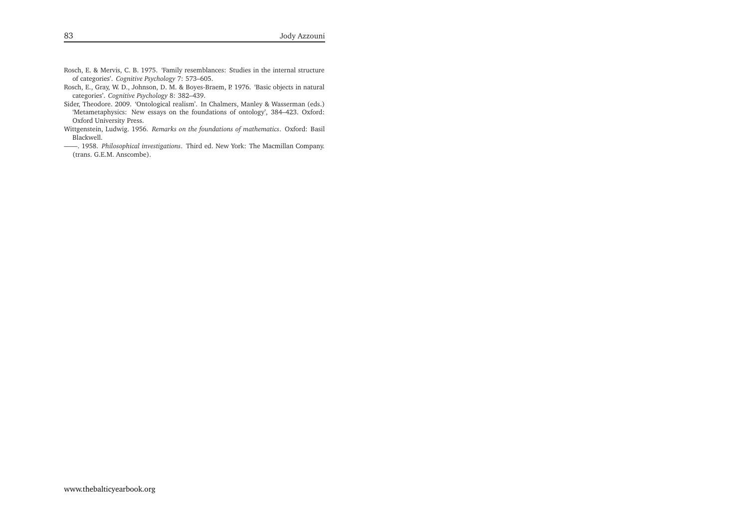Rosch, E. & Mervis, C. B. 1975. 'Family resemblances: Studies in the internal structure of categories'. *Cognitive Psychology* 7: 573–605.

Rosch, E., Gray, W. D., Johnson, D. M. & Boyes-Braem, P. 1976. 'Basic objects in natural categories'. *Cognitive Psychology* 8: 382–439.

Sider, Theodore. 2009. 'Ontological realism'. In Chalmers, Manley & Wasserman (eds.) 'Metametaphysics: New essays on the foundations of ontology', 384–423. Oxford: Oxford University Press.

Wittgenstein, Ludwig. 1956. *Remarks on the foundations of mathematics*. Oxford: Basil Blackwell.

——. 1958. *Philosophical investigations*. Third ed. New York: The Macmillan Company. (trans. G.E.M. Anscombe).